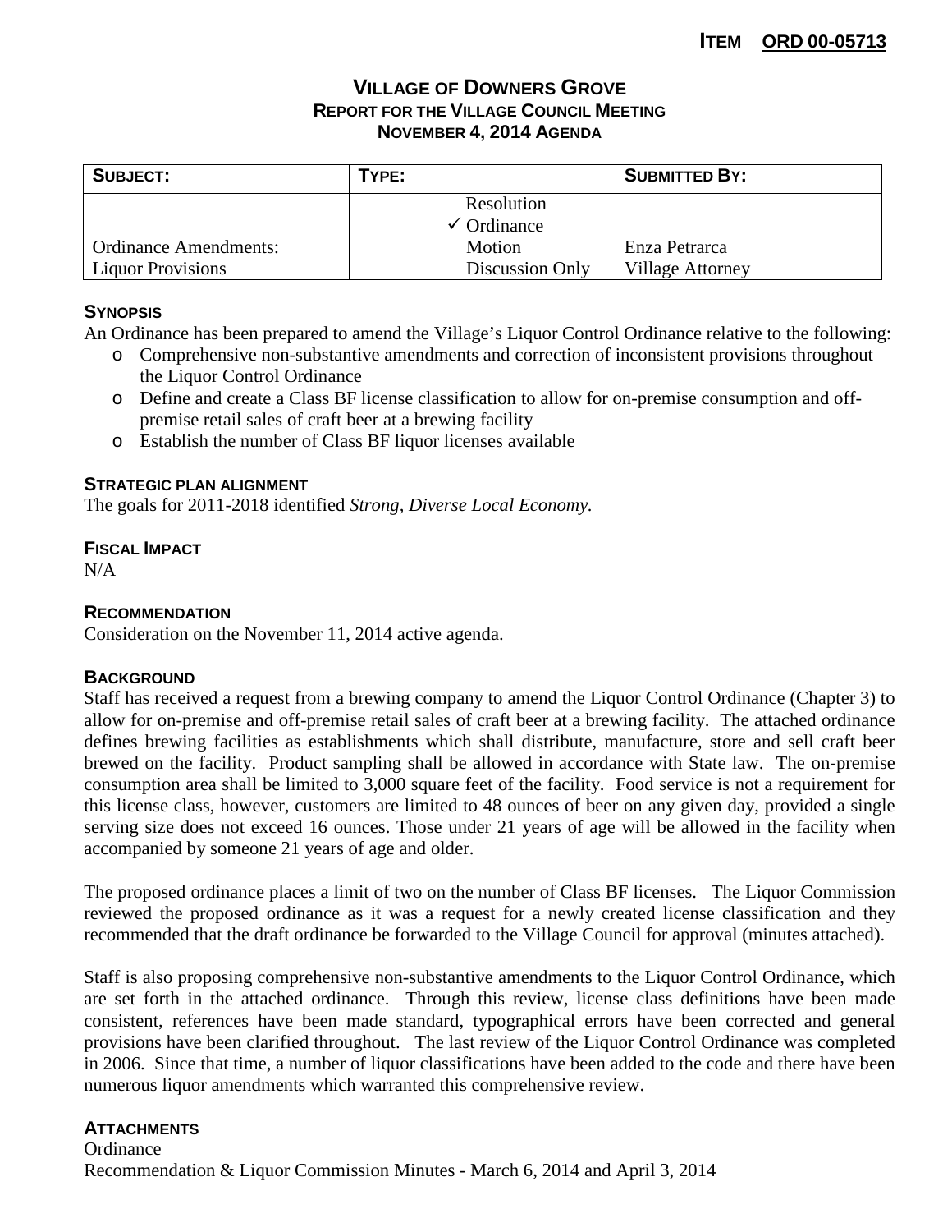**ITEM ORD 00-05713**

# VILLAGE OF DOWNERS GROVE
## REPORT FOR THE VILLAGE COUNCIL MEETING
## NOVEMBER 4, 2014 AGENDA

| SUBJECT: | TYPE: | SUBMITTED BY: |
|---|---|---|
| Ordinance Amendments: Liquor Provisions | Resolution<br>✓ Ordinance<br>Motion<br>Discussion Only | Enza Petrarca<br>Village Attorney |

### SYNOPSIS

An Ordinance has been prepared to amend the Village's Liquor Control Ordinance relative to the following:

- Comprehensive non-substantive amendments and correction of inconsistent provisions throughout the Liquor Control Ordinance
- Define and create a Class BF license classification to allow for on-premise consumption and off-premise retail sales of craft beer at a brewing facility
- Establish the number of Class BF liquor licenses available

### STRATEGIC PLAN ALIGNMENT

The goals for 2011-2018 identified *Strong, Diverse Local Economy.*

### FISCAL IMPACT

N/A

### RECOMMENDATION

Consideration on the November 11, 2014 active agenda.

### BACKGROUND

Staff has received a request from a brewing company to amend the Liquor Control Ordinance (Chapter 3) to allow for on-premise and off-premise retail sales of craft beer at a brewing facility. The attached ordinance defines brewing facilities as establishments which shall distribute, manufacture, store and sell craft beer brewed on the facility. Product sampling shall be allowed in accordance with State law. The on-premise consumption area shall be limited to 3,000 square feet of the facility. Food service is not a requirement for this license class, however, customers are limited to 48 ounces of beer on any given day, provided a single serving size does not exceed 16 ounces. Those under 21 years of age will be allowed in the facility when accompanied by someone 21 years of age and older.

The proposed ordinance places a limit of two on the number of Class BF licenses. The Liquor Commission reviewed the proposed ordinance as it was a request for a newly created license classification and they recommended that the draft ordinance be forwarded to the Village Council for approval (minutes attached).

Staff is also proposing comprehensive non-substantive amendments to the Liquor Control Ordinance, which are set forth in the attached ordinance. Through this review, license class definitions have been made consistent, references have been made standard, typographical errors have been corrected and general provisions have been clarified throughout. The last review of the Liquor Control Ordinance was completed in 2006. Since that time, a number of liquor classifications have been added to the code and there have been numerous liquor amendments which warranted this comprehensive review.

### ATTACHMENTS

Ordinance
Recommendation & Liquor Commission Minutes - March 6, 2014 and April 3, 2014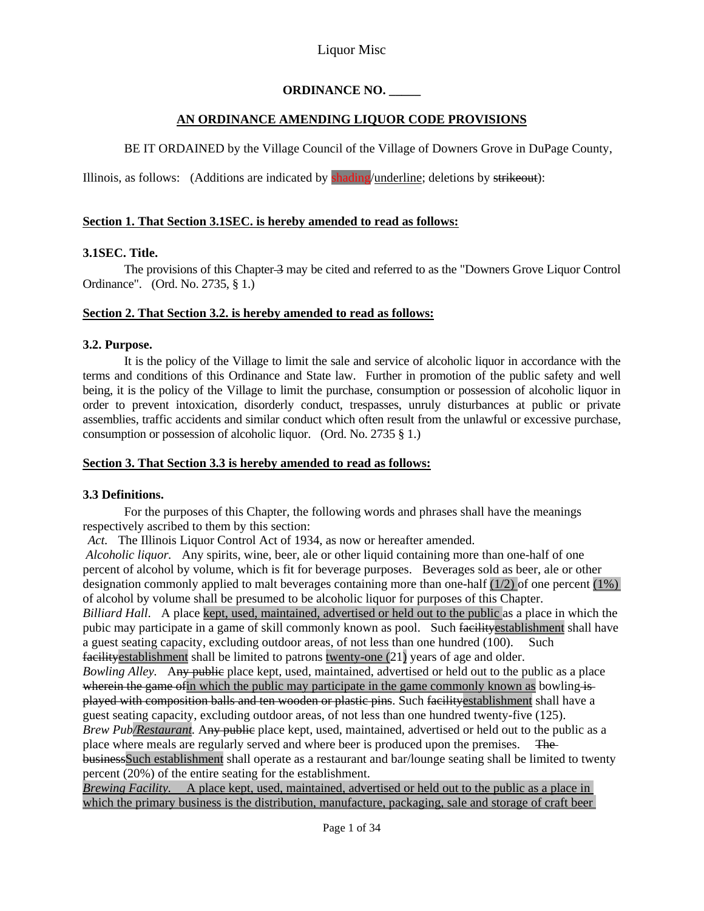Liquor Misc

**ORDINANCE NO. _____**

**AN ORDINANCE AMENDING LIQUOR CODE PROVISIONS**

BE IT ORDAINED by the Village Council of the Village of Downers Grove in DuPage County, Illinois, as follows: (Additions are indicated by shading/underline; deletions by ~~strikeout~~):

**Section 1. That Section 3.1SEC. is hereby amended to read as follows:**

**3.1SEC. Title.**

The provisions of this Chapter ~~3~~ may be cited and referred to as the "Downers Grove Liquor Control Ordinance". (Ord. No. 2735, § 1.)

**Section 2. That Section 3.2. is hereby amended to read as follows:**

**3.2. Purpose.**

It is the policy of the Village to limit the sale and service of alcoholic liquor in accordance with the terms and conditions of this Ordinance and State law. Further in promotion of the public safety and well being, it is the policy of the Village to limit the purchase, consumption or possession of alcoholic liquor in order to prevent intoxication, disorderly conduct, trespasses, unruly disturbances at public or private assemblies, traffic accidents and similar conduct which often result from the unlawful or excessive purchase, consumption or possession of alcoholic liquor. (Ord. No. 2735 § 1.)

**Section 3. That Section 3.3 is hereby amended to read as follows:**

**3.3 Definitions.**

For the purposes of this Chapter, the following words and phrases shall have the meanings respectively ascribed to them by this section:

*Act.* The Illinois Liquor Control Act of 1934, as now or hereafter amended.

*Alcoholic liquor.* Any spirits, wine, beer, ale or other liquid containing more than one-half of one percent of alcohol by volume, which is fit for beverage purposes. Beverages sold as beer, ale or other designation commonly applied to malt beverages containing more than one-half (1/2) of one percent (1%) of alcohol by volume shall be presumed to be alcoholic liquor for purposes of this Chapter.

*Billiard Hall.* A place kept, used, maintained, advertised or held out to the public as a place in which the pubic may participate in a game of skill commonly known as pool. Such ~~facility~~establishment shall have a guest seating capacity, excluding outdoor areas, of not less than one hundred (100). Such ~~facility~~establishment shall be limited to patrons twenty-one (21) years of age and older.

*Bowling Alley.* A~~ny public~~ place kept, used, maintained, advertised or held out to the public as a place ~~wherein the game of~~in which the public may participate in the game commonly known as bowling ~~is played with composition balls and ten wooden or plastic pins~~. Such ~~facility~~establishment shall have a guest seating capacity, excluding outdoor areas, of not less than one hundred twenty-five (125).

*Brew Pub/Restaurant.* A~~ny public~~ place kept, used, maintained, advertised or held out to the public as a place where meals are regularly served and where beer is produced upon the premises. ~~The business~~Such establishment shall operate as a restaurant and bar/lounge seating shall be limited to twenty percent (20%) of the entire seating for the establishment.

*Brewing Facility.* A place kept, used, maintained, advertised or held out to the public as a place in which the primary business is the distribution, manufacture, packaging, sale and storage of craft beer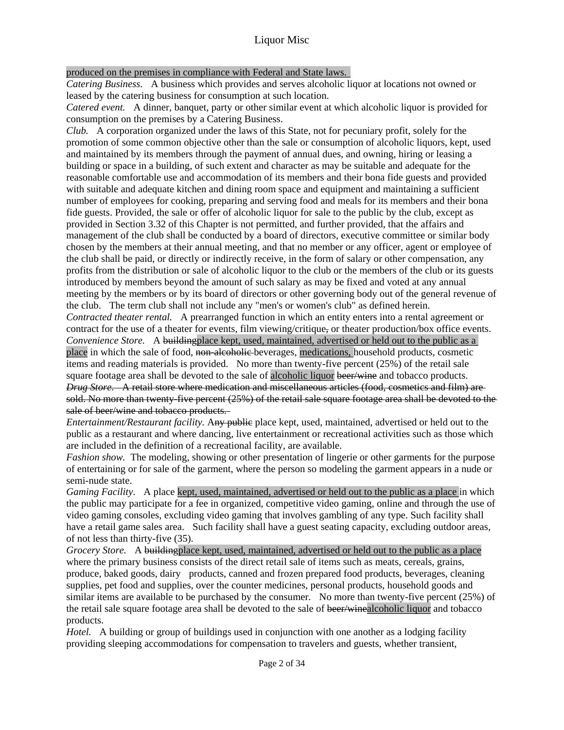produced on the premises in compliance with Federal and State laws.

*Catering Business.* A business which provides and serves alcoholic liquor at locations not owned or leased by the catering business for consumption at such location.

*Catered event.* A dinner, banquet, party or other similar event at which alcoholic liquor is provided for consumption on the premises by a Catering Business.

*Club.* A corporation organized under the laws of this State, not for pecuniary profit, solely for the promotion of some common objective other than the sale or consumption of alcoholic liquors, kept, used and maintained by its members through the payment of annual dues, and owning, hiring or leasing a building or space in a building, of such extent and character as may be suitable and adequate for the reasonable comfortable use and accommodation of its members and their bona fide guests and provided with suitable and adequate kitchen and dining room space and equipment and maintaining a sufficient number of employees for cooking, preparing and serving food and meals for its members and their bona fide guests. Provided, the sale or offer of alcoholic liquor for sale to the public by the club, except as provided in Section 3.32 of this Chapter is not permitted, and further provided, that the affairs and management of the club shall be conducted by a board of directors, executive committee or similar body chosen by the members at their annual meeting, and that no member or any officer, agent or employee of the club shall be paid, or directly or indirectly receive, in the form of salary or other compensation, any profits from the distribution or sale of alcoholic liquor to the club or the members of the club or its guests introduced by members beyond the amount of such salary as may be fixed and voted at any annual meeting by the members or by its board of directors or other governing body out of the general revenue of the club. The term club shall not include any "men's or women's club" as defined herein.

*Contracted theater rental.* A prearranged function in which an entity enters into a rental agreement or contract for the use of a theater for events, film viewing/critique~~,~~ or theater production/box office events.

*Convenience Store.* A ~~building~~place kept, used, maintained, advertised or held out to the public as a place in which the sale of food, ~~non-alcoholic~~ beverages, medications, household products, cosmetic items and reading materials is provided. No more than twenty-five percent (25%) of the retail sale square footage area shall be devoted to the sale of alcoholic liquor ~~beer/wine~~ and tobacco products.

~~*Drug Store.* A retail store where medication and miscellaneous articles (food, cosmetics and film) are sold. No more than twenty-five percent (25%) of the retail sale square footage area shall be devoted to the sale of beer/wine and tobacco products.~~

*Entertainment/Restaurant facility.* A~~ny public~~ place kept, used, maintained, advertised or held out to the public as a restaurant and where dancing, live entertainment or recreational activities such as those which are included in the definition of a recreational facility, are available.

*Fashion show.* The modeling, showing or other presentation of lingerie or other garments for the purpose of entertaining or for sale of the garment, where the person so modeling the garment appears in a nude or semi-nude state.

*Gaming Facility.* A place kept, used, maintained, advertised or held out to the public as a place in which the public may participate for a fee in organized, competitive video gaming, online and through the use of video gaming consoles, excluding video gaming that involves gambling of any type. Such facility shall have a retail game sales area. Such facility shall have a guest seating capacity, excluding outdoor areas, of not less than thirty-five (35).

*Grocery Store.* A ~~building~~place kept, used, maintained, advertised or held out to the public as a place where the primary business consists of the direct retail sale of items such as meats, cereals, grains, produce, baked goods, dairy products, canned and frozen prepared food products, beverages, cleaning supplies, pet food and supplies, over the counter medicines, personal products, household goods and similar items are available to be purchased by the consumer. No more than twenty-five percent (25%) of the retail sale square footage area shall be devoted to the sale of ~~beer/wine~~alcoholic liquor and tobacco products.

*Hotel.* A building or group of buildings used in conjunction with one another as a lodging facility providing sleeping accommodations for compensation to travelers and guests, whether transient,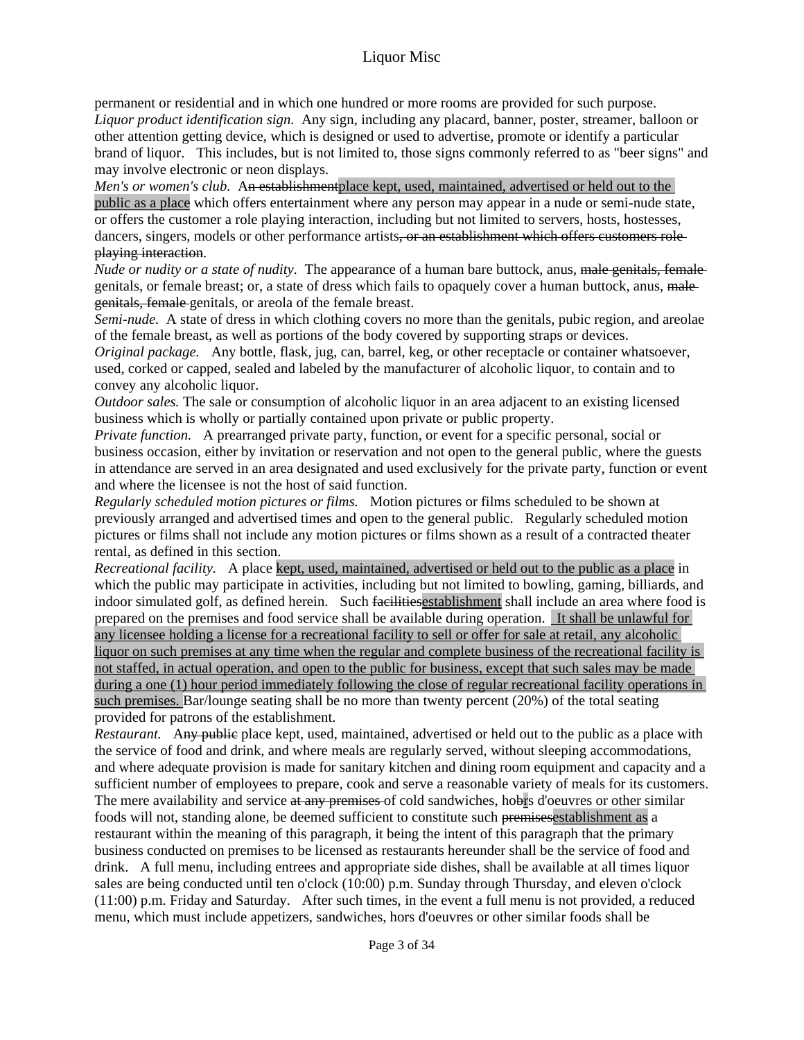permanent or residential and in which one hundred or more rooms are provided for such purpose.
*Liquor product identification sign.* Any sign, including any placard, banner, poster, streamer, balloon or other attention getting device, which is designed or used to advertise, promote or identify a particular brand of liquor. This includes, but is not limited to, those signs commonly referred to as "beer signs" and may involve electronic or neon displays.
*Men's or women's club.* A~~n establishment~~place kept, used, maintained, advertised or held out to the public as a place which offers entertainment where any person may appear in a nude or semi-nude state, or offers the customer a role playing interaction, including but not limited to servers, hosts, hostesses, dancers, singers, models or other performance artists~~, or an establishment which offers customers role playing interaction~~.
*Nude or nudity or a state of nudity.* The appearance of a human bare buttock, anus, ~~male genitals, female~~ genitals, or female breast; or, a state of dress which fails to opaquely cover a human buttock, anus, ~~male genitals, female~~ genitals, or areola of the female breast.
*Semi-nude.* A state of dress in which clothing covers no more than the genitals, pubic region, and areolae of the female breast, as well as portions of the body covered by supporting straps or devices.
*Original package.* Any bottle, flask, jug, can, barrel, keg, or other receptacle or container whatsoever, used, corked or capped, sealed and labeled by the manufacturer of alcoholic liquor, to contain and to convey any alcoholic liquor.
*Outdoor sales.* The sale or consumption of alcoholic liquor in an area adjacent to an existing licensed business which is wholly or partially contained upon private or public property.
*Private function.* A prearranged private party, function, or event for a specific personal, social or business occasion, either by invitation or reservation and not open to the general public, where the guests in attendance are served in an area designated and used exclusively for the private party, function or event and where the licensee is not the host of said function.
*Regularly scheduled motion pictures or films.* Motion pictures or films scheduled to be shown at previously arranged and advertised times and open to the general public. Regularly scheduled motion pictures or films shall not include any motion pictures or films shown as a result of a contracted theater rental, as defined in this section.
*Recreational facility.* A place kept, used, maintained, advertised or held out to the public as a place in which the public may participate in activities, including but not limited to bowling, gaming, billiards, and indoor simulated golf, as defined herein. Such ~~facilities~~establishment shall include an area where food is prepared on the premises and food service shall be available during operation. It shall be unlawful for any licensee holding a license for a recreational facility to sell or offer for sale at retail, any alcoholic liquor on such premises at any time when the regular and complete business of the recreational facility is not staffed, in actual operation, and open to the public for business, except that such sales may be made during a one (1) hour period immediately following the close of regular recreational facility operations in such premises. Bar/lounge seating shall be no more than twenty percent (20%) of the total seating provided for patrons of the establishment.
*Restaurant.* A~~ny public~~ place kept, used, maintained, advertised or held out to the public as a place with the service of food and drink, and where meals are regularly served, without sleeping accommodations, and where adequate provision is made for sanitary kitchen and dining room equipment and capacity and a sufficient number of employees to prepare, cook and serve a reasonable variety of meals for its customers. The mere availability and service ~~at any premises~~ of cold sandwiches, ho~~b~~rs d'oeuvres or other similar foods will not, standing alone, be deemed sufficient to constitute such ~~premises~~establishment as a restaurant within the meaning of this paragraph, it being the intent of this paragraph that the primary business conducted on premises to be licensed as restaurants hereunder shall be the service of food and drink. A full menu, including entrees and appropriate side dishes, shall be available at all times liquor sales are being conducted until ten o'clock (10:00) p.m. Sunday through Thursday, and eleven o'clock (11:00) p.m. Friday and Saturday. After such times, in the event a full menu is not provided, a reduced menu, which must include appetizers, sandwiches, hors d'oeuvres or other similar foods shall be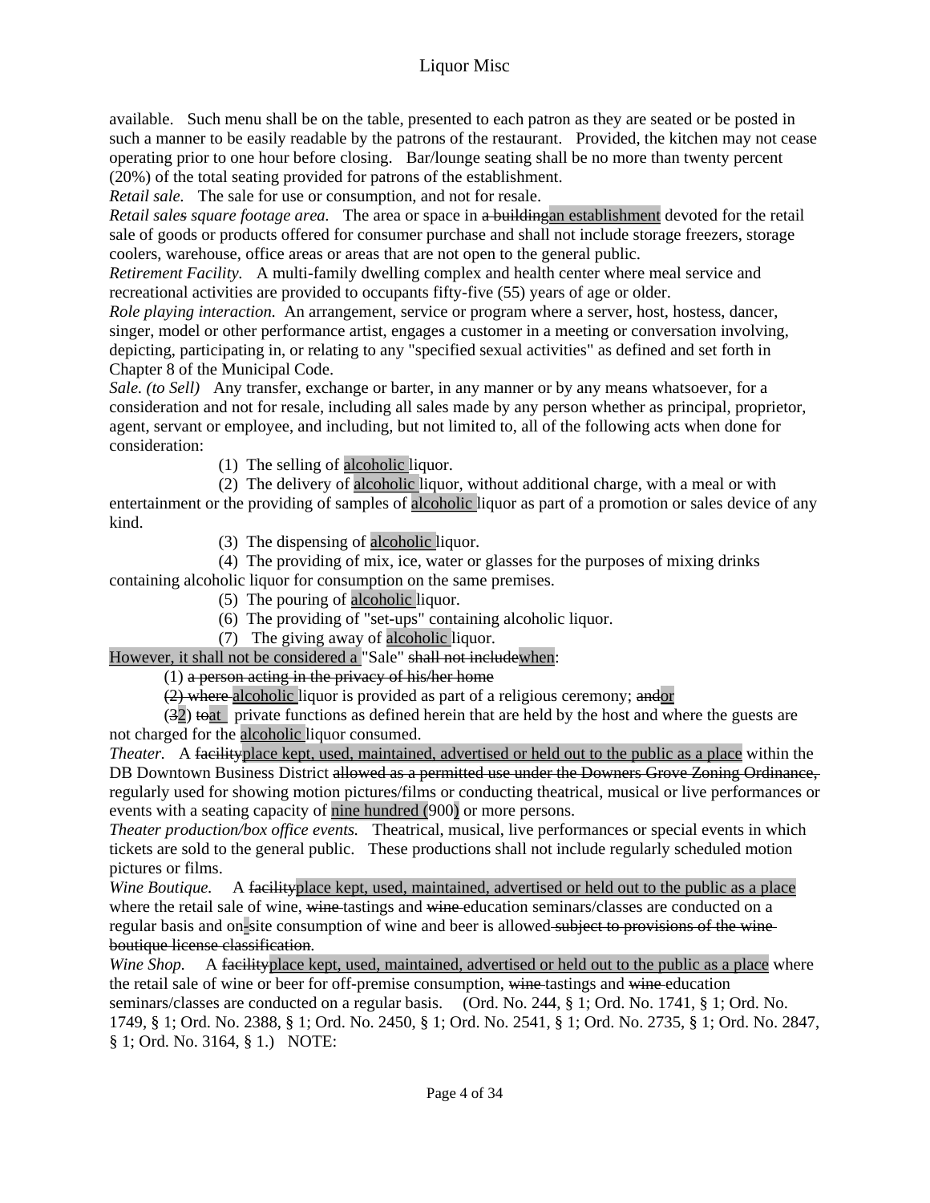available. Such menu shall be on the table, presented to each patron as they are seated or be posted in such a manner to be easily readable by the patrons of the restaurant. Provided, the kitchen may not cease operating prior to one hour before closing. Bar/lounge seating shall be no more than twenty percent (20%) of the total seating provided for patrons of the establishment.

*Retail sale.* The sale for use or consumption, and not for resale.

*Retail sales square footage area.* The area or space in ~~a building~~an establishment devoted for the retail sale of goods or products offered for consumer purchase and shall not include storage freezers, storage coolers, warehouse, office areas or areas that are not open to the general public.

*Retirement Facility.* A multi-family dwelling complex and health center where meal service and recreational activities are provided to occupants fifty-five (55) years of age or older.

*Role playing interaction.* An arrangement, service or program where a server, host, hostess, dancer, singer, model or other performance artist, engages a customer in a meeting or conversation involving, depicting, participating in, or relating to any "specified sexual activities" as defined and set forth in Chapter 8 of the Municipal Code.

*Sale. (to Sell)* Any transfer, exchange or barter, in any manner or by any means whatsoever, for a consideration and not for resale, including all sales made by any person whether as principal, proprietor, agent, servant or employee, and including, but not limited to, all of the following acts when done for consideration:

(1) The selling of alcoholic liquor.

(2) The delivery of alcoholic liquor, without additional charge, with a meal or with entertainment or the providing of samples of alcoholic liquor as part of a promotion or sales device of any kind.

(3) The dispensing of alcoholic liquor.

(4) The providing of mix, ice, water or glasses for the purposes of mixing drinks containing alcoholic liquor for consumption on the same premises.

(5) The pouring of alcoholic liquor.

(6) The providing of "set-ups" containing alcoholic liquor.

(7) The giving away of alcoholic liquor.

However, it shall not be considered a "Sale" ~~shall not include~~when:

(1) ~~a person acting in the privacy of his/her home~~

~~(2) where~~ alcoholic liquor is provided as part of a religious ceremony; ~~and~~or

(~~3~~2) ~~to~~at private functions as defined herein that are held by the host and where the guests are not charged for the alcoholic liquor consumed.

*Theater.* A ~~facility~~place kept, used, maintained, advertised or held out to the public as a place within the DB Downtown Business District ~~allowed as a permitted use under the Downers Grove Zoning Ordinance,~~ regularly used for showing motion pictures/films or conducting theatrical, musical or live performances or events with a seating capacity of nine hundred (900) or more persons.

*Theater production/box office events.* Theatrical, musical, live performances or special events in which tickets are sold to the general public. These productions shall not include regularly scheduled motion pictures or films.

*Wine Boutique.* A ~~facility~~place kept, used, maintained, advertised or held out to the public as a place where the retail sale of wine, ~~wine~~ tastings and ~~wine~~ education seminars/classes are conducted on a regular basis and on-site consumption of wine and beer is allowed ~~subject to provisions of the wine boutique license classification~~.

*Wine Shop.* A ~~facility~~place kept, used, maintained, advertised or held out to the public as a place where the retail sale of wine or beer for off-premise consumption, ~~wine~~ tastings and ~~wine~~ education seminars/classes are conducted on a regular basis. (Ord. No. 244, § 1; Ord. No. 1741, § 1; Ord. No. 1749, § 1; Ord. No. 2388, § 1; Ord. No. 2450, § 1; Ord. No. 2541, § 1; Ord. No. 2735, § 1; Ord. No. 2847, § 1; Ord. No. 3164, § 1.) NOTE: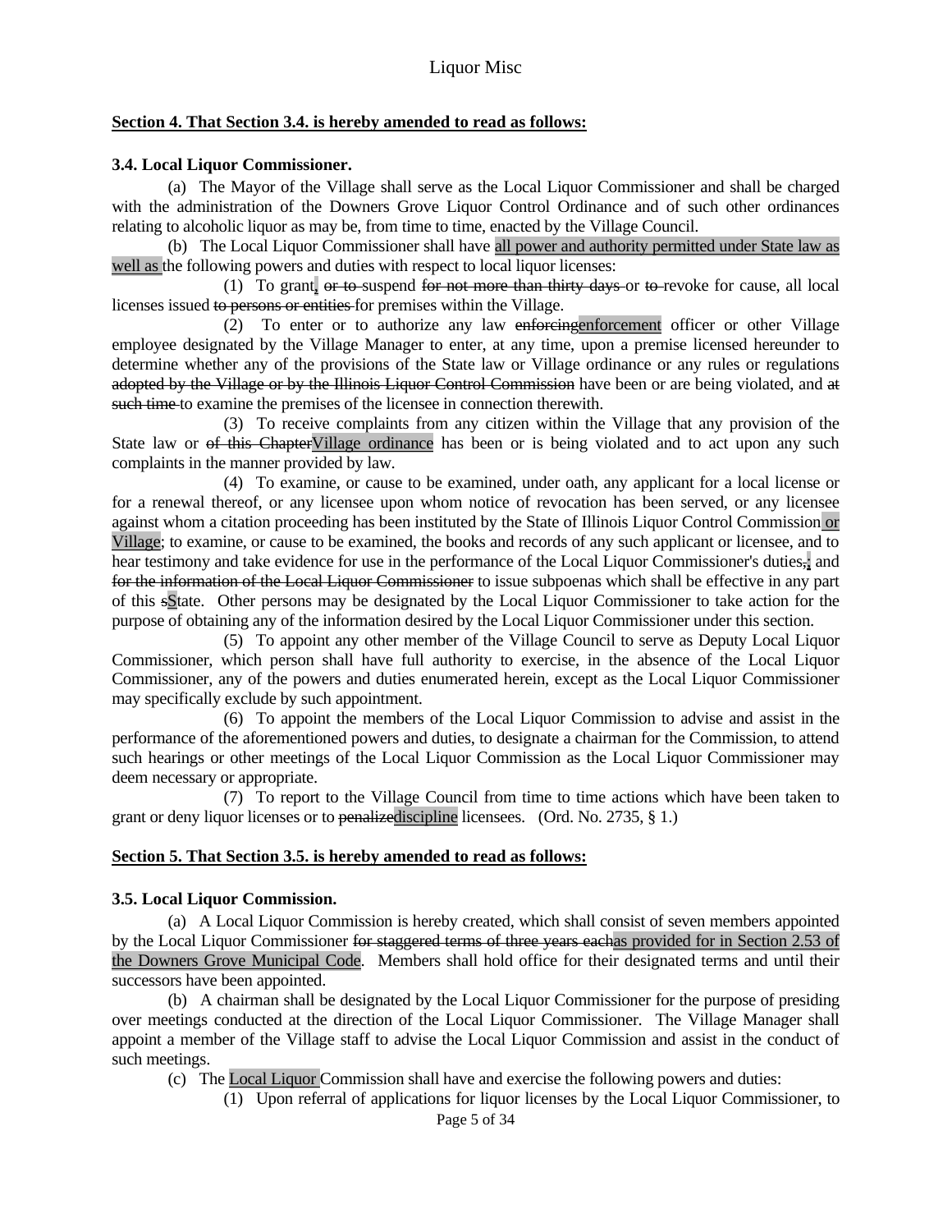**Section 4. That Section 3.4. is hereby amended to read as follows:**

**3.4. Local Liquor Commissioner.**

(a) The Mayor of the Village shall serve as the Local Liquor Commissioner and shall be charged with the administration of the Downers Grove Liquor Control Ordinance and of such other ordinances relating to alcoholic liquor as may be, from time to time, enacted by the Village Council.

(b) The Local Liquor Commissioner shall have all power and authority permitted under State law as well as the following powers and duties with respect to local liquor licenses:

(1) To grant, ~~or to~~ suspend ~~for not more than thirty days~~ or ~~to~~ revoke for cause, all local licenses issued ~~to persons or entities~~ for premises within the Village.

(2) To enter or to authorize any law ~~enforcing~~enforcement officer or other Village employee designated by the Village Manager to enter, at any time, upon a premise licensed hereunder to determine whether any of the provisions of the State law or Village ordinance or any rules or regulations ~~adopted by the Village or by the Illinois Liquor Control Commission~~ have been or are being violated, and ~~at such time~~ to examine the premises of the licensee in connection therewith.

(3) To receive complaints from any citizen within the Village that any provision of the State law or ~~of this Chapter~~Village ordinance has been or is being violated and to act upon any such complaints in the manner provided by law.

(4) To examine, or cause to be examined, under oath, any applicant for a local license or for a renewal thereof, or any licensee upon whom notice of revocation has been served, or any licensee against whom a citation proceeding has been instituted by the State of Illinois Liquor Control Commission or Village; to examine, or cause to be examined, the books and records of any such applicant or licensee, and to hear testimony and take evidence for use in the performance of the Local Liquor Commissioner's duties~~,~~; and ~~for the information of the Local Liquor Commissioner~~ to issue subpoenas which shall be effective in any part of this ~~s~~State. Other persons may be designated by the Local Liquor Commissioner to take action for the purpose of obtaining any of the information desired by the Local Liquor Commissioner under this section.

(5) To appoint any other member of the Village Council to serve as Deputy Local Liquor Commissioner, which person shall have full authority to exercise, in the absence of the Local Liquor Commissioner, any of the powers and duties enumerated herein, except as the Local Liquor Commissioner may specifically exclude by such appointment.

(6) To appoint the members of the Local Liquor Commission to advise and assist in the performance of the aforementioned powers and duties, to designate a chairman for the Commission, to attend such hearings or other meetings of the Local Liquor Commission as the Local Liquor Commissioner may deem necessary or appropriate.

(7) To report to the Village Council from time to time actions which have been taken to grant or deny liquor licenses or to ~~penalize~~discipline licensees. (Ord. No. 2735, § 1.)

**Section 5. That Section 3.5. is hereby amended to read as follows:**

**3.5. Local Liquor Commission.**

(a) A Local Liquor Commission is hereby created, which shall consist of seven members appointed by the Local Liquor Commissioner ~~for staggered terms of three years each~~as provided for in Section 2.53 of the Downers Grove Municipal Code. Members shall hold office for their designated terms and until their successors have been appointed.

(b) A chairman shall be designated by the Local Liquor Commissioner for the purpose of presiding over meetings conducted at the direction of the Local Liquor Commissioner. The Village Manager shall appoint a member of the Village staff to advise the Local Liquor Commission and assist in the conduct of such meetings.

(c) The Local Liquor Commission shall have and exercise the following powers and duties:

(1) Upon referral of applications for liquor licenses by the Local Liquor Commissioner, to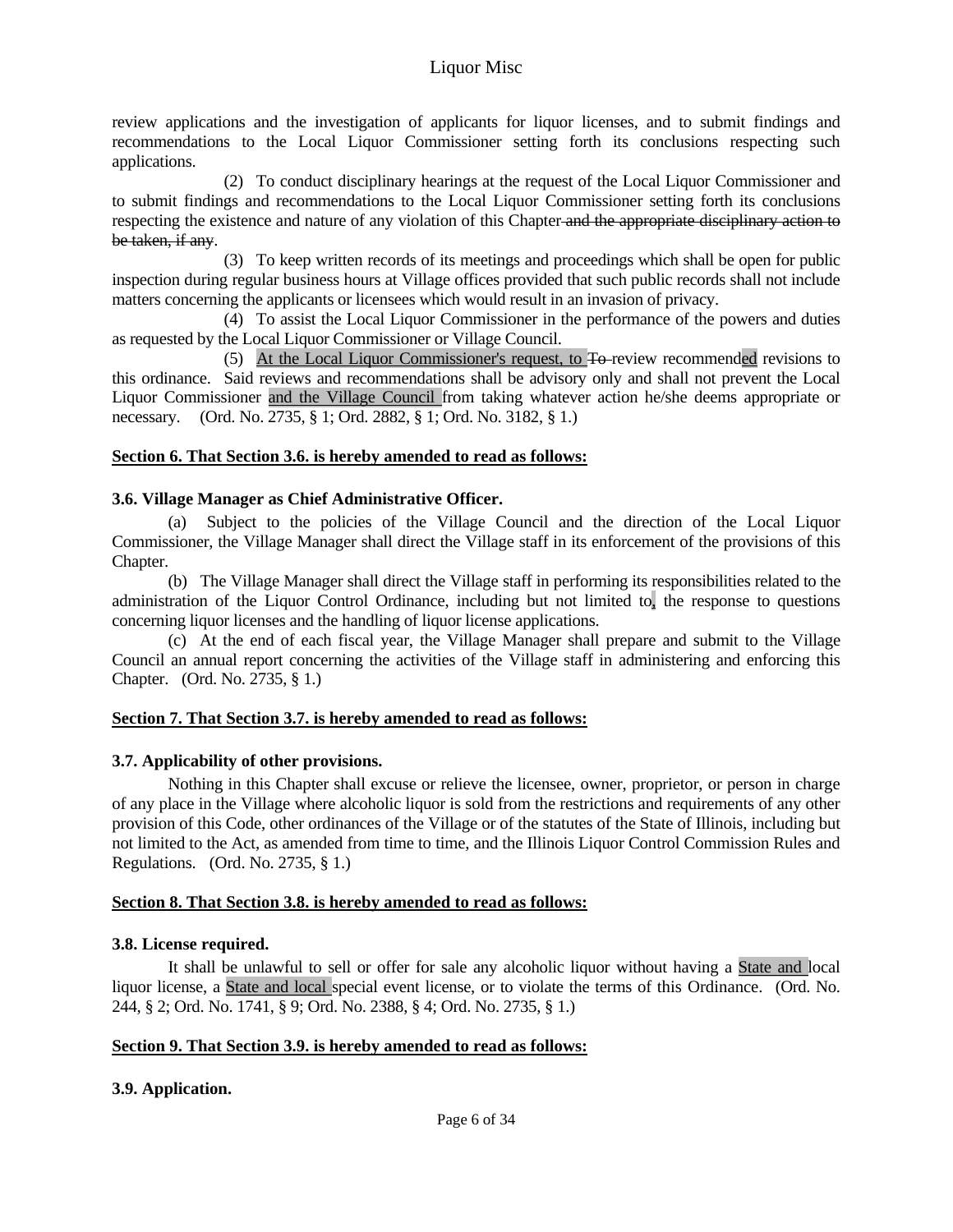review applications and the investigation of applicants for liquor licenses, and to submit findings and recommendations to the Local Liquor Commissioner setting forth its conclusions respecting such applications.

(2) To conduct disciplinary hearings at the request of the Local Liquor Commissioner and to submit findings and recommendations to the Local Liquor Commissioner setting forth its conclusions respecting the existence and nature of any violation of this Chapter ~~and the appropriate disciplinary action to be taken, if any~~.

(3) To keep written records of its meetings and proceedings which shall be open for public inspection during regular business hours at Village offices provided that such public records shall not include matters concerning the applicants or licensees which would result in an invasion of privacy.

(4) To assist the Local Liquor Commissioner in the performance of the powers and duties as requested by the Local Liquor Commissioner or Village Council.

(5) <u>At the Local Liquor Commissioner's request, to</u> ~~To~~ review recommend<u>ed</u> revisions to this ordinance. Said reviews and recommendations shall be advisory only and shall not prevent the Local Liquor Commissioner <u>and the Village Council</u> from taking whatever action he/she deems appropriate or necessary. (Ord. No. 2735, § 1; Ord. 2882, § 1; Ord. No. 3182, § 1.)

**<u>Section 6. That Section 3.6. is hereby amended to read as follows:</u>**

**3.6. Village Manager as Chief Administrative Officer.**

(a) Subject to the policies of the Village Council and the direction of the Local Liquor Commissioner, the Village Manager shall direct the Village staff in its enforcement of the provisions of this Chapter.

(b) The Village Manager shall direct the Village staff in performing its responsibilities related to the administration of the Liquor Control Ordinance, including but not limited to<u>,</u> the response to questions concerning liquor licenses and the handling of liquor license applications.

(c) At the end of each fiscal year, the Village Manager shall prepare and submit to the Village Council an annual report concerning the activities of the Village staff in administering and enforcing this Chapter. (Ord. No. 2735, § 1.)

**<u>Section 7. That Section 3.7. is hereby amended to read as follows:</u>**

**3.7. Applicability of other provisions.**

Nothing in this Chapter shall excuse or relieve the licensee, owner, proprietor, or person in charge of any place in the Village where alcoholic liquor is sold from the restrictions and requirements of any other provision of this Code, other ordinances of the Village or of the statutes of the State of Illinois, including but not limited to the Act, as amended from time to time, and the Illinois Liquor Control Commission Rules and Regulations. (Ord. No. 2735, § 1.)

**<u>Section 8. That Section 3.8. is hereby amended to read as follows:</u>**

**3.8. License required.**

It shall be unlawful to sell or offer for sale any alcoholic liquor without having a <u>State and</u> local liquor license, a <u>State and local</u> special event license, or to violate the terms of this Ordinance. (Ord. No. 244, § 2; Ord. No. 1741, § 9; Ord. No. 2388, § 4; Ord. No. 2735, § 1.)

**<u>Section 9. That Section 3.9. is hereby amended to read as follows:</u>**

**3.9. Application.**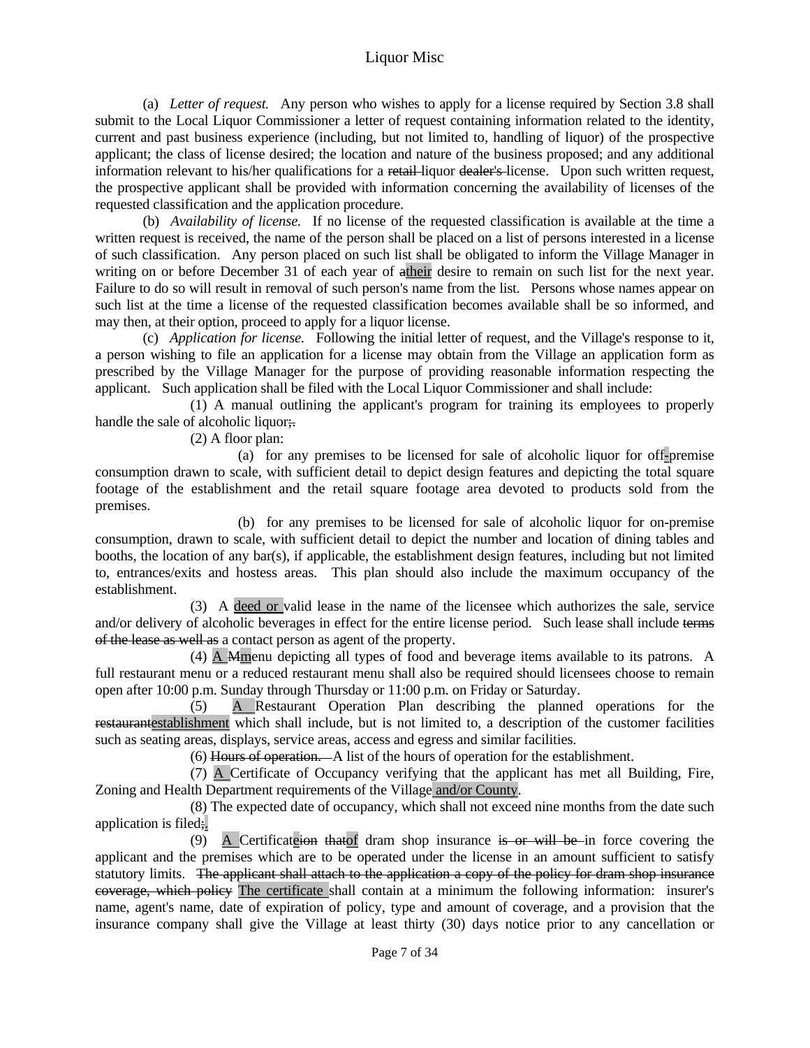(a) *Letter of request.* Any person who wishes to apply for a license required by Section 3.8 shall submit to the Local Liquor Commissioner a letter of request containing information related to the identity, current and past business experience (including, but not limited to, handling of liquor) of the prospective applicant; the class of license desired; the location and nature of the business proposed; and any additional information relevant to his/her qualifications for a ~~retail~~ liquor ~~dealer's~~ license. Upon such written request, the prospective applicant shall be provided with information concerning the availability of licenses of the requested classification and the application procedure.

(b) *Availability of license.* If no license of the requested classification is available at the time a written request is received, the name of the person shall be placed on a list of persons interested in a license of such classification. Any person placed on such list shall be obligated to inform the Village Manager in writing on or before December 31 of each year of ~~a~~their desire to remain on such list for the next year. Failure to do so will result in removal of such person's name from the list. Persons whose names appear on such list at the time a license of the requested classification becomes available shall be so informed, and may then, at their option, proceed to apply for a liquor license.

(c) *Application for license.* Following the initial letter of request, and the Village's response to it, a person wishing to file an application for a license may obtain from the Village an application form as prescribed by the Village Manager for the purpose of providing reasonable information respecting the applicant. Such application shall be filed with the Local Liquor Commissioner and shall include:

(1) A manual outlining the applicant's program for training its employees to properly handle the sale of alcoholic liquor~~;~~.

(2) A floor plan:

(a) for any premises to be licensed for sale of alcoholic liquor for off-premise consumption drawn to scale, with sufficient detail to depict design features and depicting the total square footage of the establishment and the retail square footage area devoted to products sold from the premises.

(b) for any premises to be licensed for sale of alcoholic liquor for on-premise consumption, drawn to scale, with sufficient detail to depict the number and location of dining tables and booths, the location of any bar(s), if applicable, the establishment design features, including but not limited to, entrances/exits and hostess areas. This plan should also include the maximum occupancy of the establishment.

(3) A deed or valid lease in the name of the licensee which authorizes the sale, service and/or delivery of alcoholic beverages in effect for the entire license period. Such lease shall include ~~terms of the lease as well as~~ a contact person as agent of the property.

(4) A ~~M~~menu depicting all types of food and beverage items available to its patrons. A full restaurant menu or a reduced restaurant menu shall also be required should licensees choose to remain open after 10:00 p.m. Sunday through Thursday or 11:00 p.m. on Friday or Saturday.

(5) A Restaurant Operation Plan describing the planned operations for the ~~restaurant~~establishment which shall include, but is not limited to, a description of the customer facilities such as seating areas, displays, service areas, access and egress and similar facilities.

(6) ~~Hours of operation.~~ A list of the hours of operation for the establishment.

(7) A Certificate of Occupancy verifying that the applicant has met all Building, Fire, Zoning and Health Department requirements of the Village and/or County.

(8) The expected date of occupancy, which shall not exceed nine months from the date such application is filed~~;~~.

(9) A Certificate~~ion~~ ~~that~~of dram shop insurance ~~is or will be~~ in force covering the applicant and the premises which are to be operated under the license in an amount sufficient to satisfy statutory limits. ~~The applicant shall attach to the application a copy of the policy for dram shop insurance coverage, which policy~~ The certificate shall contain at a minimum the following information: insurer's name, agent's name, date of expiration of policy, type and amount of coverage, and a provision that the insurance company shall give the Village at least thirty (30) days notice prior to any cancellation or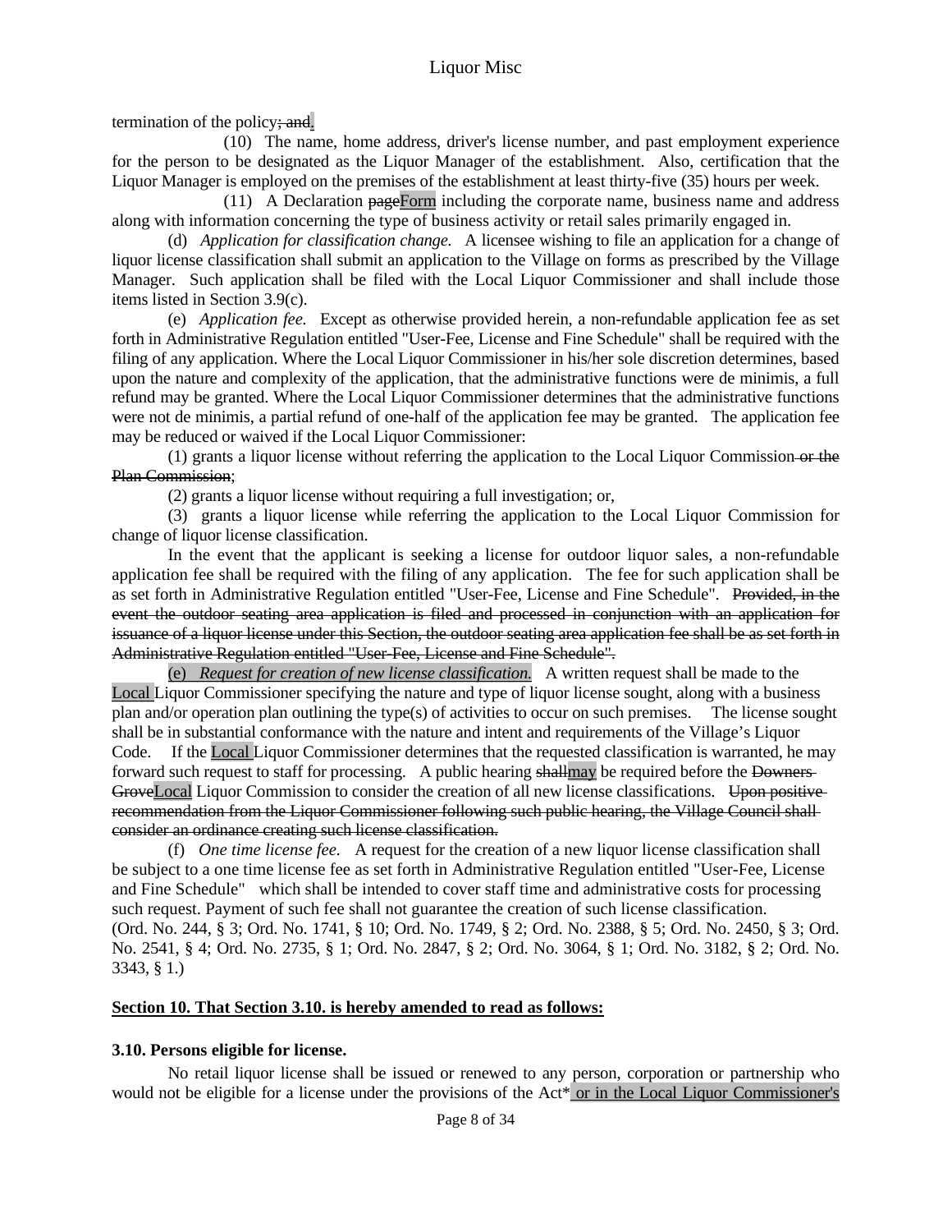termination of the policy~~; and~~.

(10) The name, home address, driver's license number, and past employment experience for the person to be designated as the Liquor Manager of the establishment. Also, certification that the Liquor Manager is employed on the premises of the establishment at least thirty-five (35) hours per week.

(11) A Declaration ~~page~~Form including the corporate name, business name and address along with information concerning the type of business activity or retail sales primarily engaged in.

(d) *Application for classification change.* A licensee wishing to file an application for a change of liquor license classification shall submit an application to the Village on forms as prescribed by the Village Manager. Such application shall be filed with the Local Liquor Commissioner and shall include those items listed in Section 3.9(c).

(e) *Application fee.* Except as otherwise provided herein, a non-refundable application fee as set forth in Administrative Regulation entitled "User-Fee, License and Fine Schedule" shall be required with the filing of any application. Where the Local Liquor Commissioner in his/her sole discretion determines, based upon the nature and complexity of the application, that the administrative functions were de minimis, a full refund may be granted. Where the Local Liquor Commissioner determines that the administrative functions were not de minimis, a partial refund of one-half of the application fee may be granted. The application fee may be reduced or waived if the Local Liquor Commissioner:

(1) grants a liquor license without referring the application to the Local Liquor Commission~~ or the Plan Commission~~;

(2) grants a liquor license without requiring a full investigation; or,

(3) grants a liquor license while referring the application to the Local Liquor Commission for change of liquor license classification.

In the event that the applicant is seeking a license for outdoor liquor sales, a non-refundable application fee shall be required with the filing of any application. The fee for such application shall be as set forth in Administrative Regulation entitled "User-Fee, License and Fine Schedule". ~~Provided, in the event the outdoor seating area application is filed and processed in conjunction with an application for issuance of a liquor license under this Section, the outdoor seating area application fee shall be as set forth in Administrative Regulation entitled "User-Fee, License and Fine Schedule".~~

(e) *Request for creation of new license classification.* A written request shall be made to the Local Liquor Commissioner specifying the nature and type of liquor license sought, along with a business plan and/or operation plan outlining the type(s) of activities to occur on such premises. The license sought shall be in substantial conformance with the nature and intent and requirements of the Village's Liquor Code. If the Local Liquor Commissioner determines that the requested classification is warranted, he may forward such request to staff for processing. A public hearing ~~shall~~may be required before the ~~Downers Grove~~Local Liquor Commission to consider the creation of all new license classifications. ~~Upon positive recommendation from the Liquor Commissioner following such public hearing, the Village Council shall consider an ordinance creating such license classification.~~

(f) *One time license fee.* A request for the creation of a new liquor license classification shall be subject to a one time license fee as set forth in Administrative Regulation entitled "User-Fee, License and Fine Schedule" which shall be intended to cover staff time and administrative costs for processing such request. Payment of such fee shall not guarantee the creation of such license classification.

(Ord. No. 244, § 3; Ord. No. 1741, § 10; Ord. No. 1749, § 2; Ord. No. 2388, § 5; Ord. No. 2450, § 3; Ord. No. 2541, § 4; Ord. No. 2735, § 1; Ord. No. 2847, § 2; Ord. No. 3064, § 1; Ord. No. 3182, § 2; Ord. No. 3343, § 1.)

**Section 10. That Section 3.10. is hereby amended to read as follows:**

**3.10. Persons eligible for license.**

No retail liquor license shall be issued or renewed to any person, corporation or partnership who would not be eligible for a license under the provisions of the Act* or in the Local Liquor Commissioner's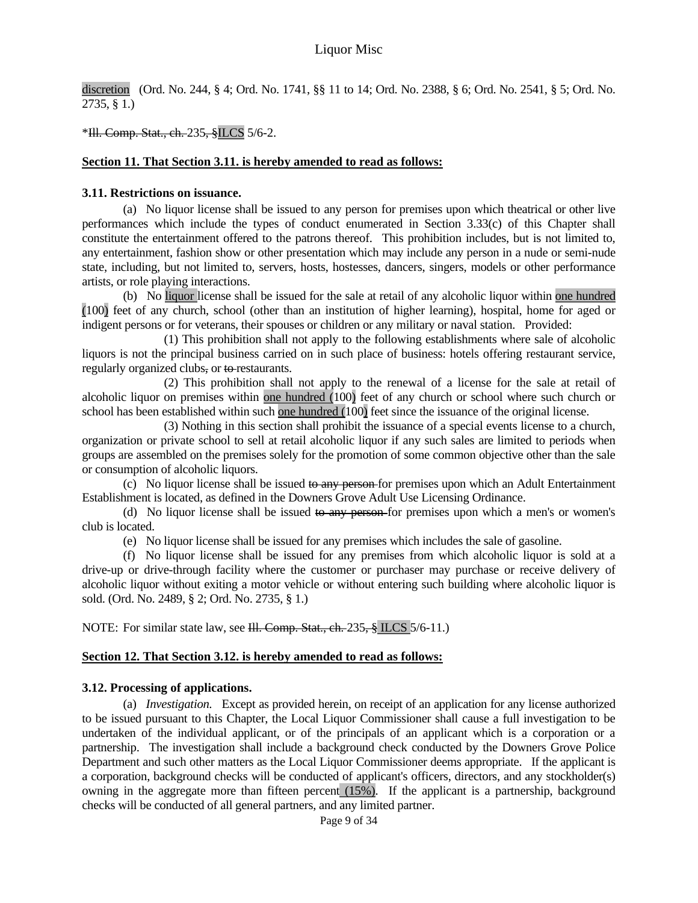discretion (Ord. No. 244, § 4; Ord. No. 1741, §§ 11 to 14; Ord. No. 2388, § 6; Ord. No. 2541, § 5; Ord. No. 2735, § 1.)

*~~Ill. Comp. Stat., ch.~~ 235~~, §~~ILCS 5/6-2.

**Section 11. That Section 3.11. is hereby amended to read as follows:**

**3.11. Restrictions on issuance.**

(a) No liquor license shall be issued to any person for premises upon which theatrical or other live performances which include the types of conduct enumerated in Section 3.33(c) of this Chapter shall constitute the entertainment offered to the patrons thereof. This prohibition includes, but is not limited to, any entertainment, fashion show or other presentation which may include any person in a nude or semi-nude state, including, but not limited to, servers, hosts, hostesses, dancers, singers, models or other performance artists, or role playing interactions.

(b) No liquor license shall be issued for the sale at retail of any alcoholic liquor within one hundred (100) feet of any church, school (other than an institution of higher learning), hospital, home for aged or indigent persons or for veterans, their spouses or children or any military or naval station. Provided:

(1) This prohibition shall not apply to the following establishments where sale of alcoholic liquors is not the principal business carried on in such place of business: hotels offering restaurant service, regularly organized clubs~~,~~ or ~~to~~ restaurants.

(2) This prohibition shall not apply to the renewal of a license for the sale at retail of alcoholic liquor on premises within one hundred (100) feet of any church or school where such church or school has been established within such one hundred (100) feet since the issuance of the original license.

(3) Nothing in this section shall prohibit the issuance of a special events license to a church, organization or private school to sell at retail alcoholic liquor if any such sales are limited to periods when groups are assembled on the premises solely for the promotion of some common objective other than the sale or consumption of alcoholic liquors.

(c) No liquor license shall be issued ~~to any person~~ for premises upon which an Adult Entertainment Establishment is located, as defined in the Downers Grove Adult Use Licensing Ordinance.

(d) No liquor license shall be issued ~~to any person~~ for premises upon which a men's or women's club is located.

(e) No liquor license shall be issued for any premises which includes the sale of gasoline.

(f) No liquor license shall be issued for any premises from which alcoholic liquor is sold at a drive-up or drive-through facility where the customer or purchaser may purchase or receive delivery of alcoholic liquor without exiting a motor vehicle or without entering such building where alcoholic liquor is sold. (Ord. No. 2489, § 2; Ord. No. 2735, § 1.)

NOTE: For similar state law, see ~~Ill. Comp. Stat., ch.~~ 235~~, §~~ ILCS 5/6-11.)

**Section 12. That Section 3.12. is hereby amended to read as follows:**

**3.12. Processing of applications.**

(a) *Investigation.* Except as provided herein, on receipt of an application for any license authorized to be issued pursuant to this Chapter, the Local Liquor Commissioner shall cause a full investigation to be undertaken of the individual applicant, or of the principals of an applicant which is a corporation or a partnership. The investigation shall include a background check conducted by the Downers Grove Police Department and such other matters as the Local Liquor Commissioner deems appropriate. If the applicant is a corporation, background checks will be conducted of applicant's officers, directors, and any stockholder(s) owning in the aggregate more than fifteen percent (15%). If the applicant is a partnership, background checks will be conducted of all general partners, and any limited partner.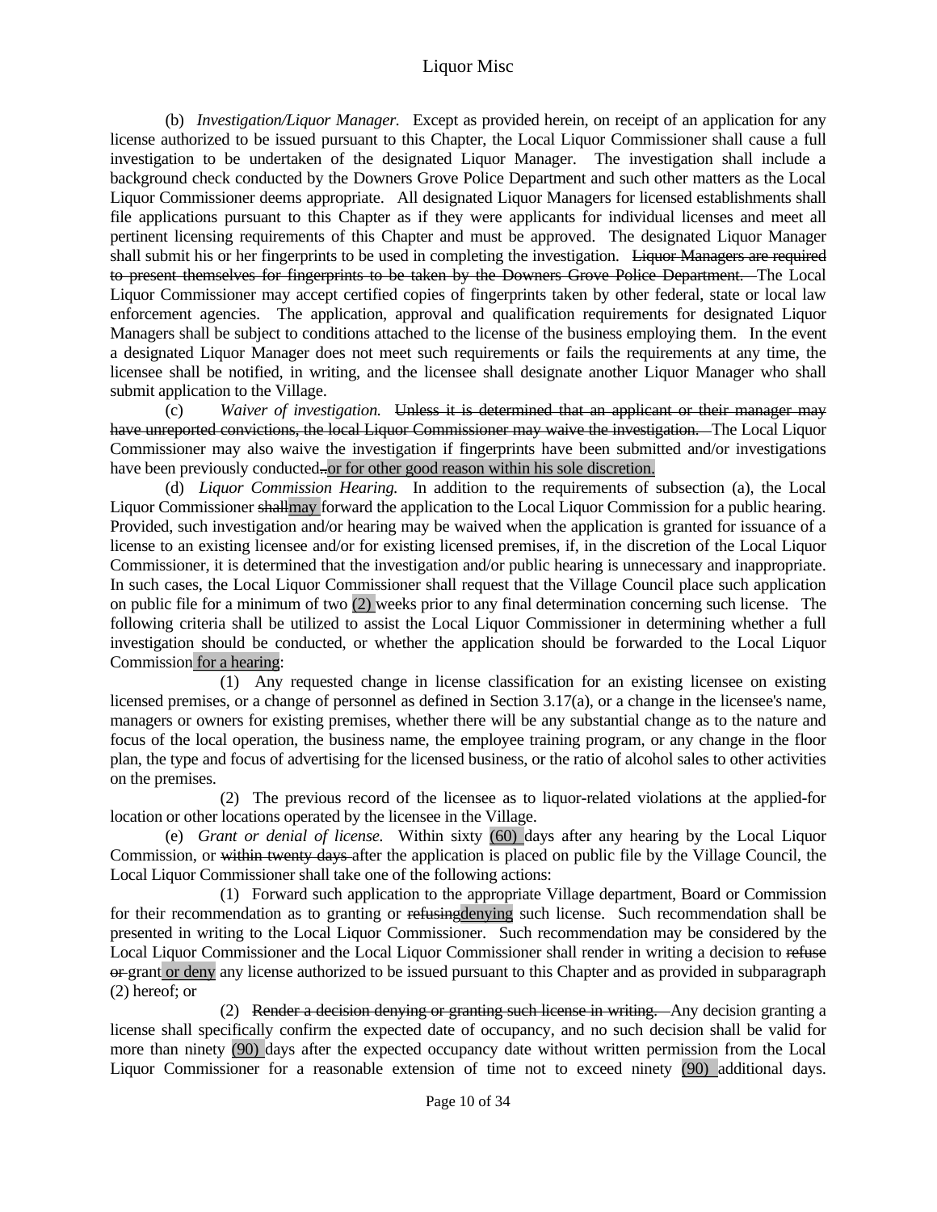(b) *Investigation/Liquor Manager.* Except as provided herein, on receipt of an application for any license authorized to be issued pursuant to this Chapter, the Local Liquor Commissioner shall cause a full investigation to be undertaken of the designated Liquor Manager. The investigation shall include a background check conducted by the Downers Grove Police Department and such other matters as the Local Liquor Commissioner deems appropriate. All designated Liquor Managers for licensed establishments shall file applications pursuant to this Chapter as if they were applicants for individual licenses and meet all pertinent licensing requirements of this Chapter and must be approved. The designated Liquor Manager shall submit his or her fingerprints to be used in completing the investigation. ~~Liquor Managers are required to present themselves for fingerprints to be taken by the Downers Grove Police Department.~~ The Local Liquor Commissioner may accept certified copies of fingerprints taken by other federal, state or local law enforcement agencies. The application, approval and qualification requirements for designated Liquor Managers shall be subject to conditions attached to the license of the business employing them. In the event a designated Liquor Manager does not meet such requirements or fails the requirements at any time, the licensee shall be notified, in writing, and the licensee shall designate another Liquor Manager who shall submit application to the Village.

(c) *Waiver of investigation.* ~~Unless it is determined that an applicant or their manager may have unreported convictions, the local Liquor Commissioner may waive the investigation.~~ The Local Liquor Commissioner may also waive the investigation if fingerprints have been submitted and/or investigations have been previously conducted~~.~~ <u>or for other good reason within his sole discretion.</u>

(d) *Liquor Commission Hearing.* In addition to the requirements of subsection (a), the Local Liquor Commissioner ~~shall~~<u>may</u> forward the application to the Local Liquor Commission for a public hearing. Provided, such investigation and/or hearing may be waived when the application is granted for issuance of a license to an existing licensee and/or for existing licensed premises, if, in the discretion of the Local Liquor Commissioner, it is determined that the investigation and/or public hearing is unnecessary and inappropriate. In such cases, the Local Liquor Commissioner shall request that the Village Council place such application on public file for a minimum of two <u>(2)</u> weeks prior to any final determination concerning such license. The following criteria shall be utilized to assist the Local Liquor Commissioner in determining whether a full investigation should be conducted, or whether the application should be forwarded to the Local Liquor Commission<u> for a hearing</u>:

(1) Any requested change in license classification for an existing licensee on existing licensed premises, or a change of personnel as defined in Section 3.17(a), or a change in the licensee's name, managers or owners for existing premises, whether there will be any substantial change as to the nature and focus of the local operation, the business name, the employee training program, or any change in the floor plan, the type and focus of advertising for the licensed business, or the ratio of alcohol sales to other activities on the premises.

(2) The previous record of the licensee as to liquor-related violations at the applied-for location or other locations operated by the licensee in the Village.

(e) *Grant or denial of license.* Within sixty <u>(60)</u> days after any hearing by the Local Liquor Commission, or ~~within twenty days~~ after the application is placed on public file by the Village Council, the Local Liquor Commissioner shall take one of the following actions:

(1) Forward such application to the appropriate Village department, Board or Commission for their recommendation as to granting or ~~refusing~~<u>denying</u> such license. Such recommendation shall be presented in writing to the Local Liquor Commissioner. Such recommendation may be considered by the Local Liquor Commissioner and the Local Liquor Commissioner shall render in writing a decision to ~~refuse or~~ grant<u> or deny</u> any license authorized to be issued pursuant to this Chapter and as provided in subparagraph (2) hereof; or

(2) ~~Render a decision denying or granting such license in writing.~~ Any decision granting a license shall specifically confirm the expected date of occupancy, and no such decision shall be valid for more than ninety <u>(90)</u> days after the expected occupancy date without written permission from the Local Liquor Commissioner for a reasonable extension of time not to exceed ninety <u>(90)</u> additional days.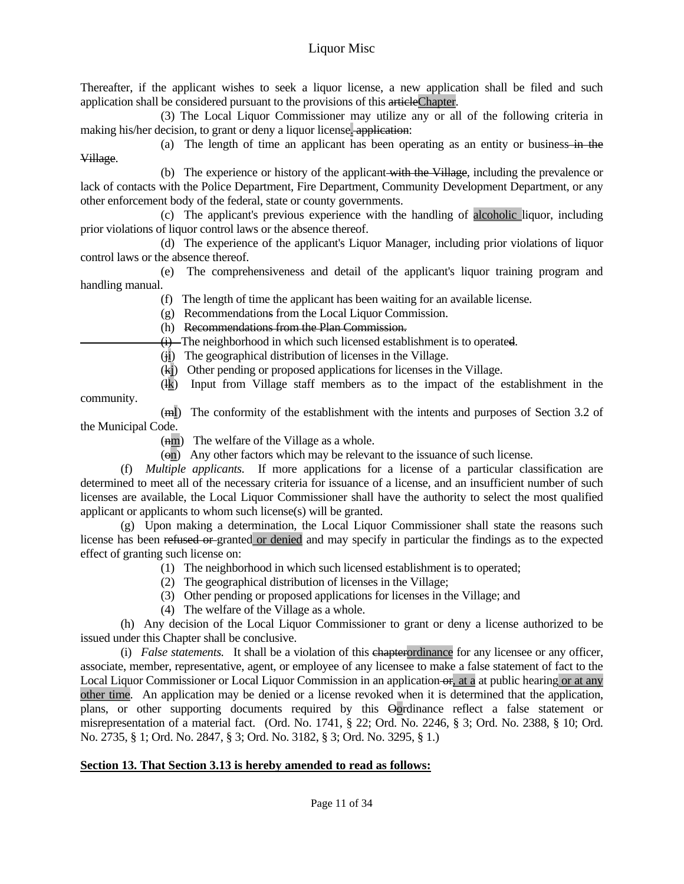Thereafter, if the applicant wishes to seek a liquor license, a new application shall be filed and such application shall be considered pursuant to the provisions of this ~~article~~Chapter.

(3) The Local Liquor Commissioner may utilize any or all of the following criteria in making his/her decision, to grant or deny a liquor license, ~~application~~:

(a) The length of time an applicant has been operating as an entity or business ~~in the Village~~.

(b) The experience or history of the applicant ~~with the Village~~, including the prevalence or lack of contacts with the Police Department, Fire Department, Community Development Department, or any other enforcement body of the federal, state or county governments.

(c) The applicant's previous experience with the handling of alcoholic liquor, including prior violations of liquor control laws or the absence thereof.

(d) The experience of the applicant's Liquor Manager, including prior violations of liquor control laws or the absence thereof.

(e) The comprehensiveness and detail of the applicant's liquor training program and handling manual.

(f) The length of time the applicant has been waiting for an available license.

(g) Recommendation~~s~~ from the Local Liquor Commission.

(h) ~~Recommendations from the Plan Commission.~~

~~(i)~~ The neighborhood in which such licensed establishment is to operate~~d~~.

(~~j~~i) The geographical distribution of licenses in the Village.

(~~k~~j) Other pending or proposed applications for licenses in the Village.

(~~l~~k) Input from Village staff members as to the impact of the establishment in the community.

(~~m~~l) The conformity of the establishment with the intents and purposes of Section 3.2 of the Municipal Code.

(~~n~~m) The welfare of the Village as a whole.

(~~o~~n) Any other factors which may be relevant to the issuance of such license.

(f) *Multiple applicants.* If more applications for a license of a particular classification are determined to meet all of the necessary criteria for issuance of a license, and an insufficient number of such licenses are available, the Local Liquor Commissioner shall have the authority to select the most qualified applicant or applicants to whom such license(s) will be granted.

(g) Upon making a determination, the Local Liquor Commissioner shall state the reasons such license has been ~~refused or~~ granted or denied and may specify in particular the findings as to the expected effect of granting such license on:

(1) The neighborhood in which such licensed establishment is to operated;

(2) The geographical distribution of licenses in the Village;

(3) Other pending or proposed applications for licenses in the Village; and

(4) The welfare of the Village as a whole.

(h) Any decision of the Local Liquor Commissioner to grant or deny a license authorized to be issued under this Chapter shall be conclusive.

(i) *False statements.* It shall be a violation of this ~~chapter~~ordinance for any licensee or any officer, associate, member, representative, agent, or employee of any licensee to make a false statement of fact to the Local Liquor Commissioner or Local Liquor Commission in an application ~~or~~, at a at public hearing or at any other time. An application may be denied or a license revoked when it is determined that the application, plans, or other supporting documents required by this ~~O~~ordinance reflect a false statement or misrepresentation of a material fact. (Ord. No. 1741, § 22; Ord. No. 2246, § 3; Ord. No. 2388, § 10; Ord. No. 2735, § 1; Ord. No. 2847, § 3; Ord. No. 3182, § 3; Ord. No. 3295, § 1.)

**Section 13. That Section 3.13 is hereby amended to read as follows:**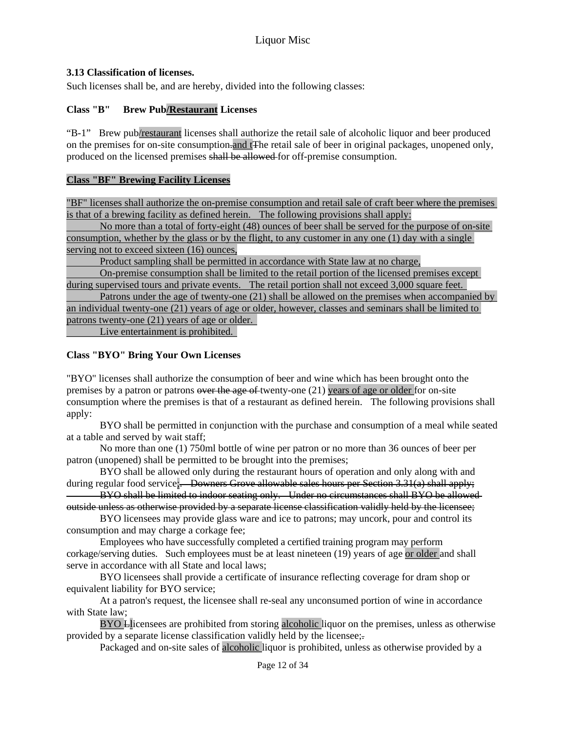### 3.13 Classification of licenses.

Such licenses shall be, and are hereby, divided into the following classes:

**Class "B" Brew Pub/Restaurant Licenses**

"B-1" Brew pub/restaurant licenses shall authorize the retail sale of alcoholic liquor and beer produced on the premises for on-site consumption.and tThe retail sale of beer in original packages, unopened only, produced on the licensed premises shall be allowed for off-premise consumption.

**Class "BF" Brewing Facility Licenses**

"BF" licenses shall authorize the on-premise consumption and retail sale of craft beer where the premises is that of a brewing facility as defined herein. The following provisions shall apply:

No more than a total of forty-eight (48) ounces of beer shall be served for the purpose of on-site consumption, whether by the glass or by the flight, to any customer in any one (1) day with a single serving not to exceed sixteen (16) ounces,

Product sampling shall be permitted in accordance with State law at no charge,

On-premise consumption shall be limited to the retail portion of the licensed premises except during supervised tours and private events. The retail portion shall not exceed 3,000 square feet.

Patrons under the age of twenty-one (21) shall be allowed on the premises when accompanied by an individual twenty-one (21) years of age or older, however, classes and seminars shall be limited to patrons twenty-one (21) years of age or older.

Live entertainment is prohibited.

**Class "BYO" Bring Your Own Licenses**

"BYO" licenses shall authorize the consumption of beer and wine which has been brought onto the premises by a patron or patrons over the age of twenty-one (21) years of age or older for on-site consumption where the premises is that of a restaurant as defined herein. The following provisions shall apply:

BYO shall be permitted in conjunction with the purchase and consumption of a meal while seated at a table and served by wait staff;

No more than one (1) 750ml bottle of wine per patron or no more than 36 ounces of beer per patron (unopened) shall be permitted to be brought into the premises;

BYO shall be allowed only during the restaurant hours of operation and only along with and during regular food service;. Downers Grove allowable sales hours per Section 3.31(a) shall apply;

BYO shall be limited to indoor seating only. Under no circumstances shall BYO be allowed outside unless as otherwise provided by a separate license classification validly held by the licensee;

BYO licensees may provide glass ware and ice to patrons; may uncork, pour and control its consumption and may charge a corkage fee;

Employees who have successfully completed a certified training program may perform corkage/serving duties. Such employees must be at least nineteen (19) years of age or older and shall serve in accordance with all State and local laws;

BYO licensees shall provide a certificate of insurance reflecting coverage for dram shop or equivalent liability for BYO service;

At a patron's request, the licensee shall re-seal any unconsumed portion of wine in accordance with State law;

BYO Llicensees are prohibited from storing alcoholic liquor on the premises, unless as otherwise provided by a separate license classification validly held by the licensee;.

Packaged and on-site sales of alcoholic liquor is prohibited, unless as otherwise provided by a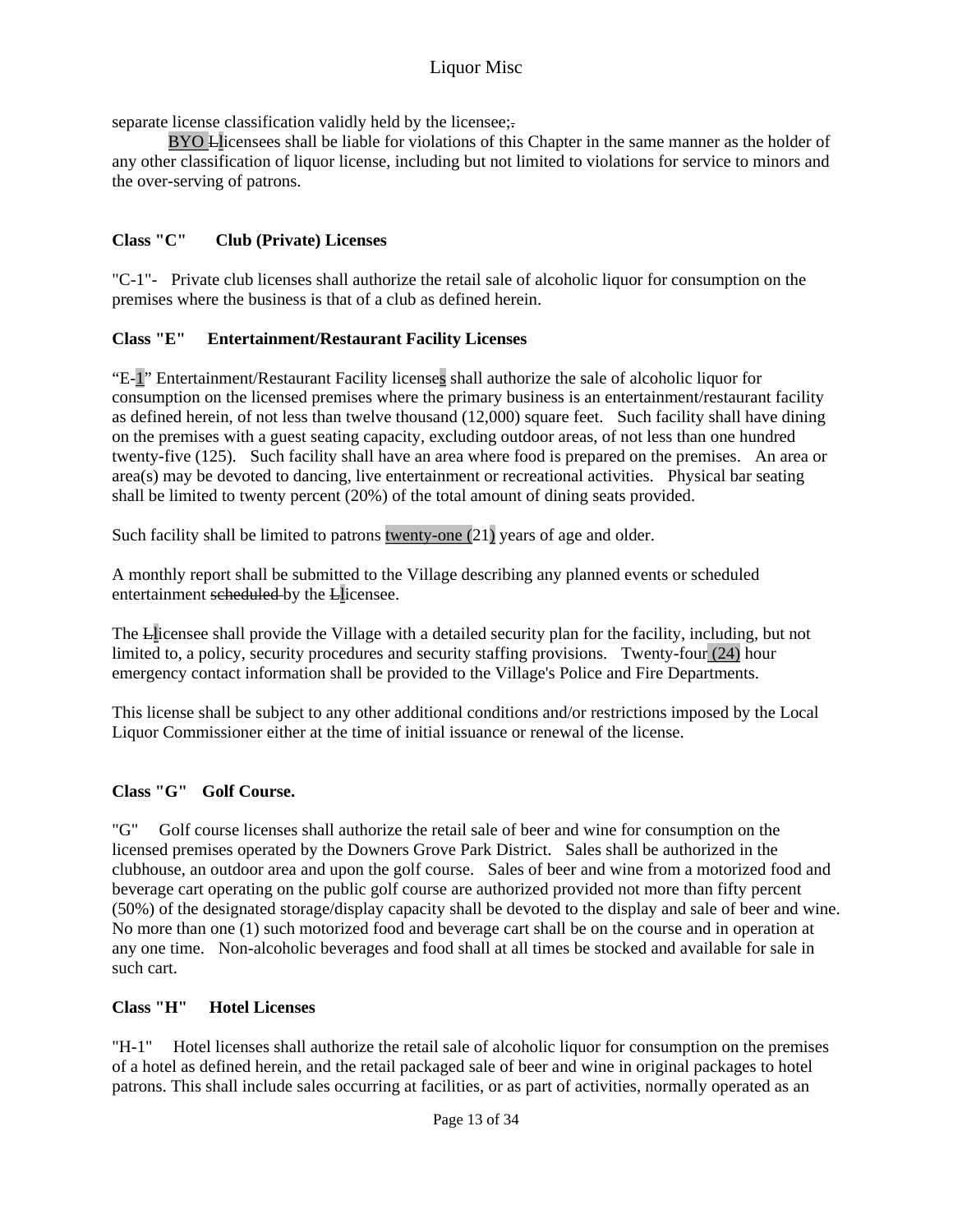separate license classification validly held by the licensee;.

BYO Llicensees shall be liable for violations of this Chapter in the same manner as the holder of any other classification of liquor license, including but not limited to violations for service to minors and the over-serving of patrons.

**Class "C" Club (Private) Licenses**

"C-1"- Private club licenses shall authorize the retail sale of alcoholic liquor for consumption on the premises where the business is that of a club as defined herein.

**Class "E" Entertainment/Restaurant Facility Licenses**

"E-1" Entertainment/Restaurant Facility licenses shall authorize the sale of alcoholic liquor for consumption on the licensed premises where the primary business is an entertainment/restaurant facility as defined herein, of not less than twelve thousand (12,000) square feet. Such facility shall have dining on the premises with a guest seating capacity, excluding outdoor areas, of not less than one hundred twenty-five (125). Such facility shall have an area where food is prepared on the premises. An area or area(s) may be devoted to dancing, live entertainment or recreational activities. Physical bar seating shall be limited to twenty percent (20%) of the total amount of dining seats provided.

Such facility shall be limited to patrons twenty-one (21) years of age and older.

A monthly report shall be submitted to the Village describing any planned events or scheduled entertainment scheduled by the Llicensee.

The Llicensee shall provide the Village with a detailed security plan for the facility, including, but not limited to, a policy, security procedures and security staffing provisions. Twenty-four (24) hour emergency contact information shall be provided to the Village's Police and Fire Departments.

This license shall be subject to any other additional conditions and/or restrictions imposed by the Local Liquor Commissioner either at the time of initial issuance or renewal of the license.

**Class "G" Golf Course.**

"G" Golf course licenses shall authorize the retail sale of beer and wine for consumption on the licensed premises operated by the Downers Grove Park District. Sales shall be authorized in the clubhouse, an outdoor area and upon the golf course. Sales of beer and wine from a motorized food and beverage cart operating on the public golf course are authorized provided not more than fifty percent (50%) of the designated storage/display capacity shall be devoted to the display and sale of beer and wine. No more than one (1) such motorized food and beverage cart shall be on the course and in operation at any one time. Non-alcoholic beverages and food shall at all times be stocked and available for sale in such cart.

**Class "H" Hotel Licenses**

"H-1" Hotel licenses shall authorize the retail sale of alcoholic liquor for consumption on the premises of a hotel as defined herein, and the retail packaged sale of beer and wine in original packages to hotel patrons. This shall include sales occurring at facilities, or as part of activities, normally operated as an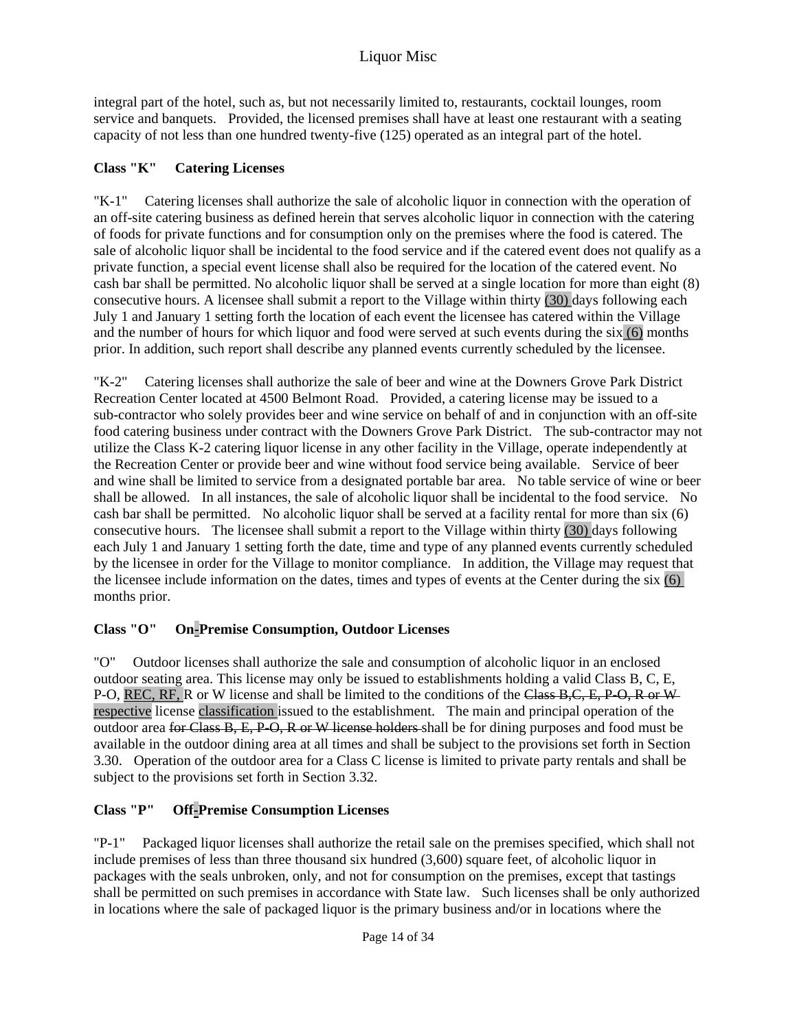integral part of the hotel, such as, but not necessarily limited to, restaurants, cocktail lounges, room service and banquets. Provided, the licensed premises shall have at least one restaurant with a seating capacity of not less than one hundred twenty-five (125) operated as an integral part of the hotel.

**Class "K" Catering Licenses**

"K-1" Catering licenses shall authorize the sale of alcoholic liquor in connection with the operation of an off-site catering business as defined herein that serves alcoholic liquor in connection with the catering of foods for private functions and for consumption only on the premises where the food is catered. The sale of alcoholic liquor shall be incidental to the food service and if the catered event does not qualify as a private function, a special event license shall also be required for the location of the catered event. No cash bar shall be permitted. No alcoholic liquor shall be served at a single location for more than eight (8) consecutive hours. A licensee shall submit a report to the Village within thirty (30) days following each July 1 and January 1 setting forth the location of each event the licensee has catered within the Village and the number of hours for which liquor and food were served at such events during the six (6) months prior. In addition, such report shall describe any planned events currently scheduled by the licensee.

"K-2" Catering licenses shall authorize the sale of beer and wine at the Downers Grove Park District Recreation Center located at 4500 Belmont Road. Provided, a catering license may be issued to a sub-contractor who solely provides beer and wine service on behalf of and in conjunction with an off-site food catering business under contract with the Downers Grove Park District. The sub-contractor may not utilize the Class K-2 catering liquor license in any other facility in the Village, operate independently at the Recreation Center or provide beer and wine without food service being available. Service of beer and wine shall be limited to service from a designated portable bar area. No table service of wine or beer shall be allowed. In all instances, the sale of alcoholic liquor shall be incidental to the food service. No cash bar shall be permitted. No alcoholic liquor shall be served at a facility rental for more than six (6) consecutive hours. The licensee shall submit a report to the Village within thirty (30) days following each July 1 and January 1 setting forth the date, time and type of any planned events currently scheduled by the licensee in order for the Village to monitor compliance. In addition, the Village may request that the licensee include information on the dates, times and types of events at the Center during the six (6) months prior.

**Class "O" On-Premise Consumption, Outdoor Licenses**

"O" Outdoor licenses shall authorize the sale and consumption of alcoholic liquor in an enclosed outdoor seating area. This license may only be issued to establishments holding a valid Class B, C, E, P-O, REC, RF, R or W license and shall be limited to the conditions of the ~~Class B,C, E, P-O, R or W~~ respective license classification issued to the establishment. The main and principal operation of the outdoor area ~~for Class B, E, P-O, R or W license holders~~ shall be for dining purposes and food must be available in the outdoor dining area at all times and shall be subject to the provisions set forth in Section 3.30. Operation of the outdoor area for a Class C license is limited to private party rentals and shall be subject to the provisions set forth in Section 3.32.

**Class "P" Off-Premise Consumption Licenses**

"P-1" Packaged liquor licenses shall authorize the retail sale on the premises specified, which shall not include premises of less than three thousand six hundred (3,600) square feet, of alcoholic liquor in packages with the seals unbroken, only, and not for consumption on the premises, except that tastings shall be permitted on such premises in accordance with State law. Such licenses shall be only authorized in locations where the sale of packaged liquor is the primary business and/or in locations where the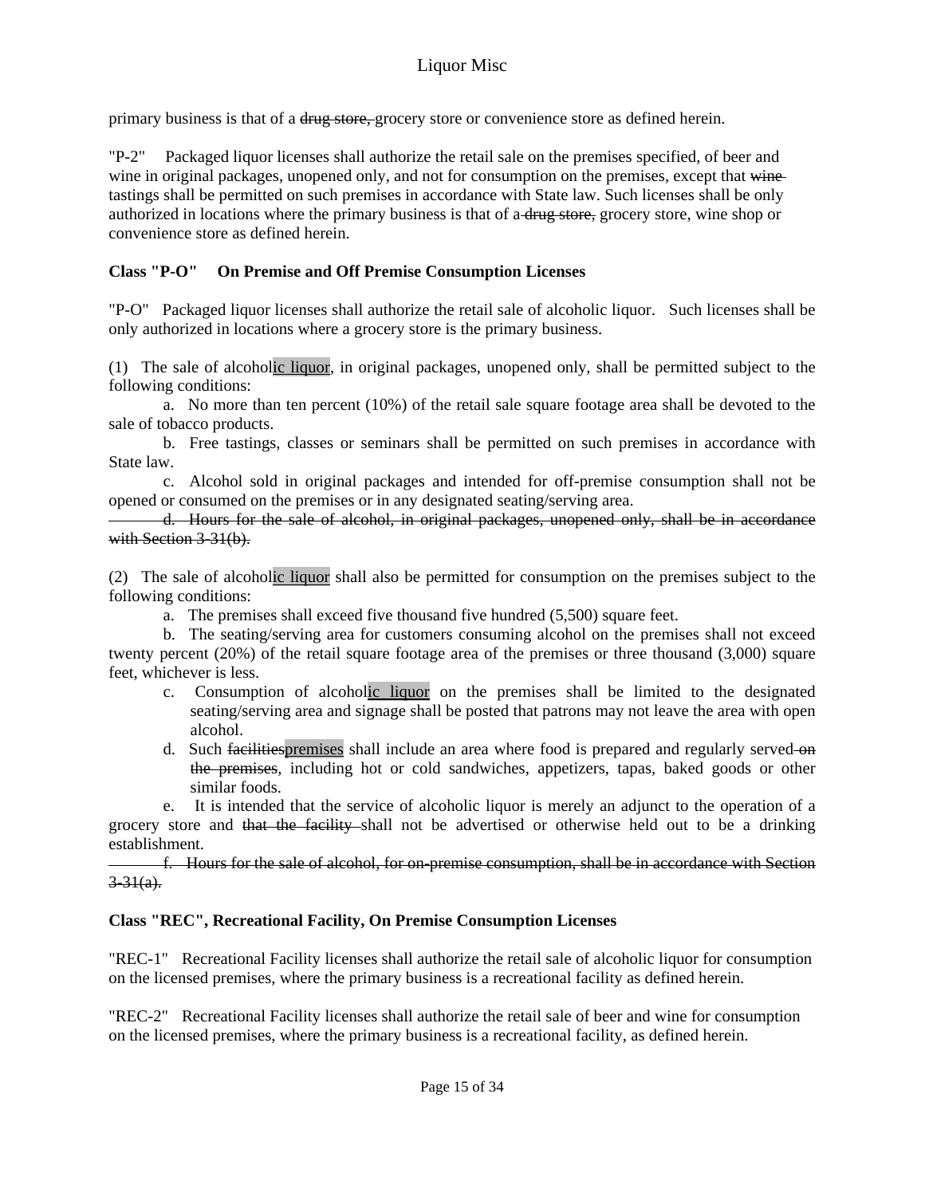primary business is that of a ~~drug store,~~ grocery store or convenience store as defined herein.

"P-2" Packaged liquor licenses shall authorize the retail sale on the premises specified, of beer and wine in original packages, unopened only, and not for consumption on the premises, except that ~~wine~~ tastings shall be permitted on such premises in accordance with State law. Such licenses shall be only authorized in locations where the primary business is that of a ~~drug store,~~ grocery store, wine shop or convenience store as defined herein.

**Class "P-O" On Premise and Off Premise Consumption Licenses**

"P-O" Packaged liquor licenses shall authorize the retail sale of alcoholic liquor. Such licenses shall be only authorized in locations where a grocery store is the primary business.

(1) The sale of alcoholic liquor, in original packages, unopened only, shall be permitted subject to the following conditions:

a. No more than ten percent (10%) of the retail sale square footage area shall be devoted to the sale of tobacco products.

b. Free tastings, classes or seminars shall be permitted on such premises in accordance with State law.

c. Alcohol sold in original packages and intended for off-premise consumption shall not be opened or consumed on the premises or in any designated seating/serving area.

~~d. Hours for the sale of alcohol, in original packages, unopened only, shall be in accordance with Section 3-31(b).~~

(2) The sale of alcoholic liquor shall also be permitted for consumption on the premises subject to the following conditions:

a. The premises shall exceed five thousand five hundred (5,500) square feet.

b. The seating/serving area for customers consuming alcohol on the premises shall not exceed twenty percent (20%) of the retail square footage area of the premises or three thousand (3,000) square feet, whichever is less.

c. Consumption of alcoholic liquor on the premises shall be limited to the designated seating/serving area and signage shall be posted that patrons may not leave the area with open alcohol.

d. Such ~~facilities~~premises shall include an area where food is prepared and regularly served ~~on the premises~~, including hot or cold sandwiches, appetizers, tapas, baked goods or other similar foods.

e. It is intended that the service of alcoholic liquor is merely an adjunct to the operation of a grocery store and ~~that the facility~~ shall not be advertised or otherwise held out to be a drinking establishment.

~~f. Hours for the sale of alcohol, for on-premise consumption, shall be in accordance with Section 3-31(a).~~

**Class "REC", Recreational Facility, On Premise Consumption Licenses**

"REC-1" Recreational Facility licenses shall authorize the retail sale of alcoholic liquor for consumption on the licensed premises, where the primary business is a recreational facility as defined herein.

"REC-2" Recreational Facility licenses shall authorize the retail sale of beer and wine for consumption on the licensed premises, where the primary business is a recreational facility, as defined herein.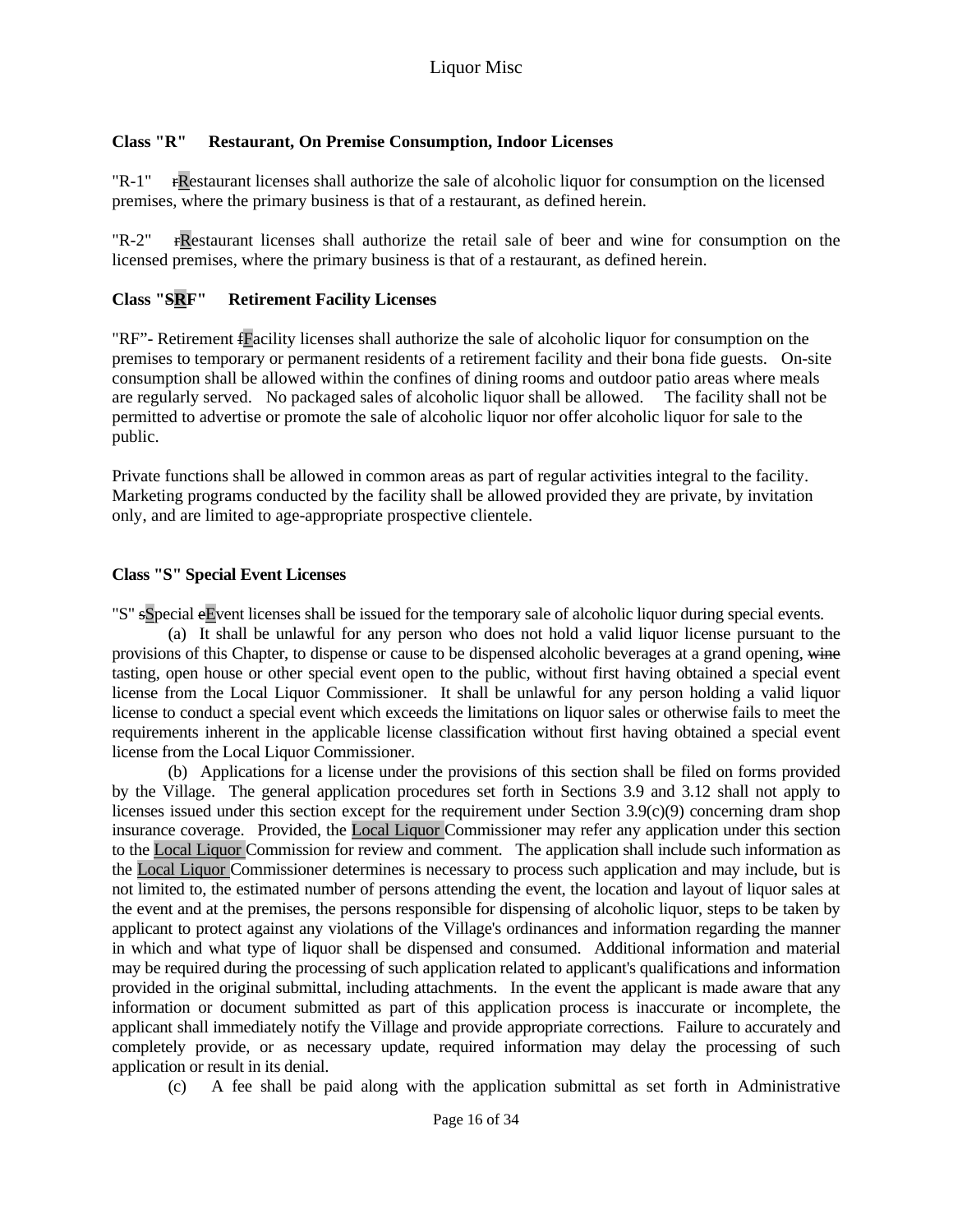### Class "R" Restaurant, On Premise Consumption, Indoor Licenses

"R-1" ~~r~~Restaurant licenses shall authorize the sale of alcoholic liquor for consumption on the licensed premises, where the primary business is that of a restaurant, as defined herein.

"R-2" ~~r~~Restaurant licenses shall authorize the retail sale of beer and wine for consumption on the licensed premises, where the primary business is that of a restaurant, as defined herein.

### Class "~~S~~RF" Retirement Facility Licenses

"RF"- Retirement ~~f~~Facility licenses shall authorize the sale of alcoholic liquor for consumption on the premises to temporary or permanent residents of a retirement facility and their bona fide guests. On-site consumption shall be allowed within the confines of dining rooms and outdoor patio areas where meals are regularly served. No packaged sales of alcoholic liquor shall be allowed. The facility shall not be permitted to advertise or promote the sale of alcoholic liquor nor offer alcoholic liquor for sale to the public.

Private functions shall be allowed in common areas as part of regular activities integral to the facility. Marketing programs conducted by the facility shall be allowed provided they are private, by invitation only, and are limited to age-appropriate prospective clientele.

### Class "S" Special Event Licenses

"S" ~~s~~Special ~~e~~Event licenses shall be issued for the temporary sale of alcoholic liquor during special events.

(a) It shall be unlawful for any person who does not hold a valid liquor license pursuant to the provisions of this Chapter, to dispense or cause to be dispensed alcoholic beverages at a grand opening, ~~wine~~ tasting, open house or other special event open to the public, without first having obtained a special event license from the Local Liquor Commissioner. It shall be unlawful for any person holding a valid liquor license to conduct a special event which exceeds the limitations on liquor sales or otherwise fails to meet the requirements inherent in the applicable license classification without first having obtained a special event license from the Local Liquor Commissioner.

(b) Applications for a license under the provisions of this section shall be filed on forms provided by the Village. The general application procedures set forth in Sections 3.9 and 3.12 shall not apply to licenses issued under this section except for the requirement under Section 3.9(c)(9) concerning dram shop insurance coverage. Provided, the Local Liquor Commissioner may refer any application under this section to the Local Liquor Commission for review and comment. The application shall include such information as the Local Liquor Commissioner determines is necessary to process such application and may include, but is not limited to, the estimated number of persons attending the event, the location and layout of liquor sales at the event and at the premises, the persons responsible for dispensing of alcoholic liquor, steps to be taken by applicant to protect against any violations of the Village's ordinances and information regarding the manner in which and what type of liquor shall be dispensed and consumed. Additional information and material may be required during the processing of such application related to applicant's qualifications and information provided in the original submittal, including attachments. In the event the applicant is made aware that any information or document submitted as part of this application process is inaccurate or incomplete, the applicant shall immediately notify the Village and provide appropriate corrections. Failure to accurately and completely provide, or as necessary update, required information may delay the processing of such application or result in its denial.

(c) A fee shall be paid along with the application submittal as set forth in Administrative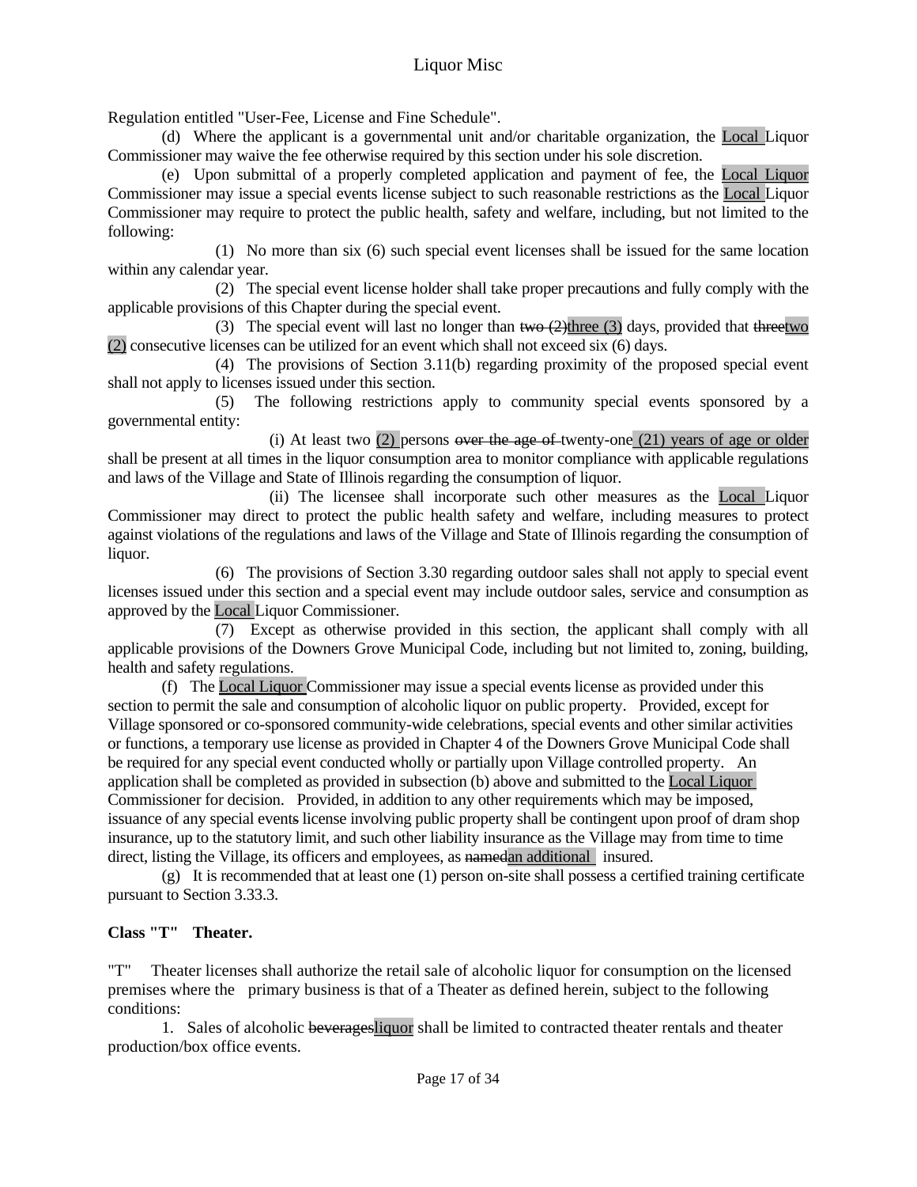Regulation entitled "User-Fee, License and Fine Schedule".

(d) Where the applicant is a governmental unit and/or charitable organization, the Local Liquor Commissioner may waive the fee otherwise required by this section under his sole discretion.

(e) Upon submittal of a properly completed application and payment of fee, the Local Liquor Commissioner may issue a special events license subject to such reasonable restrictions as the Local Liquor Commissioner may require to protect the public health, safety and welfare, including, but not limited to the following:

(1) No more than six (6) such special event licenses shall be issued for the same location within any calendar year.

(2) The special event license holder shall take proper precautions and fully comply with the applicable provisions of this Chapter during the special event.

(3) The special event will last no longer than ~~two (2)~~three (3) days, provided that ~~three~~two (2) consecutive licenses can be utilized for an event which shall not exceed six (6) days.

(4) The provisions of Section 3.11(b) regarding proximity of the proposed special event shall not apply to licenses issued under this section.

(5) The following restrictions apply to community special events sponsored by a governmental entity:

(i) At least two (2) persons ~~over the age of~~ twenty-one (21) years of age or older shall be present at all times in the liquor consumption area to monitor compliance with applicable regulations and laws of the Village and State of Illinois regarding the consumption of liquor.

(ii) The licensee shall incorporate such other measures as the Local Liquor Commissioner may direct to protect the public health safety and welfare, including measures to protect against violations of the regulations and laws of the Village and State of Illinois regarding the consumption of liquor.

(6) The provisions of Section 3.30 regarding outdoor sales shall not apply to special event licenses issued under this section and a special event may include outdoor sales, service and consumption as approved by the Local Liquor Commissioner.

(7) Except as otherwise provided in this section, the applicant shall comply with all applicable provisions of the Downers Grove Municipal Code, including but not limited to, zoning, building, health and safety regulations.

(f) The Local Liquor Commissioner may issue a special event~~s~~ license as provided under this section to permit the sale and consumption of alcoholic liquor on public property. Provided, except for Village sponsored or co-sponsored community-wide celebrations, special events and other similar activities or functions, a temporary use license as provided in Chapter 4 of the Downers Grove Municipal Code shall be required for any special event conducted wholly or partially upon Village controlled property. An application shall be completed as provided in subsection (b) above and submitted to the Local Liquor Commissioner for decision. Provided, in addition to any other requirements which may be imposed, issuance of any special event~~s~~ license involving public property shall be contingent upon proof of dram shop insurance, up to the statutory limit, and such other liability insurance as the Village may from time to time direct, listing the Village, its officers and employees, as ~~named~~an additional insured.

(g) It is recommended that at least one (1) person on-site shall possess a certified training certificate pursuant to Section 3.33.3.

**Class "T" Theater.**

"T" Theater licenses shall authorize the retail sale of alcoholic liquor for consumption on the licensed premises where the primary business is that of a Theater as defined herein, subject to the following conditions:

1. Sales of alcoholic ~~beverages~~liquor shall be limited to contracted theater rentals and theater production/box office events.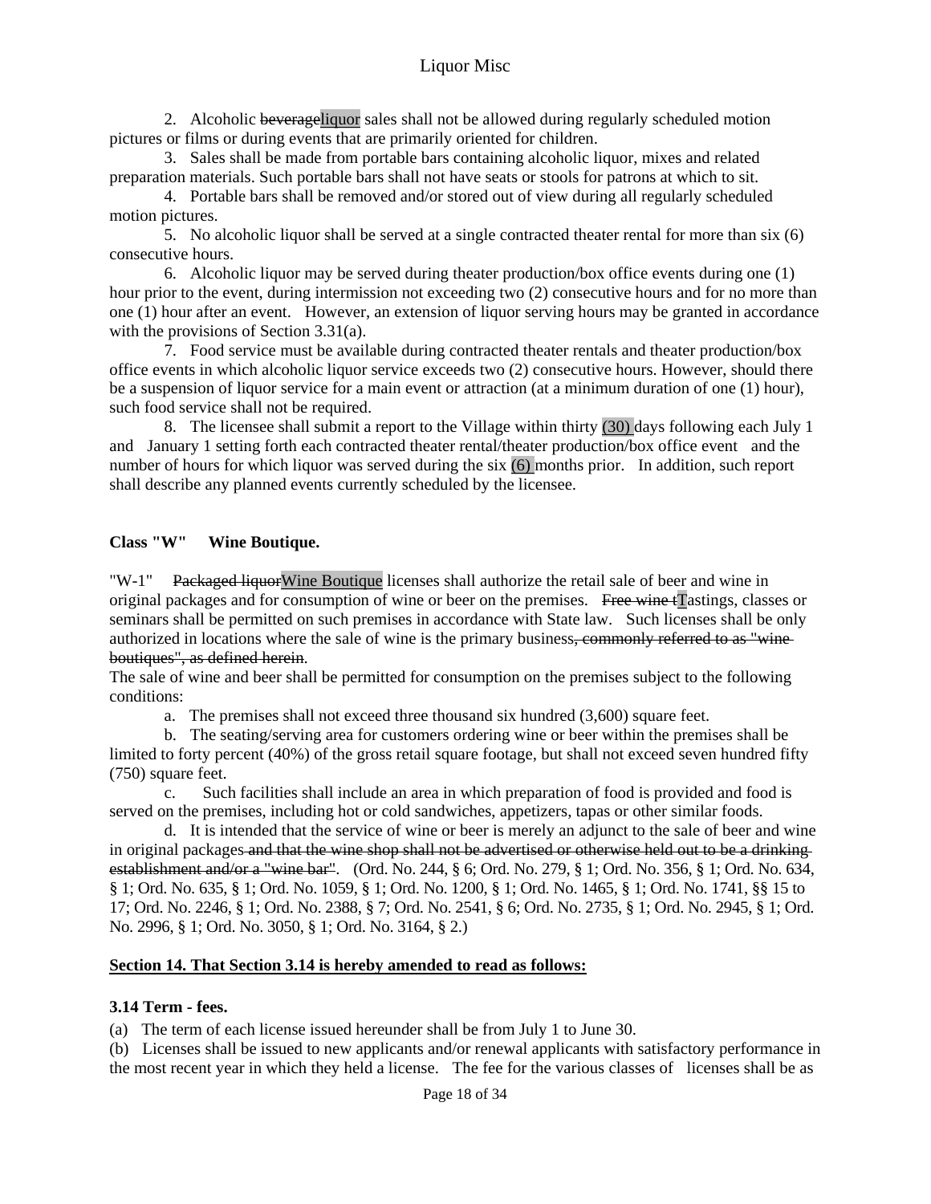2. Alcoholic ~~beverage~~liquor sales shall not be allowed during regularly scheduled motion pictures or films or during events that are primarily oriented for children.

3. Sales shall be made from portable bars containing alcoholic liquor, mixes and related preparation materials. Such portable bars shall not have seats or stools for patrons at which to sit.

4. Portable bars shall be removed and/or stored out of view during all regularly scheduled motion pictures.

5. No alcoholic liquor shall be served at a single contracted theater rental for more than six (6) consecutive hours.

6. Alcoholic liquor may be served during theater production/box office events during one (1) hour prior to the event, during intermission not exceeding two (2) consecutive hours and for no more than one (1) hour after an event. However, an extension of liquor serving hours may be granted in accordance with the provisions of Section 3.31(a).

7. Food service must be available during contracted theater rentals and theater production/box office events in which alcoholic liquor service exceeds two (2) consecutive hours. However, should there be a suspension of liquor service for a main event or attraction (at a minimum duration of one (1) hour), such food service shall not be required.

8. The licensee shall submit a report to the Village within thirty (30) days following each July 1 and January 1 setting forth each contracted theater rental/theater production/box office event and the number of hours for which liquor was served during the six (6) months prior. In addition, such report shall describe any planned events currently scheduled by the licensee.

**Class "W" Wine Boutique.**

"W-1" ~~Packaged liquor~~Wine Boutique licenses shall authorize the retail sale of beer and wine in original packages and for consumption of wine or beer on the premises. ~~Free wine t~~Tastings, classes or seminars shall be permitted on such premises in accordance with State law. Such licenses shall be only authorized in locations where the sale of wine is the primary business~~, commonly referred to as "wine boutiques", as defined herein~~.

The sale of wine and beer shall be permitted for consumption on the premises subject to the following conditions:

a. The premises shall not exceed three thousand six hundred (3,600) square feet.

b. The seating/serving area for customers ordering wine or beer within the premises shall be limited to forty percent (40%) of the gross retail square footage, but shall not exceed seven hundred fifty (750) square feet.

c. Such facilities shall include an area in which preparation of food is provided and food is served on the premises, including hot or cold sandwiches, appetizers, tapas or other similar foods.

d. It is intended that the service of wine or beer is merely an adjunct to the sale of beer and wine in original packages~~ and that the wine shop shall not be advertised or otherwise held out to be a drinking establishment and/or a "wine bar"~~. (Ord. No. 244, § 6; Ord. No. 279, § 1; Ord. No. 356, § 1; Ord. No. 634, § 1; Ord. No. 635, § 1; Ord. No. 1059, § 1; Ord. No. 1200, § 1; Ord. No. 1465, § 1; Ord. No. 1741, §§ 15 to 17; Ord. No. 2246, § 1; Ord. No. 2388, § 7; Ord. No. 2541, § 6; Ord. No. 2735, § 1; Ord. No. 2945, § 1; Ord. No. 2996, § 1; Ord. No. 3050, § 1; Ord. No. 3164, § 2.)

**Section 14. That Section 3.14 is hereby amended to read as follows:**

**3.14 Term - fees.**

(a) The term of each license issued hereunder shall be from July 1 to June 30.

(b) Licenses shall be issued to new applicants and/or renewal applicants with satisfactory performance in the most recent year in which they held a license. The fee for the various classes of licenses shall be as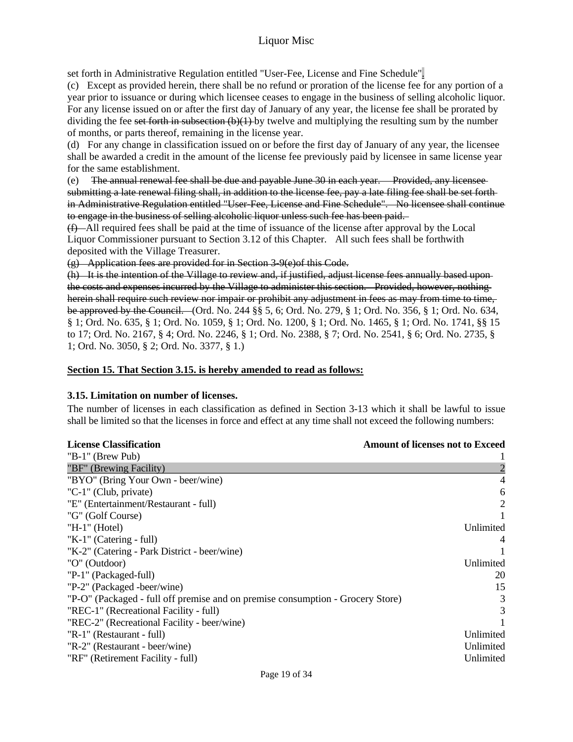set forth in Administrative Regulation entitled "User-Fee, License and Fine Schedule".

(c) Except as provided herein, there shall be no refund or proration of the license fee for any portion of a year prior to issuance or during which licensee ceases to engage in the business of selling alcoholic liquor. For any license issued on or after the first day of January of any year, the license fee shall be prorated by dividing the fee ~~set forth in subsection (b)(1)~~ by twelve and multiplying the resulting sum by the number of months, or parts thereof, remaining in the license year.

(d) For any change in classification issued on or before the first day of January of any year, the licensee shall be awarded a credit in the amount of the license fee previously paid by licensee in same license year for the same establishment.

(e) ~~The annual renewal fee shall be due and payable June 30 in each year. Provided, any licensee submitting a late renewal filing shall, in addition to the license fee, pay a late filing fee shall be set forth in Administrative Regulation entitled "User-Fee, License and Fine Schedule". No licensee shall continue to engage in the business of selling alcoholic liquor unless such fee has been paid.~~

~~(f)~~ All required fees shall be paid at the time of issuance of the license after approval by the Local Liquor Commissioner pursuant to Section 3.12 of this Chapter. All such fees shall be forthwith deposited with the Village Treasurer.

~~(g) Application fees are provided for in Section 3-9(e)of this Code.~~

~~(h) It is the intention of the Village to review and, if justified, adjust license fees annually based upon the costs and expenses incurred by the Village to administer this section. Provided, however, nothing herein shall require such review nor impair or prohibit any adjustment in fees as may from time to time, be approved by the Council.~~ (Ord. No. 244 §§ 5, 6; Ord. No. 279, § 1; Ord. No. 356, § 1; Ord. No. 634, § 1; Ord. No. 635, § 1; Ord. No. 1059, § 1; Ord. No. 1200, § 1; Ord. No. 1465, § 1; Ord. No. 1741, §§ 15 to 17; Ord. No. 2167, § 4; Ord. No. 2246, § 1; Ord. No. 2388, § 7; Ord. No. 2541, § 6; Ord. No. 2735, § 1; Ord. No. 3050, § 2; Ord. No. 3377, § 1.)

**Section 15. That Section 3.15. is hereby amended to read as follows:**

**3.15. Limitation on number of licenses.**

The number of licenses in each classification as defined in Section 3-13 which it shall be lawful to issue shall be limited so that the licenses in force and effect at any time shall not exceed the following numbers:

| License Classification | Amount of licenses not to Exceed |
|---|---|
| "B-1" (Brew Pub) | 1 |
| "BF" (Brewing Facility) | 2 |
| "BYO" (Bring Your Own - beer/wine) | 4 |
| "C-1" (Club, private) | 6 |
| "E" (Entertainment/Restaurant - full) | 2 |
| "G" (Golf Course) | 1 |
| "H-1" (Hotel) | Unlimited |
| "K-1" (Catering - full) | 4 |
| "K-2" (Catering - Park District - beer/wine) | 1 |
| "O" (Outdoor) | Unlimited |
| "P-1" (Packaged-full) | 20 |
| "P-2" (Packaged -beer/wine) | 15 |
| "P-O" (Packaged - full off premise and on premise consumption - Grocery Store) | 3 |
| "REC-1" (Recreational Facility - full) | 3 |
| "REC-2" (Recreational Facility - beer/wine) | 1 |
| "R-1" (Restaurant - full) | Unlimited |
| "R-2" (Restaurant - beer/wine) | Unlimited |
| "RF" (Retirement Facility - full) | Unlimited |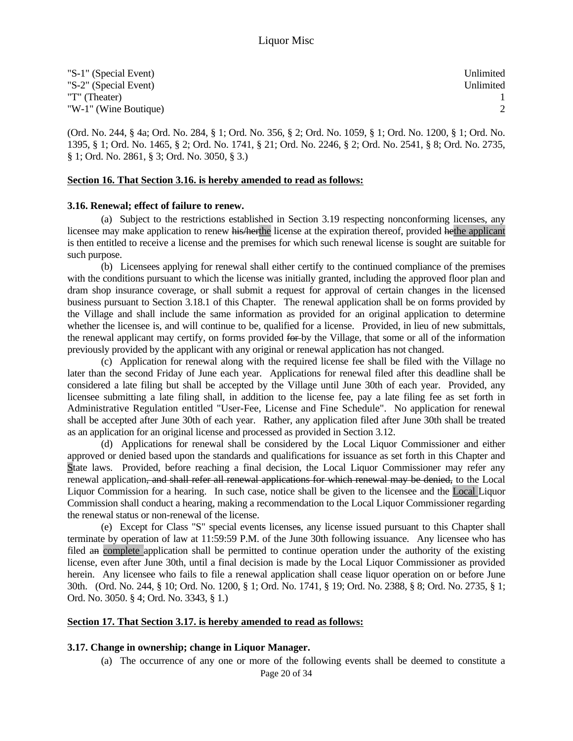| | |
|---|---|
| "S-1" (Special Event) | Unlimited |
| "S-2" (Special Event) | Unlimited |
| "T" (Theater) | 1 |
| "W-1" (Wine Boutique) | 2 |

(Ord. No. 244, § 4a; Ord. No. 284, § 1; Ord. No. 356, § 2; Ord. No. 1059, § 1; Ord. No. 1200, § 1; Ord. No. 1395, § 1; Ord. No. 1465, § 2; Ord. No. 1741, § 21; Ord. No. 2246, § 2; Ord. No. 2541, § 8; Ord. No. 2735, § 1; Ord. No. 2861, § 3; Ord. No. 3050, § 3.)

**Section 16. That Section 3.16. is hereby amended to read as follows:**

**3.16. Renewal; effect of failure to renew.**

(a) Subject to the restrictions established in Section 3.19 respecting nonconforming licenses, any licensee may make application to renew ~~his/her~~the license at the expiration thereof, provided ~~he~~the applicant is then entitled to receive a license and the premises for which such renewal license is sought are suitable for such purpose.

(b) Licensees applying for renewal shall either certify to the continued compliance of the premises with the conditions pursuant to which the license was initially granted, including the approved floor plan and dram shop insurance coverage, or shall submit a request for approval of certain changes in the licensed business pursuant to Section 3.18.1 of this Chapter. The renewal application shall be on forms provided by the Village and shall include the same information as provided for an original application to determine whether the licensee is, and will continue to be, qualified for a license. Provided, in lieu of new submittals, the renewal applicant may certify, on forms provided ~~for~~ by the Village, that some or all of the information previously provided by the applicant with any original or renewal application has not changed.

(c) Application for renewal along with the required license fee shall be filed with the Village no later than the second Friday of June each year. Applications for renewal filed after this deadline shall be considered a late filing but shall be accepted by the Village until June 30th of each year. Provided, any licensee submitting a late filing shall, in addition to the license fee, pay a late filing fee as set forth in Administrative Regulation entitled "User-Fee, License and Fine Schedule". No application for renewal shall be accepted after June 30th of each year. Rather, any application filed after June 30th shall be treated as an application for an original license and processed as provided in Section 3.12.

(d) Applications for renewal shall be considered by the Local Liquor Commissioner and either approved or denied based upon the standards and qualifications for issuance as set forth in this Chapter and State laws. Provided, before reaching a final decision, the Local Liquor Commissioner may refer any renewal application~~, and shall refer all renewal applications for which renewal may be denied,~~ to the Local Liquor Commission for a hearing. In such case, notice shall be given to the licensee and the Local Liquor Commission shall conduct a hearing, making a recommendation to the Local Liquor Commissioner regarding the renewal status or non-renewal of the license.

(e) Except for Class "S" special event~~s~~ licenses, any license issued pursuant to this Chapter shall terminate by operation of law at 11:59:59 P.M. of the June 30th following issuance. Any licensee who has filed a~~n~~ complete application shall be permitted to continue operation under the authority of the existing license, even after June 30th, until a final decision is made by the Local Liquor Commissioner as provided herein. Any licensee who fails to file a renewal application shall cease liquor operation on or before June 30th. (Ord. No. 244, § 10; Ord. No. 1200, § 1; Ord. No. 1741, § 19; Ord. No. 2388, § 8; Ord. No. 2735, § 1; Ord. No. 3050. § 4; Ord. No. 3343, § 1.)

**Section 17. That Section 3.17. is hereby amended to read as follows:**

**3.17. Change in ownership; change in Liquor Manager.**

(a) The occurrence of any one or more of the following events shall be deemed to constitute a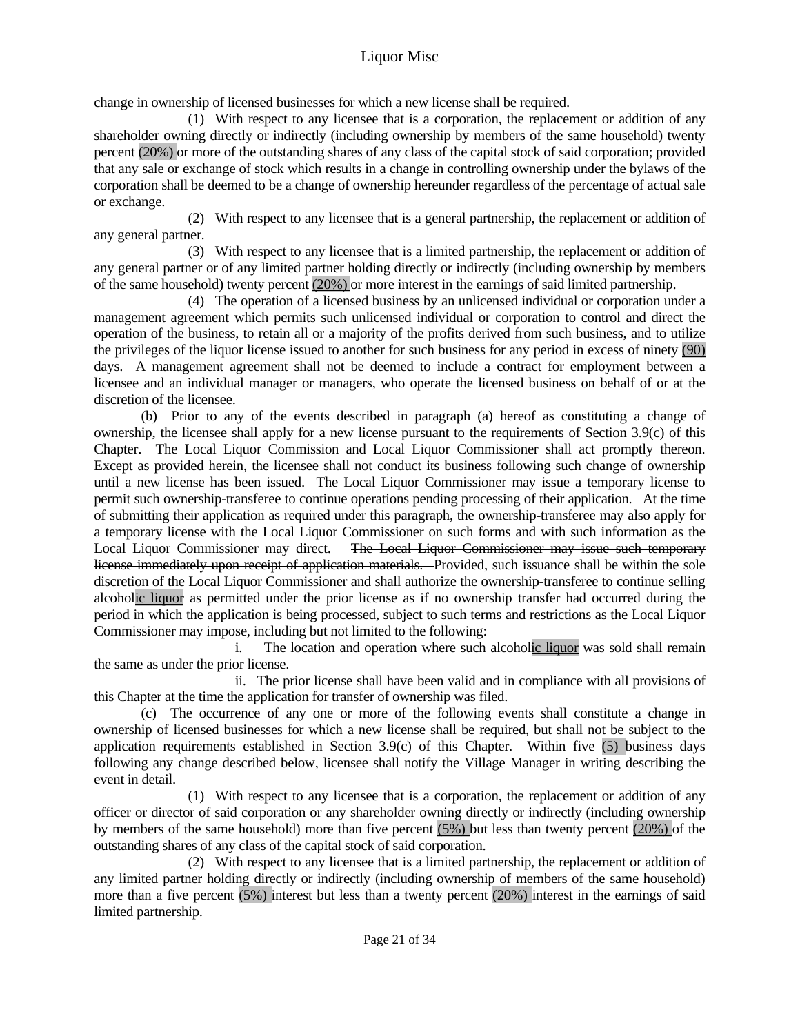change in ownership of licensed businesses for which a new license shall be required.

(1) With respect to any licensee that is a corporation, the replacement or addition of any shareholder owning directly or indirectly (including ownership by members of the same household) twenty percent (20%) or more of the outstanding shares of any class of the capital stock of said corporation; provided that any sale or exchange of stock which results in a change in controlling ownership under the bylaws of the corporation shall be deemed to be a change of ownership hereunder regardless of the percentage of actual sale or exchange.

(2) With respect to any licensee that is a general partnership, the replacement or addition of any general partner.

(3) With respect to any licensee that is a limited partnership, the replacement or addition of any general partner or of any limited partner holding directly or indirectly (including ownership by members of the same household) twenty percent (20%) or more interest in the earnings of said limited partnership.

(4) The operation of a licensed business by an unlicensed individual or corporation under a management agreement which permits such unlicensed individual or corporation to control and direct the operation of the business, to retain all or a majority of the profits derived from such business, and to utilize the privileges of the liquor license issued to another for such business for any period in excess of ninety (90) days. A management agreement shall not be deemed to include a contract for employment between a licensee and an individual manager or managers, who operate the licensed business on behalf of or at the discretion of the licensee.

(b) Prior to any of the events described in paragraph (a) hereof as constituting a change of ownership, the licensee shall apply for a new license pursuant to the requirements of Section 3.9(c) of this Chapter. The Local Liquor Commission and Local Liquor Commissioner shall act promptly thereon. Except as provided herein, the licensee shall not conduct its business following such change of ownership until a new license has been issued. The Local Liquor Commissioner may issue a temporary license to permit such ownership-transferee to continue operations pending processing of their application. At the time of submitting their application as required under this paragraph, the ownership-transferee may also apply for a temporary license with the Local Liquor Commissioner on such forms and with such information as the Local Liquor Commissioner may direct. ~~The Local Liquor Commissioner may issue such temporary license immediately upon receipt of application materials.~~ Provided, such issuance shall be within the sole discretion of the Local Liquor Commissioner and shall authorize the ownership-transferee to continue selling alcoholic liquor as permitted under the prior license as if no ownership transfer had occurred during the period in which the application is being processed, subject to such terms and restrictions as the Local Liquor Commissioner may impose, including but not limited to the following:

i. The location and operation where such alcoholic liquor was sold shall remain the same as under the prior license.

ii. The prior license shall have been valid and in compliance with all provisions of this Chapter at the time the application for transfer of ownership was filed.

(c) The occurrence of any one or more of the following events shall constitute a change in ownership of licensed businesses for which a new license shall be required, but shall not be subject to the application requirements established in Section 3.9(c) of this Chapter. Within five (5) business days following any change described below, licensee shall notify the Village Manager in writing describing the event in detail.

(1) With respect to any licensee that is a corporation, the replacement or addition of any officer or director of said corporation or any shareholder owning directly or indirectly (including ownership by members of the same household) more than five percent (5%) but less than twenty percent (20%) of the outstanding shares of any class of the capital stock of said corporation.

(2) With respect to any licensee that is a limited partnership, the replacement or addition of any limited partner holding directly or indirectly (including ownership of members of the same household) more than a five percent (5%) interest but less than a twenty percent (20%) interest in the earnings of said limited partnership.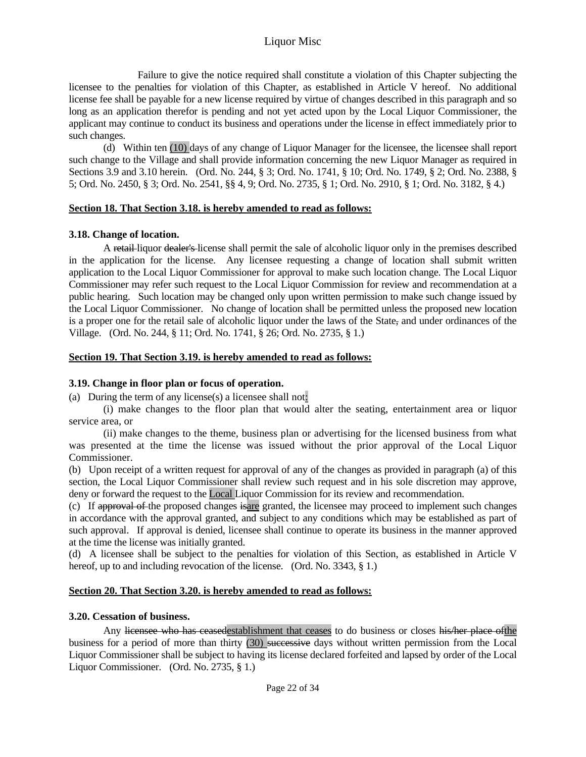Failure to give the notice required shall constitute a violation of this Chapter subjecting the licensee to the penalties for violation of this Chapter, as established in Article V hereof. No additional license fee shall be payable for a new license required by virtue of changes described in this paragraph and so long as an application therefor is pending and not yet acted upon by the Local Liquor Commissioner, the applicant may continue to conduct its business and operations under the license in effect immediately prior to such changes.

(d) Within ten (10) days of any change of Liquor Manager for the licensee, the licensee shall report such change to the Village and shall provide information concerning the new Liquor Manager as required in Sections 3.9 and 3.10 herein. (Ord. No. 244, § 3; Ord. No. 1741, § 10; Ord. No. 1749, § 2; Ord. No. 2388, § 5; Ord. No. 2450, § 3; Ord. No. 2541, §§ 4, 9; Ord. No. 2735, § 1; Ord. No. 2910, § 1; Ord. No. 3182, § 4.)

**Section 18. That Section 3.18. is hereby amended to read as follows:**

**3.18. Change of location.**

A ~~retail~~ liquor ~~dealer's~~ license shall permit the sale of alcoholic liquor only in the premises described in the application for the license. Any licensee requesting a change of location shall submit written application to the Local Liquor Commissioner for approval to make such location change. The Local Liquor Commissioner may refer such request to the Local Liquor Commission for review and recommendation at a public hearing. Such location may be changed only upon written permission to make such change issued by the Local Liquor Commissioner. No change of location shall be permitted unless the proposed new location is a proper one for the retail sale of alcoholic liquor under the laws of the State~~,~~ and under ordinances of the Village. (Ord. No. 244, § 11; Ord. No. 1741, § 26; Ord. No. 2735, § 1.)

**Section 19. That Section 3.19. is hereby amended to read as follows:**

**3.19. Change in floor plan or focus of operation.**

(a) During the term of any license(s) a licensee shall not:

(i) make changes to the floor plan that would alter the seating, entertainment area or liquor service area, or

(ii) make changes to the theme, business plan or advertising for the licensed business from what was presented at the time the license was issued without the prior approval of the Local Liquor Commissioner.

(b) Upon receipt of a written request for approval of any of the changes as provided in paragraph (a) of this section, the Local Liquor Commissioner shall review such request and in his sole discretion may approve, deny or forward the request to the Local Liquor Commission for its review and recommendation.

(c) If ~~approval of~~ the proposed changes ~~is~~are granted, the licensee may proceed to implement such changes in accordance with the approval granted, and subject to any conditions which may be established as part of such approval. If approval is denied, licensee shall continue to operate its business in the manner approved at the time the license was initially granted.

(d) A licensee shall be subject to the penalties for violation of this Section, as established in Article V hereof, up to and including revocation of the license. (Ord. No. 3343, § 1.)

**Section 20. That Section 3.20. is hereby amended to read as follows:**

**3.20. Cessation of business.**

Any ~~licensee who has ceased~~establishment that ceases to do business or closes ~~his/her place of~~the business for a period of more than thirty (30) ~~successive~~ days without written permission from the Local Liquor Commissioner shall be subject to having its license declared forfeited and lapsed by order of the Local Liquor Commissioner. (Ord. No. 2735, § 1.)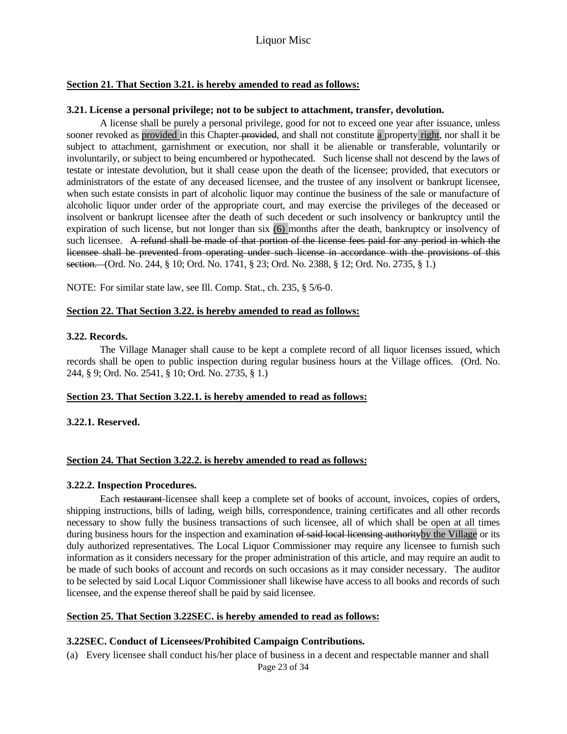**Section 21. That Section 3.21. is hereby amended to read as follows:**

**3.21. License a personal privilege; not to be subject to attachment, transfer, devolution.**

A license shall be purely a personal privilege, good for not to exceed one year after issuance, unless sooner revoked as provided in this Chapter ~~provided~~, and shall not constitute a property right, nor shall it be subject to attachment, garnishment or execution, nor shall it be alienable or transferable, voluntarily or involuntarily, or subject to being encumbered or hypothecated. Such license shall not descend by the laws of testate or intestate devolution, but it shall cease upon the death of the licensee; provided, that executors or administrators of the estate of any deceased licensee, and the trustee of any insolvent or bankrupt licensee, when such estate consists in part of alcoholic liquor may continue the business of the sale or manufacture of alcoholic liquor under order of the appropriate court, and may exercise the privileges of the deceased or insolvent or bankrupt licensee after the death of such decedent or such insolvency or bankruptcy until the expiration of such license, but not longer than six (6) months after the death, bankruptcy or insolvency of such licensee. ~~A refund shall be made of that portion of the license fees paid for any period in which the licensee shall be prevented from operating under such license in accordance with the provisions of this section.~~ (Ord. No. 244, § 10; Ord. No. 1741, § 23; Ord. No. 2388, § 12; Ord. No. 2735, § 1.)

NOTE: For similar state law, see Ill. Comp. Stat., ch. 235, § 5/6-0.

**Section 22. That Section 3.22. is hereby amended to read as follows:**

**3.22. Records.**

The Village Manager shall cause to be kept a complete record of all liquor licenses issued, which records shall be open to public inspection during regular business hours at the Village offices. (Ord. No. 244, § 9; Ord. No. 2541, § 10; Ord. No. 2735, § 1.)

**Section 23. That Section 3.22.1. is hereby amended to read as follows:**

**3.22.1. Reserved.**

**Section 24. That Section 3.22.2. is hereby amended to read as follows:**

**3.22.2. Inspection Procedures.**

Each ~~restaurant~~ licensee shall keep a complete set of books of account, invoices, copies of orders, shipping instructions, bills of lading, weigh bills, correspondence, training certificates and all other records necessary to show fully the business transactions of such licensee, all of which shall be open at all times during business hours for the inspection and examination ~~of said local licensing authority~~by the Village or its duly authorized representatives. The Local Liquor Commissioner may require any licensee to furnish such information as it considers necessary for the proper administration of this article, and may require an audit to be made of such books of account and records on such occasions as it may consider necessary. The auditor to be selected by said Local Liquor Commissioner shall likewise have access to all books and records of such licensee, and the expense thereof shall be paid by said licensee.

**Section 25. That Section 3.22SEC. is hereby amended to read as follows:**

**3.22SEC. Conduct of Licensees/Prohibited Campaign Contributions.**

(a) Every licensee shall conduct his/her place of business in a decent and respectable manner and shall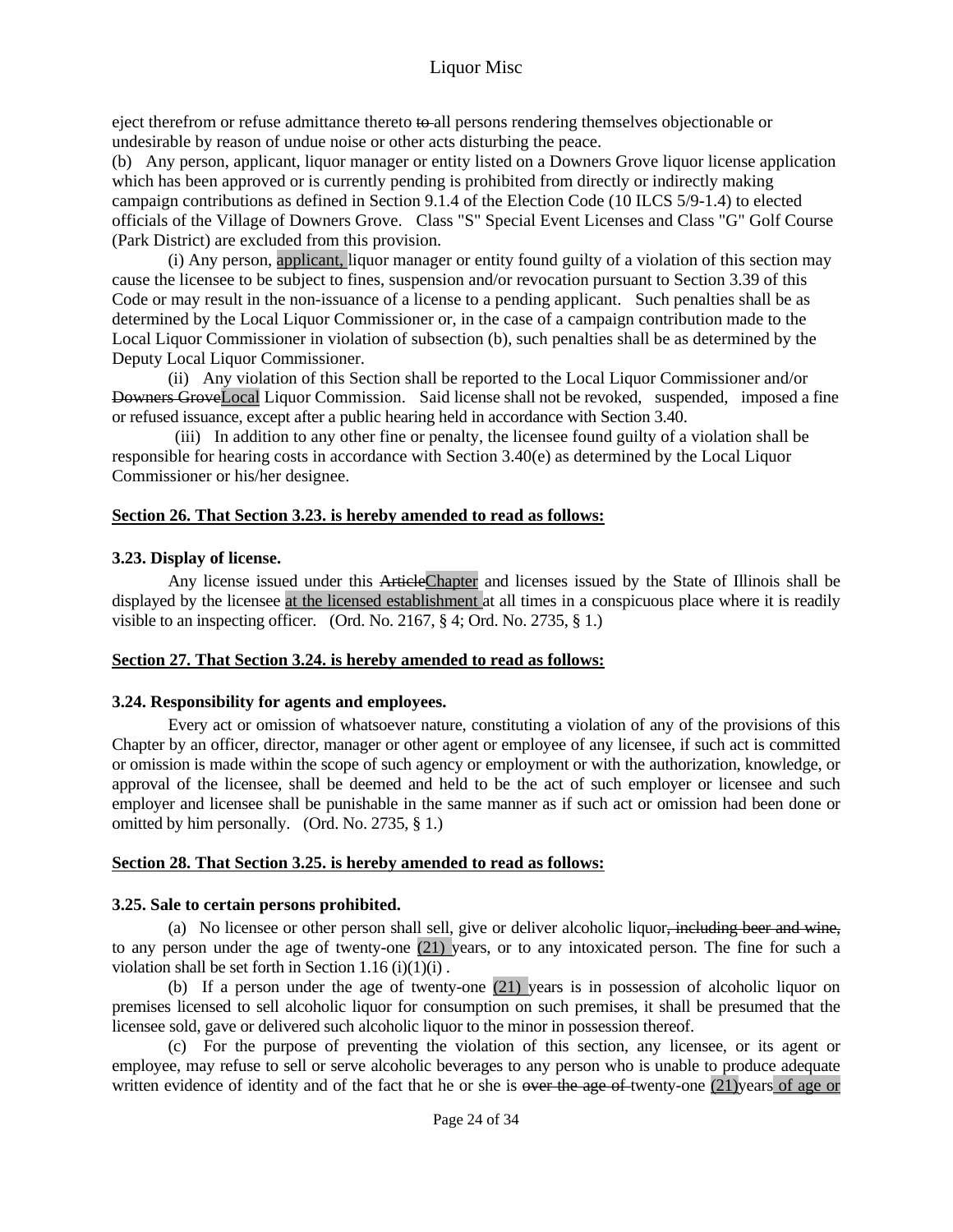eject therefrom or refuse admittance thereto ~~to~~ all persons rendering themselves objectionable or undesirable by reason of undue noise or other acts disturbing the peace.

(b) Any person, applicant, liquor manager or entity listed on a Downers Grove liquor license application which has been approved or is currently pending is prohibited from directly or indirectly making campaign contributions as defined in Section 9.1.4 of the Election Code (10 ILCS 5/9-1.4) to elected officials of the Village of Downers Grove. Class "S" Special Event Licenses and Class "G" Golf Course (Park District) are excluded from this provision.

(i) Any person, applicant, liquor manager or entity found guilty of a violation of this section may cause the licensee to be subject to fines, suspension and/or revocation pursuant to Section 3.39 of this Code or may result in the non-issuance of a license to a pending applicant. Such penalties shall be as determined by the Local Liquor Commissioner or, in the case of a campaign contribution made to the Local Liquor Commissioner in violation of subsection (b), such penalties shall be as determined by the Deputy Local Liquor Commissioner.

(ii) Any violation of this Section shall be reported to the Local Liquor Commissioner and/or ~~Downers Grove~~Local Liquor Commission. Said license shall not be revoked, suspended, imposed a fine or refused issuance, except after a public hearing held in accordance with Section 3.40.

(iii) In addition to any other fine or penalty, the licensee found guilty of a violation shall be responsible for hearing costs in accordance with Section 3.40(e) as determined by the Local Liquor Commissioner or his/her designee.

**Section 26. That Section 3.23. is hereby amended to read as follows:**

**3.23. Display of license.**

Any license issued under this ~~Article~~Chapter and licenses issued by the State of Illinois shall be displayed by the licensee at the licensed establishment at all times in a conspicuous place where it is readily visible to an inspecting officer. (Ord. No. 2167, § 4; Ord. No. 2735, § 1.)

**Section 27. That Section 3.24. is hereby amended to read as follows:**

**3.24. Responsibility for agents and employees.**

Every act or omission of whatsoever nature, constituting a violation of any of the provisions of this Chapter by an officer, director, manager or other agent or employee of any licensee, if such act is committed or omission is made within the scope of such agency or employment or with the authorization, knowledge, or approval of the licensee, shall be deemed and held to be the act of such employer or licensee and such employer and licensee shall be punishable in the same manner as if such act or omission had been done or omitted by him personally. (Ord. No. 2735, § 1.)

**Section 28. That Section 3.25. is hereby amended to read as follows:**

**3.25. Sale to certain persons prohibited.**

(a) No licensee or other person shall sell, give or deliver alcoholic liquor~~, including beer and wine,~~ to any person under the age of twenty-one (21) years, or to any intoxicated person. The fine for such a violation shall be set forth in Section 1.16 (i)(1)(i) .

(b) If a person under the age of twenty-one (21) years is in possession of alcoholic liquor on premises licensed to sell alcoholic liquor for consumption on such premises, it shall be presumed that the licensee sold, gave or delivered such alcoholic liquor to the minor in possession thereof.

(c) For the purpose of preventing the violation of this section, any licensee, or its agent or employee, may refuse to sell or serve alcoholic beverages to any person who is unable to produce adequate written evidence of identity and of the fact that he or she is ~~over the age of~~ twenty-one (21)years of age or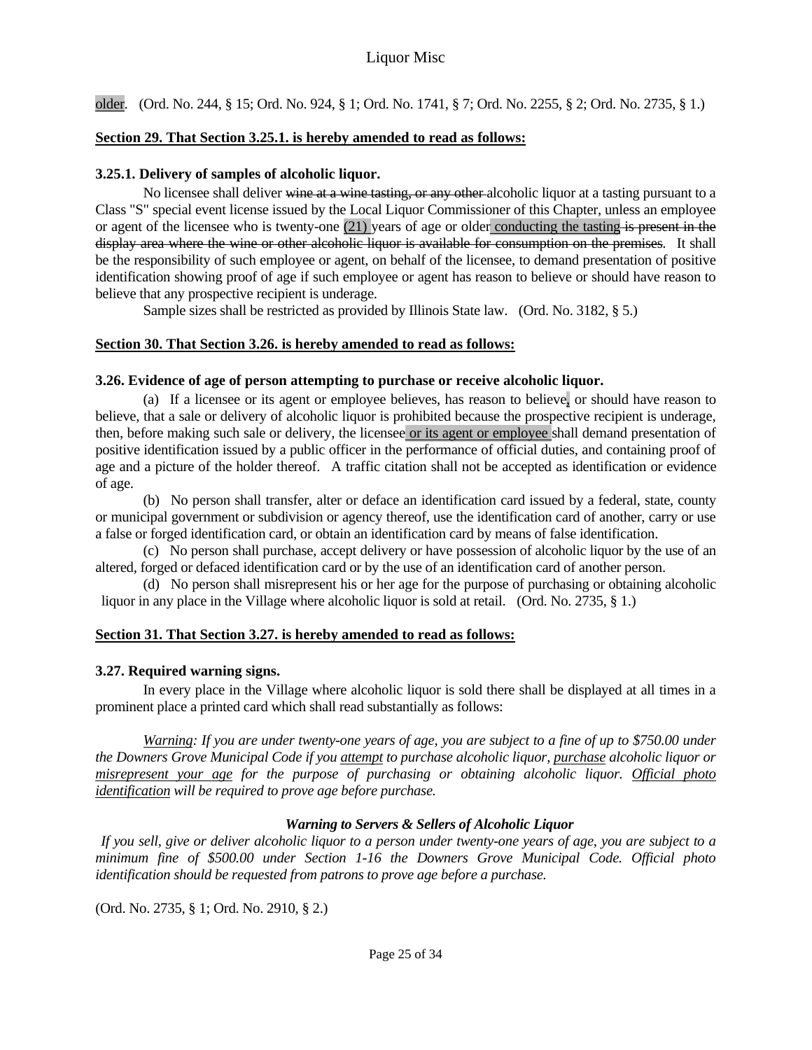older. (Ord. No. 244, § 15; Ord. No. 924, § 1; Ord. No. 1741, § 7; Ord. No. 2255, § 2; Ord. No. 2735, § 1.)

**Section 29. That Section 3.25.1. is hereby amended to read as follows:**

**3.25.1. Delivery of samples of alcoholic liquor.**

No licensee shall deliver ~~wine at a wine tasting, or any other~~ alcoholic liquor at a tasting pursuant to a Class "S" special event license issued by the Local Liquor Commissioner of this Chapter, unless an employee or agent of the licensee who is twenty-one (21) years of age or older conducting the tasting ~~is present in the display area where the wine or other alcoholic liquor is available for consumption on the premises~~. It shall be the responsibility of such employee or agent, on behalf of the licensee, to demand presentation of positive identification showing proof of age if such employee or agent has reason to believe or should have reason to believe that any prospective recipient is underage.

Sample sizes shall be restricted as provided by Illinois State law. (Ord. No. 3182, § 5.)

**Section 30. That Section 3.26. is hereby amended to read as follows:**

**3.26. Evidence of age of person attempting to purchase or receive alcoholic liquor.**

(a) If a licensee or its agent or employee believes, has reason to believe, or should have reason to believe, that a sale or delivery of alcoholic liquor is prohibited because the prospective recipient is underage, then, before making such sale or delivery, the licensee or its agent or employee shall demand presentation of positive identification issued by a public officer in the performance of official duties, and containing proof of age and a picture of the holder thereof. A traffic citation shall not be accepted as identification or evidence of age.

(b) No person shall transfer, alter or deface an identification card issued by a federal, state, county or municipal government or subdivision or agency thereof, use the identification card of another, carry or use a false or forged identification card, or obtain an identification card by means of false identification.

(c) No person shall purchase, accept delivery or have possession of alcoholic liquor by the use of an altered, forged or defaced identification card or by the use of an identification card of another person.

(d) No person shall misrepresent his or her age for the purpose of purchasing or obtaining alcoholic liquor in any place in the Village where alcoholic liquor is sold at retail. (Ord. No. 2735, § 1.)

**Section 31. That Section 3.27. is hereby amended to read as follows:**

**3.27. Required warning signs.**

In every place in the Village where alcoholic liquor is sold there shall be displayed at all times in a prominent place a printed card which shall read substantially as follows:

*Warning: If you are under twenty-one years of age, you are subject to a fine of up to $750.00 under the Downers Grove Municipal Code if you attempt to purchase alcoholic liquor, purchase alcoholic liquor or misrepresent your age for the purpose of purchasing or obtaining alcoholic liquor. Official photo identification will be required to prove age before purchase.*

***Warning to Servers & Sellers of Alcoholic Liquor***

*If you sell, give or deliver alcoholic liquor to a person under twenty-one years of age, you are subject to a minimum fine of $500.00 under Section 1-16 the Downers Grove Municipal Code. Official photo identification should be requested from patrons to prove age before a purchase.*

(Ord. No. 2735, § 1; Ord. No. 2910, § 2.)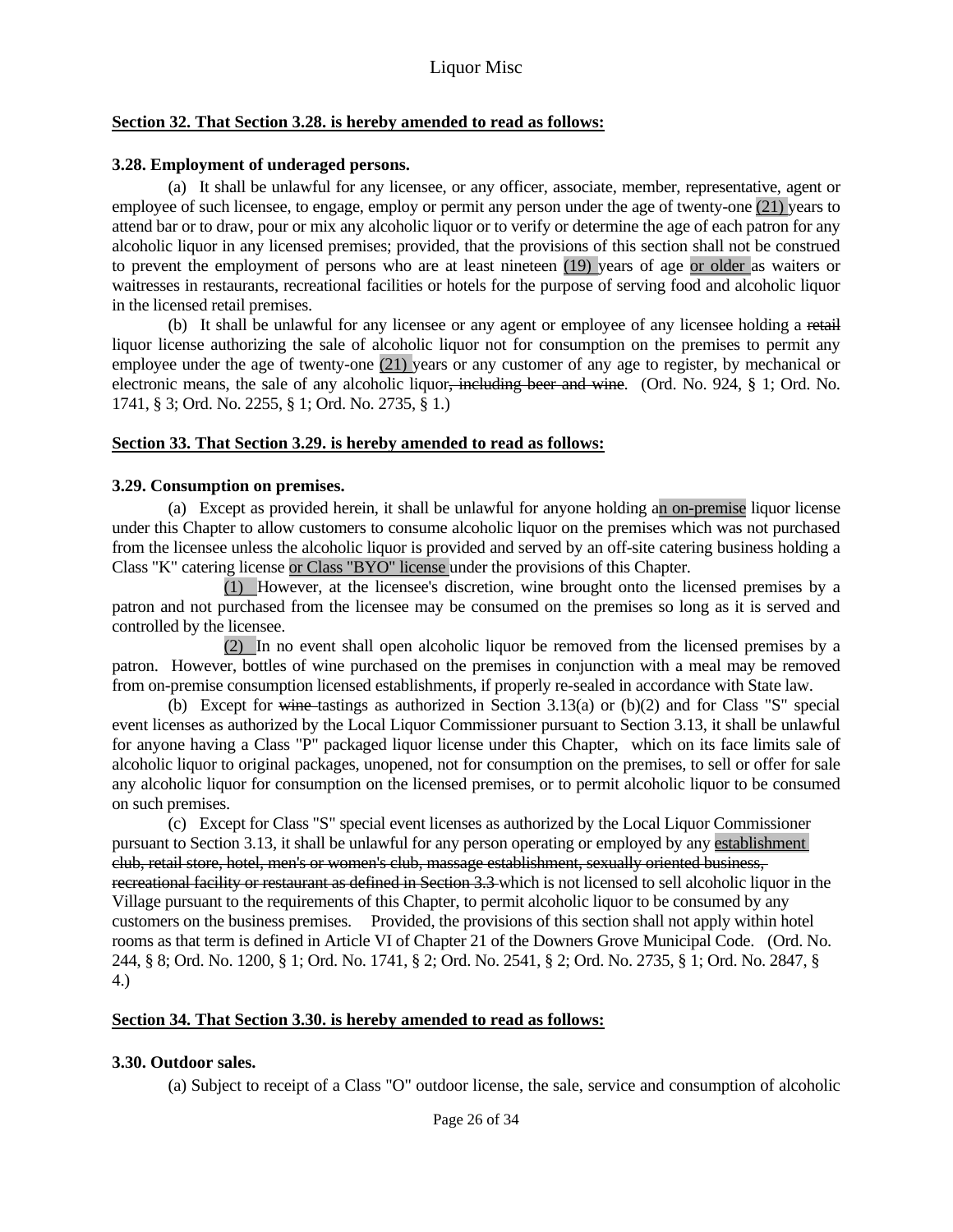**Section 32. That Section 3.28. is hereby amended to read as follows:**

**3.28. Employment of underaged persons.**

(a) It shall be unlawful for any licensee, or any officer, associate, member, representative, agent or employee of such licensee, to engage, employ or permit any person under the age of twenty-one (21) years to attend bar or to draw, pour or mix any alcoholic liquor or to verify or determine the age of each patron for any alcoholic liquor in any licensed premises; provided, that the provisions of this section shall not be construed to prevent the employment of persons who are at least nineteen (19) years of age or older as waiters or waitresses in restaurants, recreational facilities or hotels for the purpose of serving food and alcoholic liquor in the licensed retail premises.

(b) It shall be unlawful for any licensee or any agent or employee of any licensee holding a ~~retail~~ liquor license authorizing the sale of alcoholic liquor not for consumption on the premises to permit any employee under the age of twenty-one (21) years or any customer of any age to register, by mechanical or electronic means, the sale of any alcoholic liquor~~, including beer and wine~~. (Ord. No. 924, § 1; Ord. No. 1741, § 3; Ord. No. 2255, § 1; Ord. No. 2735, § 1.)

**Section 33. That Section 3.29. is hereby amended to read as follows:**

**3.29. Consumption on premises.**

(a) Except as provided herein, it shall be unlawful for anyone holding an on-premise liquor license under this Chapter to allow customers to consume alcoholic liquor on the premises which was not purchased from the licensee unless the alcoholic liquor is provided and served by an off-site catering business holding a Class "K" catering license or Class "BYO" license under the provisions of this Chapter.

(1) However, at the licensee's discretion, wine brought onto the licensed premises by a patron and not purchased from the licensee may be consumed on the premises so long as it is served and controlled by the licensee.

(2) In no event shall open alcoholic liquor be removed from the licensed premises by a patron. However, bottles of wine purchased on the premises in conjunction with a meal may be removed from on-premise consumption licensed establishments, if properly re-sealed in accordance with State law.

(b) Except for ~~wine~~ tastings as authorized in Section 3.13(a) or (b)(2) and for Class "S" special event licenses as authorized by the Local Liquor Commissioner pursuant to Section 3.13, it shall be unlawful for anyone having a Class "P" packaged liquor license under this Chapter, which on its face limits sale of alcoholic liquor to original packages, unopened, not for consumption on the premises, to sell or offer for sale any alcoholic liquor for consumption on the licensed premises, or to permit alcoholic liquor to be consumed on such premises.

(c) Except for Class "S" special event licenses as authorized by the Local Liquor Commissioner pursuant to Section 3.13, it shall be unlawful for any person operating or employed by any establishment ~~club, retail store, hotel, men's or women's club, massage establishment, sexually oriented business, recreational facility or restaurant as defined in Section 3.3~~ which is not licensed to sell alcoholic liquor in the Village pursuant to the requirements of this Chapter, to permit alcoholic liquor to be consumed by any customers on the business premises. Provided, the provisions of this section shall not apply within hotel rooms as that term is defined in Article VI of Chapter 21 of the Downers Grove Municipal Code. (Ord. No. 244, § 8; Ord. No. 1200, § 1; Ord. No. 1741, § 2; Ord. No. 2541, § 2; Ord. No. 2735, § 1; Ord. No. 2847, § 4.)

**Section 34. That Section 3.30. is hereby amended to read as follows:**

**3.30. Outdoor sales.**

(a) Subject to receipt of a Class "O" outdoor license, the sale, service and consumption of alcoholic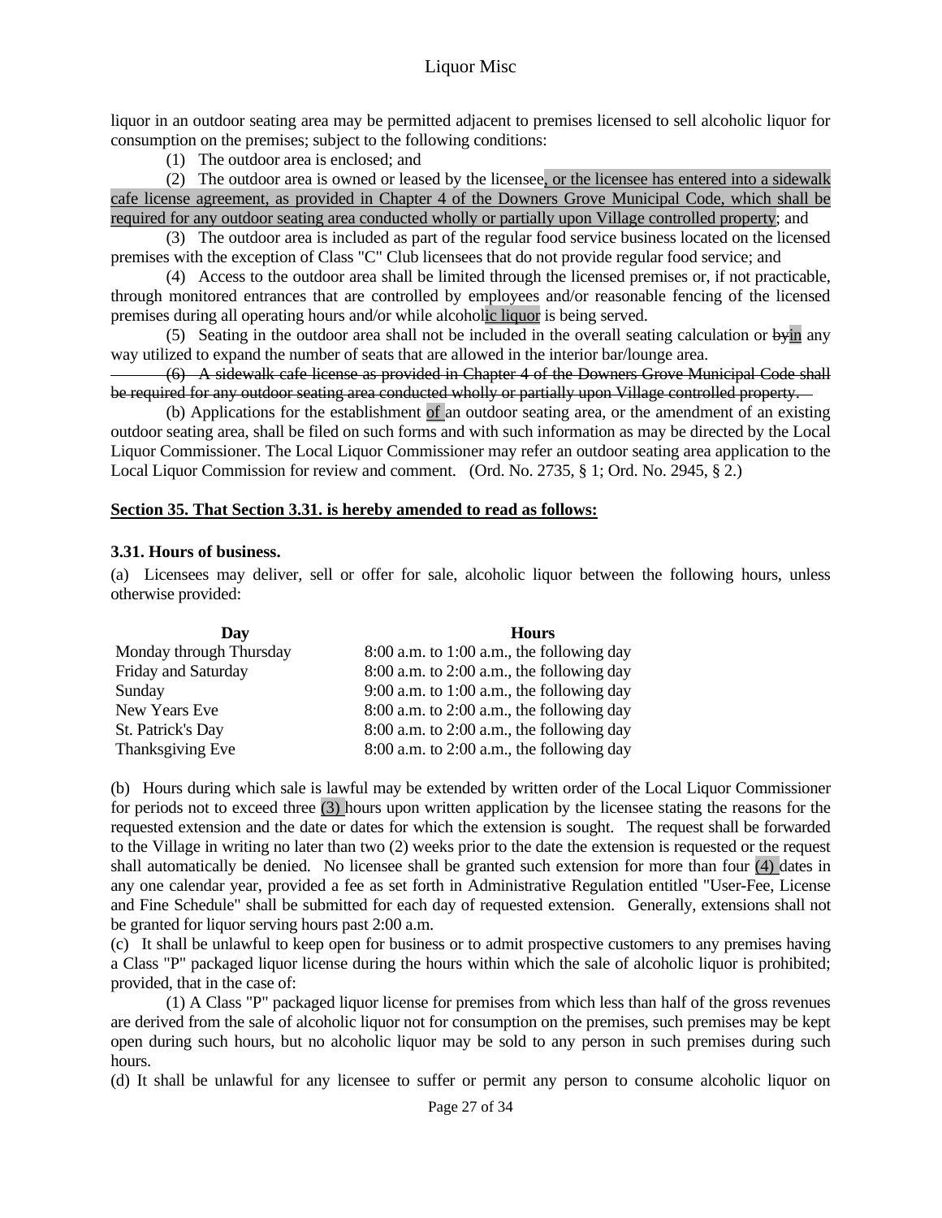liquor in an outdoor seating area may be permitted adjacent to premises licensed to sell alcoholic liquor for consumption on the premises; subject to the following conditions:

(1) The outdoor area is enclosed; and

(2) The outdoor area is owned or leased by the licensee, or the licensee has entered into a sidewalk cafe license agreement, as provided in Chapter 4 of the Downers Grove Municipal Code, which shall be required for any outdoor seating area conducted wholly or partially upon Village controlled property; and

(3) The outdoor area is included as part of the regular food service business located on the licensed premises with the exception of Class "C" Club licensees that do not provide regular food service; and

(4) Access to the outdoor area shall be limited through the licensed premises or, if not practicable, through monitored entrances that are controlled by employees and/or reasonable fencing of the licensed premises during all operating hours and/or while alcoholic liquor is being served.

(5) Seating in the outdoor area shall not be included in the overall seating calculation or ~~by~~in any way utilized to expand the number of seats that are allowed in the interior bar/lounge area.

~~(6) A sidewalk cafe license as provided in Chapter 4 of the Downers Grove Municipal Code shall be required for any outdoor seating area conducted wholly or partially upon Village controlled property.~~

(b) Applications for the establishment of an outdoor seating area, or the amendment of an existing outdoor seating area, shall be filed on such forms and with such information as may be directed by the Local Liquor Commissioner. The Local Liquor Commissioner may refer an outdoor seating area application to the Local Liquor Commission for review and comment. (Ord. No. 2735, § 1; Ord. No. 2945, § 2.)

**Section 35. That Section 3.31. is hereby amended to read as follows:**

**3.31. Hours of business.**

(a) Licensees may deliver, sell or offer for sale, alcoholic liquor between the following hours, unless otherwise provided:

| Day | Hours |
|---|---|
| Monday through Thursday | 8:00 a.m. to 1:00 a.m., the following day |
| Friday and Saturday | 8:00 a.m. to 2:00 a.m., the following day |
| Sunday | 9:00 a.m. to 1:00 a.m., the following day |
| New Years Eve | 8:00 a.m. to 2:00 a.m., the following day |
| St. Patrick's Day | 8:00 a.m. to 2:00 a.m., the following day |
| Thanksgiving Eve | 8:00 a.m. to 2:00 a.m., the following day |

(b) Hours during which sale is lawful may be extended by written order of the Local Liquor Commissioner for periods not to exceed three (3) hours upon written application by the licensee stating the reasons for the requested extension and the date or dates for which the extension is sought. The request shall be forwarded to the Village in writing no later than two (2) weeks prior to the date the extension is requested or the request shall automatically be denied. No licensee shall be granted such extension for more than four (4) dates in any one calendar year, provided a fee as set forth in Administrative Regulation entitled "User-Fee, License and Fine Schedule" shall be submitted for each day of requested extension. Generally, extensions shall not be granted for liquor serving hours past 2:00 a.m.

(c) It shall be unlawful to keep open for business or to admit prospective customers to any premises having a Class "P" packaged liquor license during the hours within which the sale of alcoholic liquor is prohibited; provided, that in the case of:

(1) A Class "P" packaged liquor license for premises from which less than half of the gross revenues are derived from the sale of alcoholic liquor not for consumption on the premises, such premises may be kept open during such hours, but no alcoholic liquor may be sold to any person in such premises during such hours.

(d) It shall be unlawful for any licensee to suffer or permit any person to consume alcoholic liquor on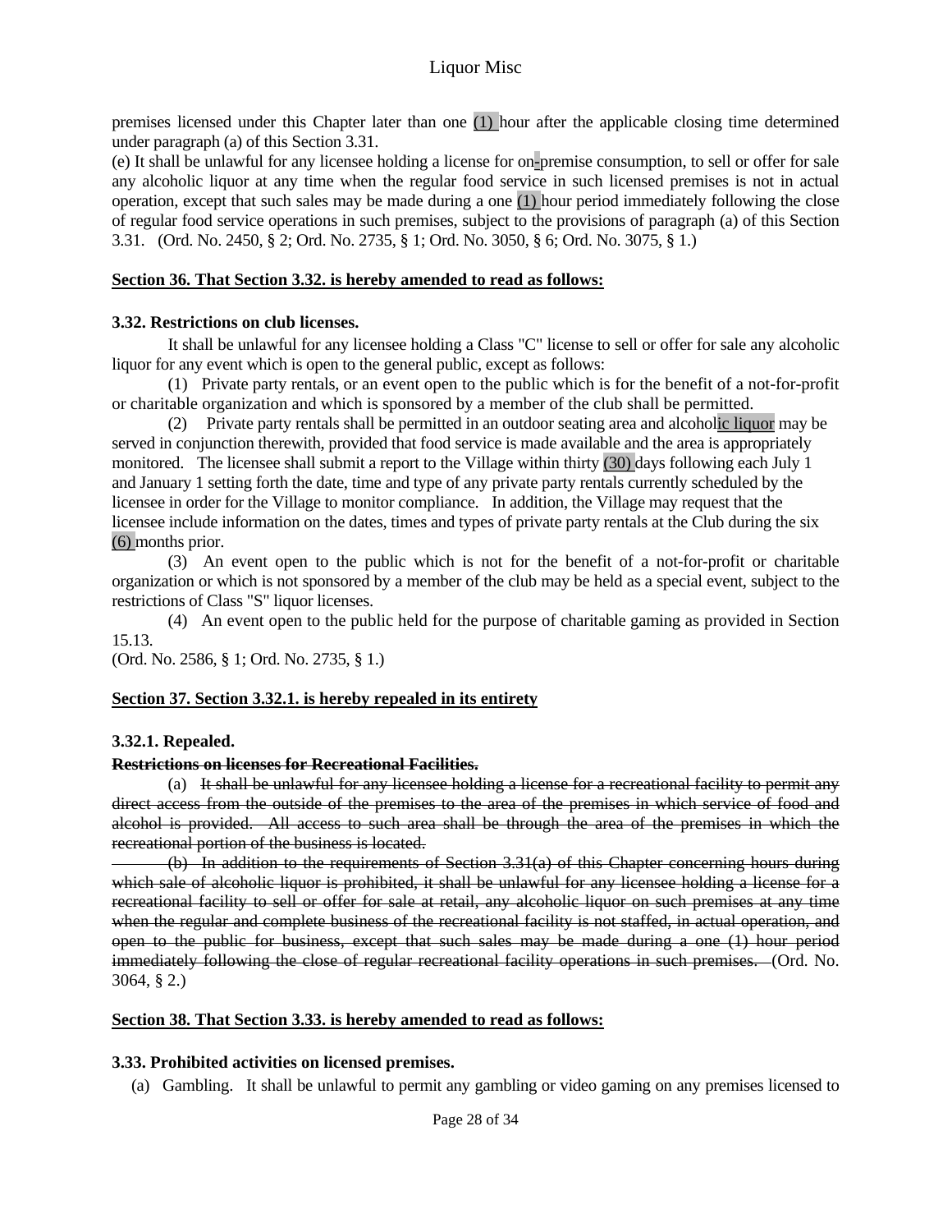premises licensed under this Chapter later than one (1) hour after the applicable closing time determined under paragraph (a) of this Section 3.31.

(e) It shall be unlawful for any licensee holding a license for on-premise consumption, to sell or offer for sale any alcoholic liquor at any time when the regular food service in such licensed premises is not in actual operation, except that such sales may be made during a one (1) hour period immediately following the close of regular food service operations in such premises, subject to the provisions of paragraph (a) of this Section 3.31. (Ord. No. 2450, § 2; Ord. No. 2735, § 1; Ord. No. 3050, § 6; Ord. No. 3075, § 1.)

**Section 36. That Section 3.32. is hereby amended to read as follows:**

**3.32. Restrictions on club licenses.**

It shall be unlawful for any licensee holding a Class "C" license to sell or offer for sale any alcoholic liquor for any event which is open to the general public, except as follows:

(1) Private party rentals, or an event open to the public which is for the benefit of a not-for-profit or charitable organization and which is sponsored by a member of the club shall be permitted.

(2) Private party rentals shall be permitted in an outdoor seating area and alcoholic liquor may be served in conjunction therewith, provided that food service is made available and the area is appropriately monitored. The licensee shall submit a report to the Village within thirty (30) days following each July 1 and January 1 setting forth the date, time and type of any private party rentals currently scheduled by the licensee in order for the Village to monitor compliance. In addition, the Village may request that the licensee include information on the dates, times and types of private party rentals at the Club during the six (6) months prior.

(3) An event open to the public which is not for the benefit of a not-for-profit or charitable organization or which is not sponsored by a member of the club may be held as a special event, subject to the restrictions of Class "S" liquor licenses.

(4) An event open to the public held for the purpose of charitable gaming as provided in Section 15.13.

(Ord. No. 2586, § 1; Ord. No. 2735, § 1.)

**Section 37. Section 3.32.1. is hereby repealed in its entirety**

**3.32.1. Repealed.**

**~~Restrictions on licenses for Recreational Facilities.~~**

(a) ~~It shall be unlawful for any licensee holding a license for a recreational facility to permit any direct access from the outside of the premises to the area of the premises in which service of food and alcohol is provided. All access to such area shall be through the area of the premises in which the recreational portion of the business is located.~~

~~(b) In addition to the requirements of Section 3.31(a) of this Chapter concerning hours during which sale of alcoholic liquor is prohibited, it shall be unlawful for any licensee holding a license for a recreational facility to sell or offer for sale at retail, any alcoholic liquor on such premises at any time when the regular and complete business of the recreational facility is not staffed, in actual operation, and open to the public for business, except that such sales may be made during a one (1) hour period immediately following the close of regular recreational facility operations in such premises.~~ (Ord. No. 3064, § 2.)

**Section 38. That Section 3.33. is hereby amended to read as follows:**

**3.33. Prohibited activities on licensed premises.**

(a) Gambling. It shall be unlawful to permit any gambling or video gaming on any premises licensed to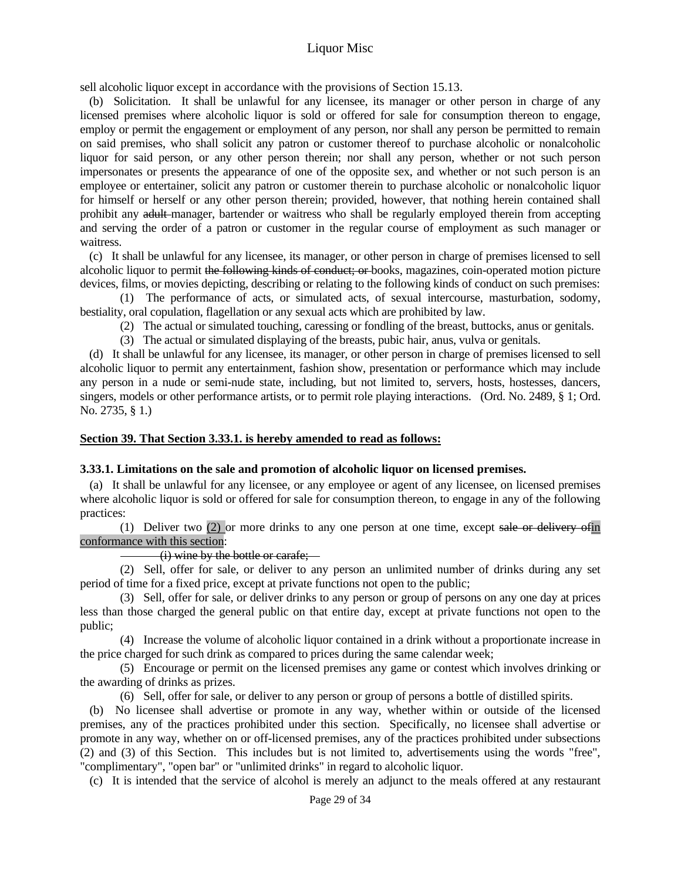sell alcoholic liquor except in accordance with the provisions of Section 15.13.

(b) Solicitation. It shall be unlawful for any licensee, its manager or other person in charge of any licensed premises where alcoholic liquor is sold or offered for sale for consumption thereon to engage, employ or permit the engagement or employment of any person, nor shall any person be permitted to remain on said premises, who shall solicit any patron or customer thereof to purchase alcoholic or nonalcoholic liquor for said person, or any other person therein; nor shall any person, whether or not such person impersonates or presents the appearance of one of the opposite sex, and whether or not such person is an employee or entertainer, solicit any patron or customer therein to purchase alcoholic or nonalcoholic liquor for himself or herself or any other person therein; provided, however, that nothing herein contained shall prohibit any ~~adult~~ manager, bartender or waitress who shall be regularly employed therein from accepting and serving the order of a patron or customer in the regular course of employment as such manager or waitress.

(c) It shall be unlawful for any licensee, its manager, or other person in charge of premises licensed to sell alcoholic liquor to permit ~~the following kinds of conduct; or~~ books, magazines, coin-operated motion picture devices, films, or movies depicting, describing or relating to the following kinds of conduct on such premises:

(1) The performance of acts, or simulated acts, of sexual intercourse, masturbation, sodomy, bestiality, oral copulation, flagellation or any sexual acts which are prohibited by law.

(2) The actual or simulated touching, caressing or fondling of the breast, buttocks, anus or genitals.

(3) The actual or simulated displaying of the breasts, pubic hair, anus, vulva or genitals.

(d) It shall be unlawful for any licensee, its manager, or other person in charge of premises licensed to sell alcoholic liquor to permit any entertainment, fashion show, presentation or performance which may include any person in a nude or semi-nude state, including, but not limited to, servers, hosts, hostesses, dancers, singers, models or other performance artists, or to permit role playing interactions. (Ord. No. 2489, § 1; Ord. No. 2735, § 1.)

**Section 39. That Section 3.33.1. is hereby amended to read as follows:**

**3.33.1. Limitations on the sale and promotion of alcoholic liquor on licensed premises.**

(a) It shall be unlawful for any licensee, or any employee or agent of any licensee, on licensed premises where alcoholic liquor is sold or offered for sale for consumption thereon, to engage in any of the following practices:

(1) Deliver two (2) or more drinks to any one person at one time, except ~~sale or delivery of~~in conformance with this section:

~~(i) wine by the bottle or carafe;~~

(2) Sell, offer for sale, or deliver to any person an unlimited number of drinks during any set period of time for a fixed price, except at private functions not open to the public;

(3) Sell, offer for sale, or deliver drinks to any person or group of persons on any one day at prices less than those charged the general public on that entire day, except at private functions not open to the public;

(4) Increase the volume of alcoholic liquor contained in a drink without a proportionate increase in the price charged for such drink as compared to prices during the same calendar week;

(5) Encourage or permit on the licensed premises any game or contest which involves drinking or the awarding of drinks as prizes.

(6) Sell, offer for sale, or deliver to any person or group of persons a bottle of distilled spirits.

(b) No licensee shall advertise or promote in any way, whether within or outside of the licensed premises, any of the practices prohibited under this section. Specifically, no licensee shall advertise or promote in any way, whether on or off-licensed premises, any of the practices prohibited under subsections (2) and (3) of this Section. This includes but is not limited to, advertisements using the words "free", "complimentary", "open bar" or "unlimited drinks" in regard to alcoholic liquor.

(c) It is intended that the service of alcohol is merely an adjunct to the meals offered at any restaurant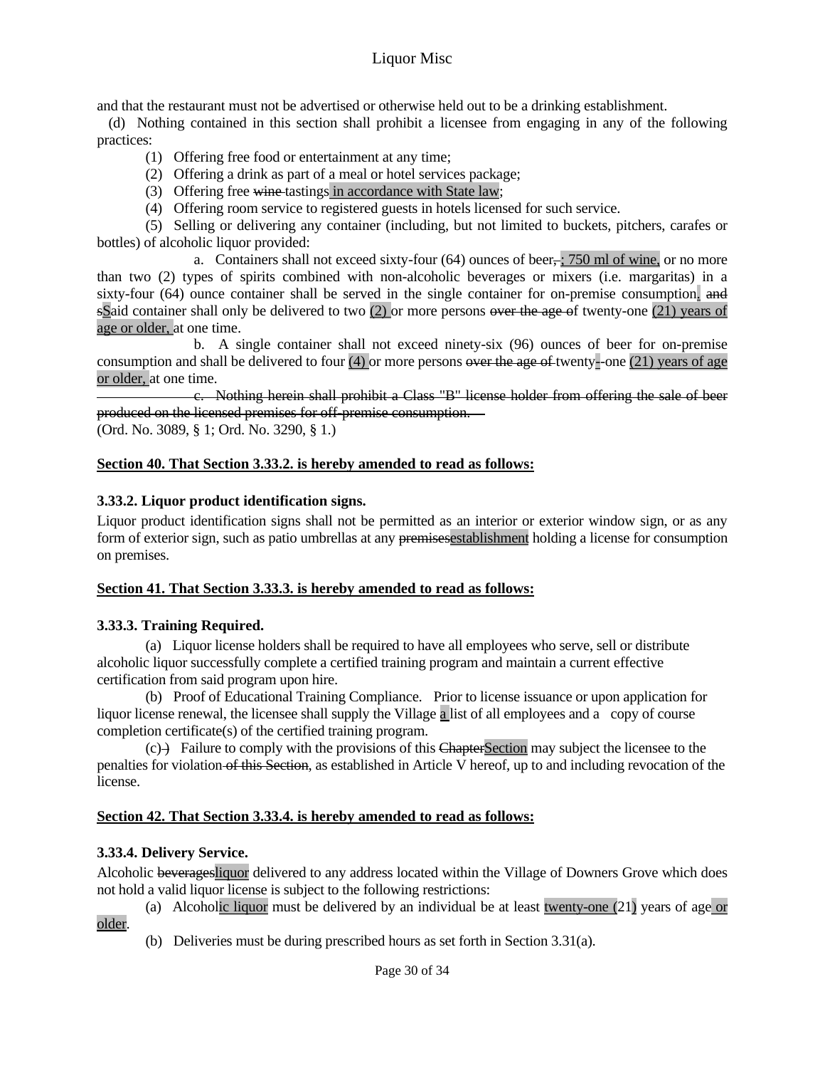and that the restaurant must not be advertised or otherwise held out to be a drinking establishment.

(d) Nothing contained in this section shall prohibit a licensee from engaging in any of the following practices:

(1) Offering free food or entertainment at any time;

(2) Offering a drink as part of a meal or hotel services package;

(3) Offering free ~~wine~~ tastings in accordance with State law;

(4) Offering room service to registered guests in hotels licensed for such service.

(5) Selling or delivering any container (including, but not limited to buckets, pitchers, carafes or bottles) of alcoholic liquor provided:

a. Containers shall not exceed sixty-four (64) ounces of beer~~,~~; 750 ml of wine, or no more than two (2) types of spirits combined with non-alcoholic beverages or mixers (i.e. margaritas) in a sixty-four (64) ounce container shall be served in the single container for on-premise consumption. ~~and s~~Said container shall only be delivered to two (2) or more persons ~~over the age o~~f twenty-one (21) years of age or older, at one time.

b. A single container shall not exceed ninety-six (96) ounces of beer for on-premise consumption and shall be delivered to four (4) or more persons ~~over the age of~~ twenty~~-~~-one (21) years of age or older, at one time.

~~c. Nothing herein shall prohibit a Class "B" license holder from offering the sale of beer produced on the licensed premises for off-premise consumption.~~

(Ord. No. 3089, § 1; Ord. No. 3290, § 1.)

**Section 40. That Section 3.33.2. is hereby amended to read as follows:**

**3.33.2. Liquor product identification signs.**

Liquor product identification signs shall not be permitted as an interior or exterior window sign, or as any form of exterior sign, such as patio umbrellas at any ~~premises~~establishment holding a license for consumption on premises.

**Section 41. That Section 3.33.3. is hereby amended to read as follows:**

**3.33.3. Training Required.**

(a) Liquor license holders shall be required to have all employees who serve, sell or distribute alcoholic liquor successfully complete a certified training program and maintain a current effective certification from said program upon hire.

(b) Proof of Educational Training Compliance. Prior to license issuance or upon application for liquor license renewal, the licensee shall supply the Village a list of all employees and a copy of course completion certificate(s) of the certified training program.

(c)~~)~~ Failure to comply with the provisions of this ~~Chapter~~Section may subject the licensee to the penalties for violation ~~of this Section~~, as established in Article V hereof, up to and including revocation of the license.

**Section 42. That Section 3.33.4. is hereby amended to read as follows:**

**3.33.4. Delivery Service.**

Alcoholic ~~beverages~~liquor delivered to any address located within the Village of Downers Grove which does not hold a valid liquor license is subject to the following restrictions:

(a) Alcoholic liquor must be delivered by an individual be at least twenty-one (21) years of age or older.

(b) Deliveries must be during prescribed hours as set forth in Section 3.31(a).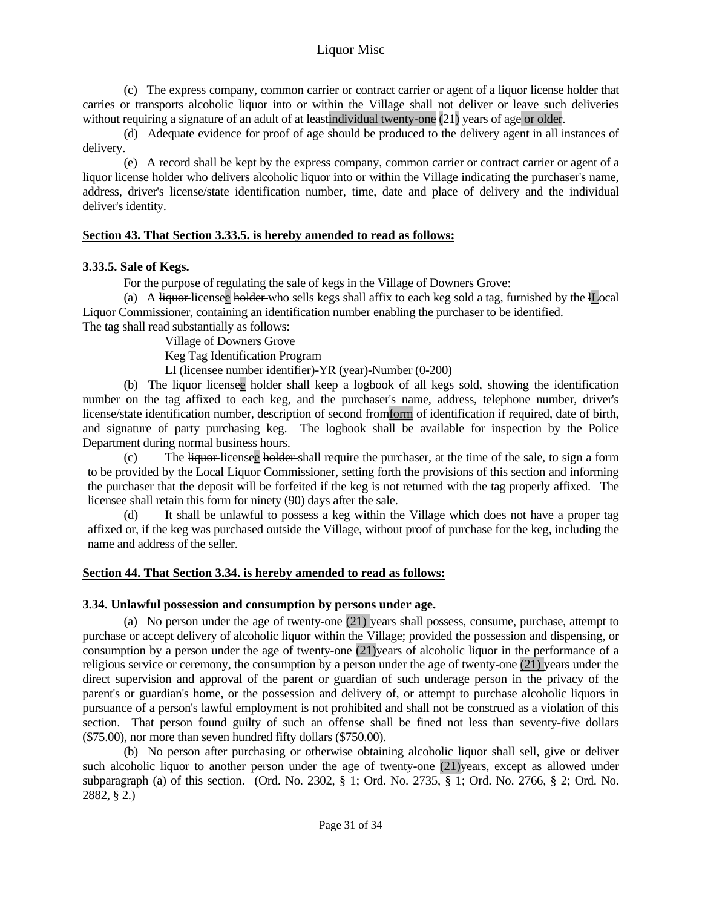(c) The express company, common carrier or contract carrier or agent of a liquor license holder that carries or transports alcoholic liquor into or within the Village shall not deliver or leave such deliveries without requiring a signature of an ~~adult of at least~~individual twenty-one (21) years of age or older.

(d) Adequate evidence for proof of age should be produced to the delivery agent in all instances of delivery.

(e) A record shall be kept by the express company, common carrier or contract carrier or agent of a liquor license holder who delivers alcoholic liquor into or within the Village indicating the purchaser's name, address, driver's license/state identification number, time, date and place of delivery and the individual deliver's identity.

**Section 43. That Section 3.33.5. is hereby amended to read as follows:**

**3.33.5. Sale of Kegs.**

For the purpose of regulating the sale of kegs in the Village of Downers Grove:

(a) A ~~liquor~~ licensee ~~holder~~ who sells kegs shall affix to each keg sold a tag, furnished by the ~~l~~Local Liquor Commissioner, containing an identification number enabling the purchaser to be identified. The tag shall read substantially as follows:

Village of Downers Grove
Keg Tag Identification Program
LI (licensee number identifier)-YR (year)-Number (0-200)

(b) The ~~liquor~~ licensee ~~holder~~ shall keep a logbook of all kegs sold, showing the identification number on the tag affixed to each keg, and the purchaser's name, address, telephone number, driver's license/state identification number, description of second ~~from~~form of identification if required, date of birth, and signature of party purchasing keg. The logbook shall be available for inspection by the Police Department during normal business hours.

(c) The ~~liquor~~ licensee ~~holder~~ shall require the purchaser, at the time of the sale, to sign a form to be provided by the Local Liquor Commissioner, setting forth the provisions of this section and informing the purchaser that the deposit will be forfeited if the keg is not returned with the tag properly affixed. The licensee shall retain this form for ninety (90) days after the sale.

(d) It shall be unlawful to possess a keg within the Village which does not have a proper tag affixed or, if the keg was purchased outside the Village, without proof of purchase for the keg, including the name and address of the seller.

**Section 44. That Section 3.34. is hereby amended to read as follows:**

**3.34. Unlawful possession and consumption by persons under age.**

(a) No person under the age of twenty-one (21) years shall possess, consume, purchase, attempt to purchase or accept delivery of alcoholic liquor within the Village; provided the possession and dispensing, or consumption by a person under the age of twenty-one (21)years of alcoholic liquor in the performance of a religious service or ceremony, the consumption by a person under the age of twenty-one (21) years under the direct supervision and approval of the parent or guardian of such underage person in the privacy of the parent's or guardian's home, or the possession and delivery of, or attempt to purchase alcoholic liquors in pursuance of a person's lawful employment is not prohibited and shall not be construed as a violation of this section. That person found guilty of such an offense shall be fined not less than seventy-five dollars ($75.00), nor more than seven hundred fifty dollars ($750.00).

(b) No person after purchasing or otherwise obtaining alcoholic liquor shall sell, give or deliver such alcoholic liquor to another person under the age of twenty-one (21)years, except as allowed under subparagraph (a) of this section. (Ord. No. 2302, § 1; Ord. No. 2735, § 1; Ord. No. 2766, § 2; Ord. No. 2882, § 2.)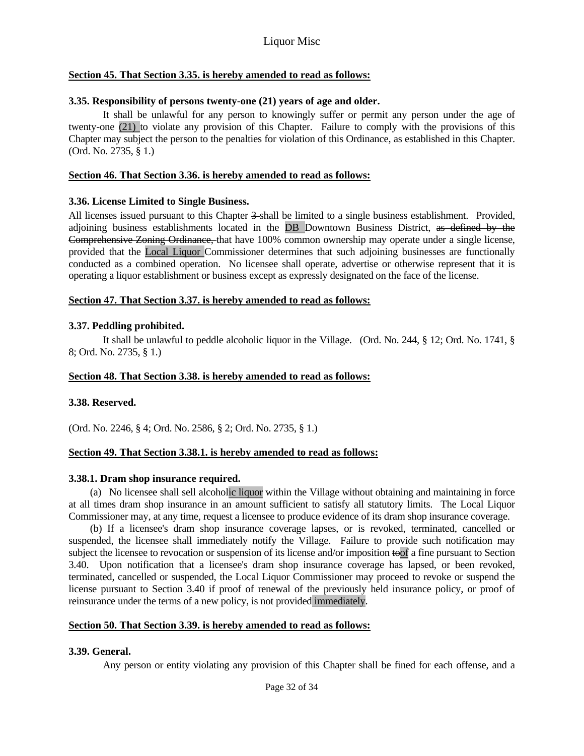**Section 45. That Section 3.35. is hereby amended to read as follows:**

**3.35. Responsibility of persons twenty-one (21) years of age and older.**

It shall be unlawful for any person to knowingly suffer or permit any person under the age of twenty-one (21) to violate any provision of this Chapter. Failure to comply with the provisions of this Chapter may subject the person to the penalties for violation of this Ordinance, as established in this Chapter. (Ord. No. 2735, § 1.)

**Section 46. That Section 3.36. is hereby amended to read as follows:**

**3.36. License Limited to Single Business.**

All licenses issued pursuant to this Chapter ~~3~~ shall be limited to a single business establishment. Provided, adjoining business establishments located in the DB Downtown Business District, ~~as defined by the Comprehensive Zoning Ordinance,~~ that have 100% common ownership may operate under a single license, provided that the Local Liquor Commissioner determines that such adjoining businesses are functionally conducted as a combined operation. No licensee shall operate, advertise or otherwise represent that it is operating a liquor establishment or business except as expressly designated on the face of the license.

**Section 47. That Section 3.37. is hereby amended to read as follows:**

**3.37. Peddling prohibited.**

It shall be unlawful to peddle alcoholic liquor in the Village. (Ord. No. 244, § 12; Ord. No. 1741, § 8; Ord. No. 2735, § 1.)

**Section 48. That Section 3.38. is hereby amended to read as follows:**

**3.38. Reserved.**

(Ord. No. 2246, § 4; Ord. No. 2586, § 2; Ord. No. 2735, § 1.)

**Section 49. That Section 3.38.1. is hereby amended to read as follows:**

**3.38.1. Dram shop insurance required.**

(a) No licensee shall sell alcoholic liquor within the Village without obtaining and maintaining in force at all times dram shop insurance in an amount sufficient to satisfy all statutory limits. The Local Liquor Commissioner may, at any time, request a licensee to produce evidence of its dram shop insurance coverage.

(b) If a licensee's dram shop insurance coverage lapses, or is revoked, terminated, cancelled or suspended, the licensee shall immediately notify the Village. Failure to provide such notification may subject the licensee to revocation or suspension of its license and/or imposition ~~to~~of a fine pursuant to Section 3.40. Upon notification that a licensee's dram shop insurance coverage has lapsed, or been revoked, terminated, cancelled or suspended, the Local Liquor Commissioner may proceed to revoke or suspend the license pursuant to Section 3.40 if proof of renewal of the previously held insurance policy, or proof of reinsurance under the terms of a new policy, is not provided immediately.

**Section 50. That Section 3.39. is hereby amended to read as follows:**

**3.39. General.**

Any person or entity violating any provision of this Chapter shall be fined for each offense, and a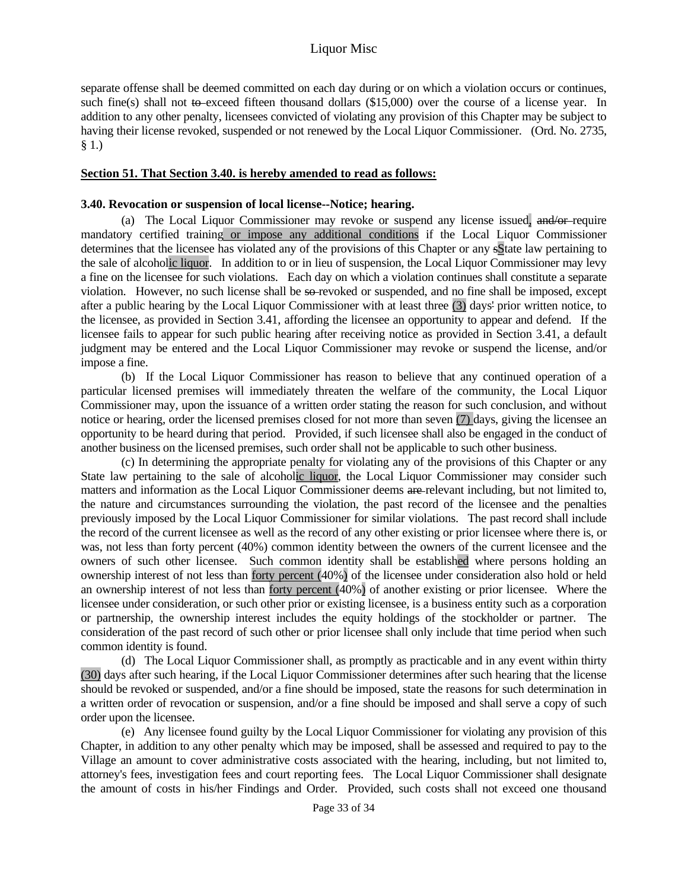separate offense shall be deemed committed on each day during or on which a violation occurs or continues, such fine(s) shall not to exceed fifteen thousand dollars ($15,000) over the course of a license year. In addition to any other penalty, licensees convicted of violating any provision of this Chapter may be subject to having their license revoked, suspended or not renewed by the Local Liquor Commissioner. (Ord. No. 2735, § 1.)

**Section 51. That Section 3.40. is hereby amended to read as follows:**

**3.40. Revocation or suspension of local license--Notice; hearing.**

(a) The Local Liquor Commissioner may revoke or suspend any license issued, and/or require mandatory certified training or impose any additional conditions if the Local Liquor Commissioner determines that the licensee has violated any of the provisions of this Chapter or any sState law pertaining to the sale of alcoholic liquor. In addition to or in lieu of suspension, the Local Liquor Commissioner may levy a fine on the licensee for such violations. Each day on which a violation continues shall constitute a separate violation. However, no such license shall be so revoked or suspended, and no fine shall be imposed, except after a public hearing by the Local Liquor Commissioner with at least three (3) days' prior written notice, to the licensee, as provided in Section 3.41, affording the licensee an opportunity to appear and defend. If the licensee fails to appear for such public hearing after receiving notice as provided in Section 3.41, a default judgment may be entered and the Local Liquor Commissioner may revoke or suspend the license, and/or impose a fine.

(b) If the Local Liquor Commissioner has reason to believe that any continued operation of a particular licensed premises will immediately threaten the welfare of the community, the Local Liquor Commissioner may, upon the issuance of a written order stating the reason for such conclusion, and without notice or hearing, order the licensed premises closed for not more than seven (7) days, giving the licensee an opportunity to be heard during that period. Provided, if such licensee shall also be engaged in the conduct of another business on the licensed premises, such order shall not be applicable to such other business.

(c) In determining the appropriate penalty for violating any of the provisions of this Chapter or any State law pertaining to the sale of alcoholic liquor, the Local Liquor Commissioner may consider such matters and information as the Local Liquor Commissioner deems are relevant including, but not limited to, the nature and circumstances surrounding the violation, the past record of the licensee and the penalties previously imposed by the Local Liquor Commissioner for similar violations. The past record shall include the record of the current licensee as well as the record of any other existing or prior licensee where there is, or was, not less than forty percent (40%) common identity between the owners of the current licensee and the owners of such other licensee. Such common identity shall be established where persons holding an ownership interest of not less than forty percent (40%) of the licensee under consideration also hold or held an ownership interest of not less than forty percent (40%) of another existing or prior licensee. Where the licensee under consideration, or such other prior or existing licensee, is a business entity such as a corporation or partnership, the ownership interest includes the equity holdings of the stockholder or partner. The consideration of the past record of such other or prior licensee shall only include that time period when such common identity is found.

(d) The Local Liquor Commissioner shall, as promptly as practicable and in any event within thirty (30) days after such hearing, if the Local Liquor Commissioner determines after such hearing that the license should be revoked or suspended, and/or a fine should be imposed, state the reasons for such determination in a written order of revocation or suspension, and/or a fine should be imposed and shall serve a copy of such order upon the licensee.

(e) Any licensee found guilty by the Local Liquor Commissioner for violating any provision of this Chapter, in addition to any other penalty which may be imposed, shall be assessed and required to pay to the Village an amount to cover administrative costs associated with the hearing, including, but not limited to, attorney's fees, investigation fees and court reporting fees. The Local Liquor Commissioner shall designate the amount of costs in his/her Findings and Order. Provided, such costs shall not exceed one thousand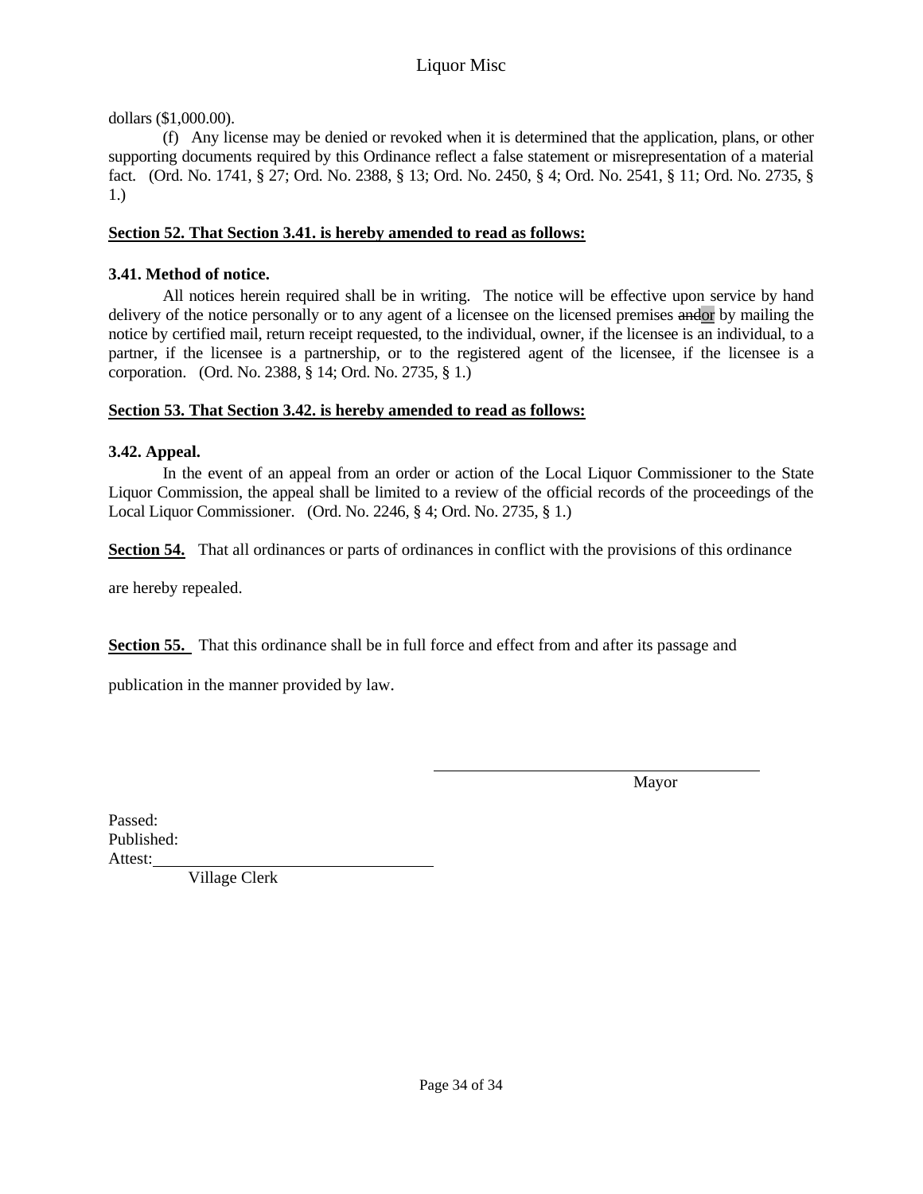dollars ($1,000.00).

(f) Any license may be denied or revoked when it is determined that the application, plans, or other supporting documents required by this Ordinance reflect a false statement or misrepresentation of a material fact. (Ord. No. 1741, § 27; Ord. No. 2388, § 13; Ord. No. 2450, § 4; Ord. No. 2541, § 11; Ord. No. 2735, § 1.)

**Section 52. That Section 3.41. is hereby amended to read as follows:**

**3.41. Method of notice.**

All notices herein required shall be in writing. The notice will be effective upon service by hand delivery of the notice personally or to any agent of a licensee on the licensed premises ~~and~~or by mailing the notice by certified mail, return receipt requested, to the individual, owner, if the licensee is an individual, to a partner, if the licensee is a partnership, or to the registered agent of the licensee, if the licensee is a corporation. (Ord. No. 2388, § 14; Ord. No. 2735, § 1.)

**Section 53. That Section 3.42. is hereby amended to read as follows:**

**3.42. Appeal.**

In the event of an appeal from an order or action of the Local Liquor Commissioner to the State Liquor Commission, the appeal shall be limited to a review of the official records of the proceedings of the Local Liquor Commissioner. (Ord. No. 2246, § 4; Ord. No. 2735, § 1.)

**Section 54.** That all ordinances or parts of ordinances in conflict with the provisions of this ordinance are hereby repealed.

**Section 55.** That this ordinance shall be in full force and effect from and after its passage and publication in the manner provided by law.

\_\_\_\_\_\_\_\_\_\_\_\_\_\_\_\_\_\_\_\_\_\_\_\_\_\_\_\_\_\_\_\_\_\_\_\_
Mayor

Passed:
Published:
Attest:\_\_\_\_\_\_\_\_\_\_\_\_\_\_\_\_\_\_\_\_\_\_\_\_\_\_\_\_\_\_
Village Clerk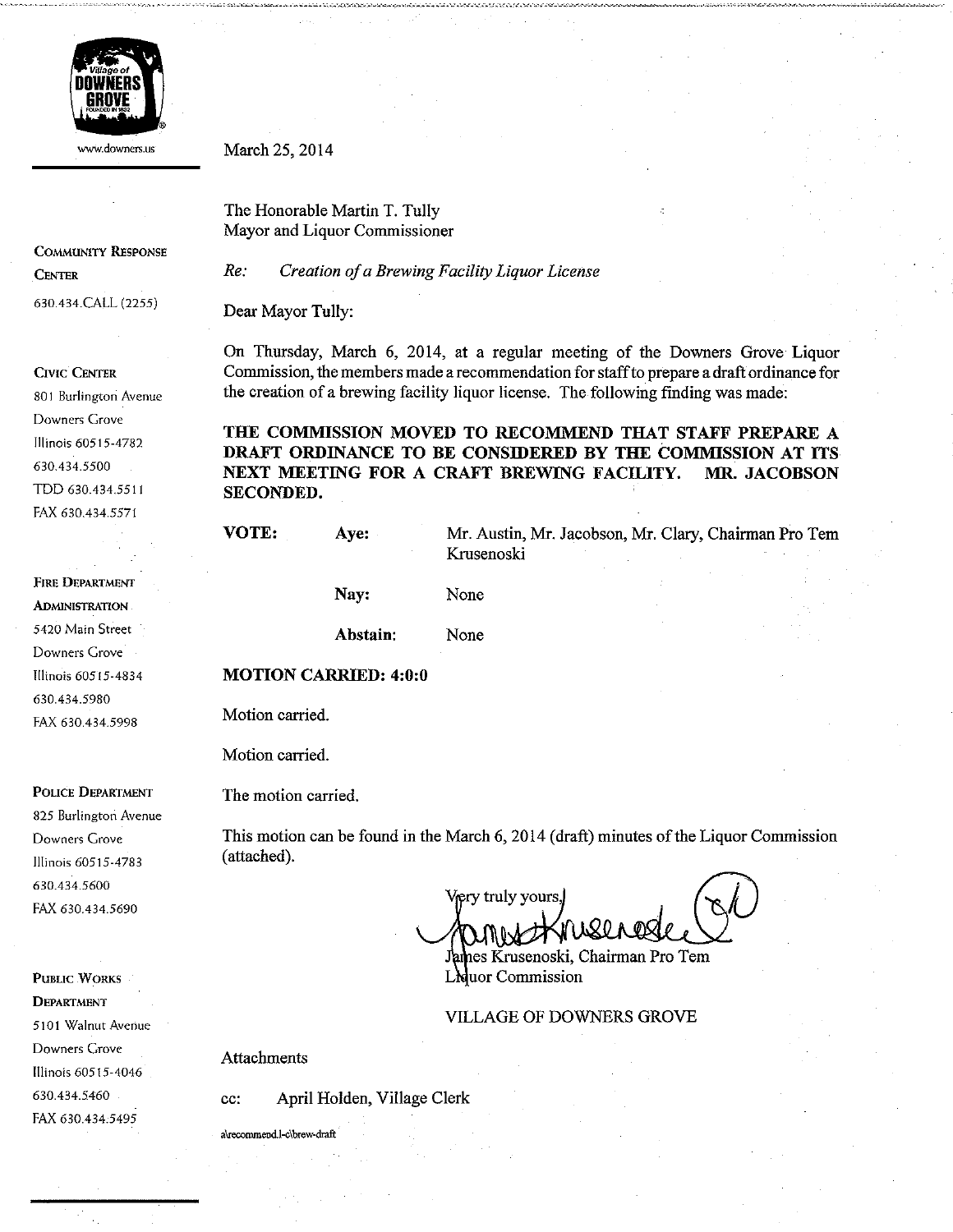www.downers.us

**COMMUNITY RESPONSE CENTER**
630.434.CALL (2255)

**CIVIC CENTER**
801 Burlington Avenue
Downers Grove
Illinois 60515-4782
630.434.5500
TDD 630.434.5511
FAX 630.434.5571

**FIRE DEPARTMENT ADMINISTRATION**
5420 Main Street
Downers Grove
Illinois 60515-4834
630.434.5980
FAX 630.434.5998

**POLICE DEPARTMENT**
825 Burlington Avenue
Downers Grove
Illinois 60515-4783
630.434.5600
FAX 630.434.5690

**PUBLIC WORKS DEPARTMENT**
5101 Walnut Avenue
Downers Grove
Illinois 60515-4046
630.434.5460
FAX 630.434.5495

March 25, 2014

The Honorable Martin T. Tully
Mayor and Liquor Commissioner

*Re: Creation of a Brewing Facility Liquor License*

Dear Mayor Tully:

On Thursday, March 6, 2014, at a regular meeting of the Downers Grove Liquor Commission, the members made a recommendation for staff to prepare a draft ordinance for the creation of a brewing facility liquor license. The following finding was made:

**THE COMMISSION MOVED TO RECOMMEND THAT STAFF PREPARE A DRAFT ORDINANCE TO BE CONSIDERED BY THE COMMISSION AT ITS NEXT MEETING FOR A CRAFT BREWING FACILITY. MR. JACOBSON SECONDED.**

| **VOTE:** | **Aye:** | Mr. Austin, Mr. Jacobson, Mr. Clary, Chairman Pro Tem Krusenoski |
|---|---|---|
| | **Nay:** | None |
| | **Abstain:** | None |

**MOTION CARRIED: 4:0:0**

Motion carried.

Motion carried.

The motion carried.

This motion can be found in the March 6, 2014 (draft) minutes of the Liquor Commission (attached).

Very truly yours,

James Krusenoski, Chairman Pro Tem
Liquor Commission

VILLAGE OF DOWNERS GROVE

Attachments

cc: April Holden, Village Clerk

a\recommend.l-c\brew-draft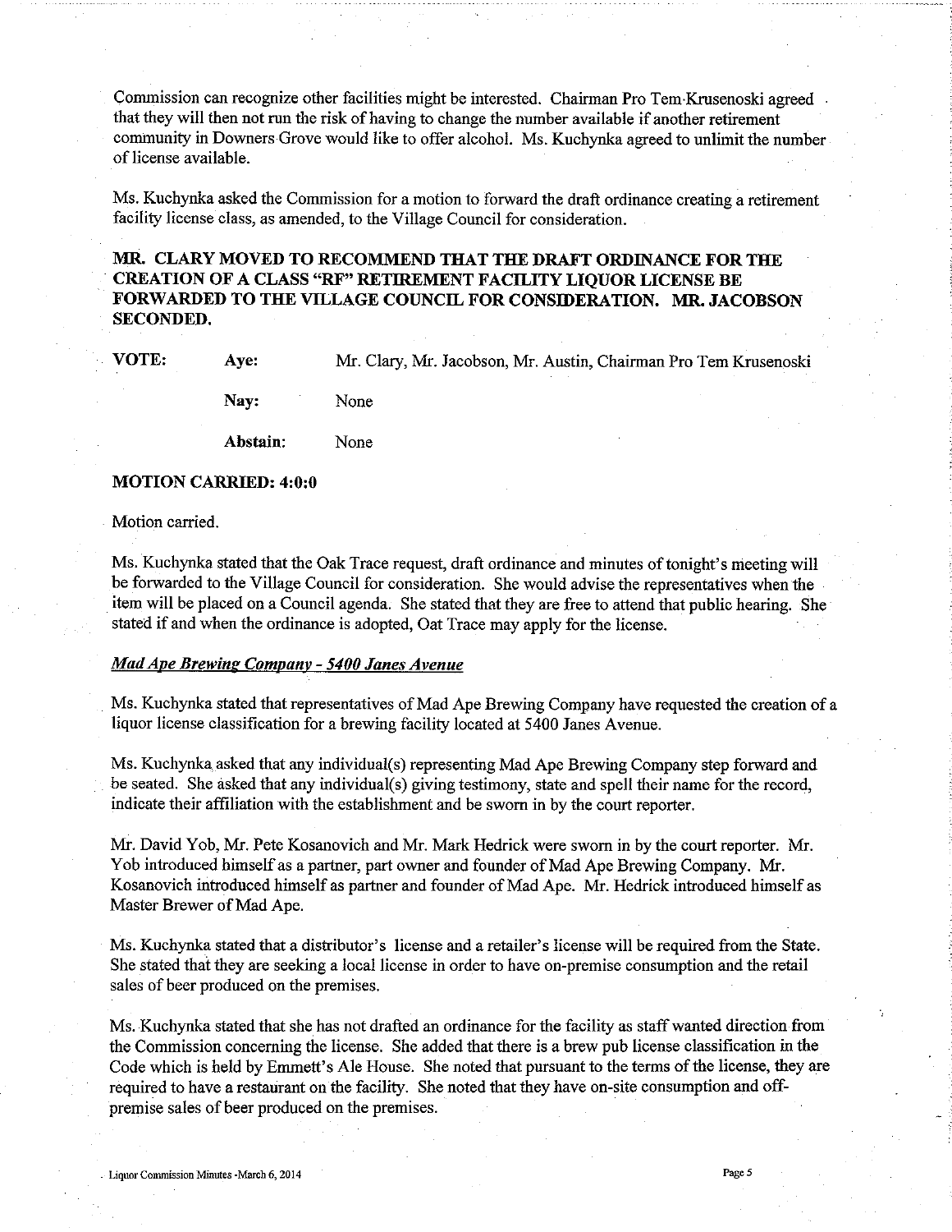Commission can recognize other facilities might be interested. Chairman Pro Tem Krusenoski agreed that they will then not run the risk of having to change the number available if another retirement community in Downers Grove would like to offer alcohol. Ms. Kuchynka agreed to unlimit the number of license available.

Ms. Kuchynka asked the Commission for a motion to forward the draft ordinance creating a retirement facility license class, as amended, to the Village Council for consideration.

**MR. CLARY MOVED TO RECOMMEND THAT THE DRAFT ORDINANCE FOR THE CREATION OF A CLASS "RF" RETIREMENT FACILITY LIQUOR LICENSE BE FORWARDED TO THE VILLAGE COUNCIL FOR CONSIDERATION. MR. JACOBSON SECONDED.**

| **VOTE:** | **Aye:** | Mr. Clary, Mr. Jacobson, Mr. Austin, Chairman Pro Tem Krusenoski |
|---|---|---|
| | **Nay:** | None |
| | **Abstain:** | None |

**MOTION CARRIED: 4:0:0**

Motion carried.

Ms. Kuchynka stated that the Oak Trace request, draft ordinance and minutes of tonight's meeting will be forwarded to the Village Council for consideration. She would advise the representatives when the item will be placed on a Council agenda. She stated that they are free to attend that public hearing. She stated if and when the ordinance is adopted, Oat Trace may apply for the license.

***Mad Ape Brewing Company - 5400 Janes Avenue***

Ms. Kuchynka stated that representatives of Mad Ape Brewing Company have requested the creation of a liquor license classification for a brewing facility located at 5400 Janes Avenue.

Ms. Kuchynka asked that any individual(s) representing Mad Ape Brewing Company step forward and be seated. She asked that any individual(s) giving testimony, state and spell their name for the record, indicate their affiliation with the establishment and be sworn in by the court reporter.

Mr. David Yob, Mr. Pete Kosanovich and Mr. Mark Hedrick were sworn in by the court reporter. Mr. Yob introduced himself as a partner, part owner and founder of Mad Ape Brewing Company. Mr. Kosanovich introduced himself as partner and founder of Mad Ape. Mr. Hedrick introduced himself as Master Brewer of Mad Ape.

Ms. Kuchynka stated that a distributor's license and a retailer's license will be required from the State. She stated that they are seeking a local license in order to have on-premise consumption and the retail sales of beer produced on the premises.

Ms. Kuchynka stated that she has not drafted an ordinance for the facility as staff wanted direction from the Commission concerning the license. She added that there is a brew pub license classification in the Code which is held by Emmett's Ale House. She noted that pursuant to the terms of the license, they are required to have a restaurant on the facility. She noted that they have on-site consumption and off-premise sales of beer produced on the premises.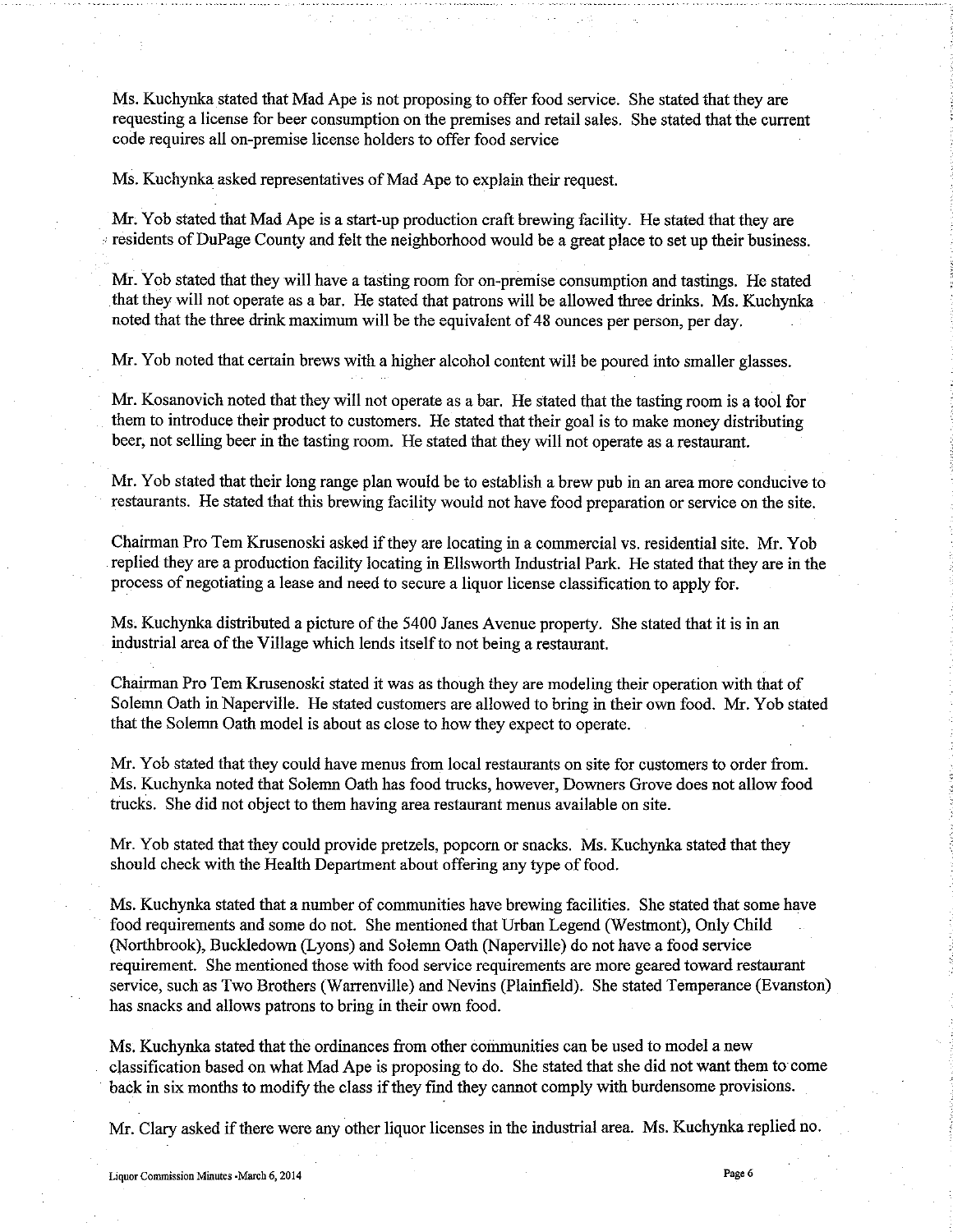Ms. Kuchynka stated that Mad Ape is not proposing to offer food service. She stated that they are requesting a license for beer consumption on the premises and retail sales. She stated that the current code requires all on-premise license holders to offer food service

Ms. Kuchynka asked representatives of Mad Ape to explain their request.

Mr. Yob stated that Mad Ape is a start-up production craft brewing facility. He stated that they are residents of DuPage County and felt the neighborhood would be a great place to set up their business.

Mr. Yob stated that they will have a tasting room for on-premise consumption and tastings. He stated that they will not operate as a bar. He stated that patrons will be allowed three drinks. Ms. Kuchynka noted that the three drink maximum will be the equivalent of 48 ounces per person, per day.

Mr. Yob noted that certain brews with a higher alcohol content will be poured into smaller glasses.

Mr. Kosanovich noted that they will not operate as a bar. He stated that the tasting room is a tool for them to introduce their product to customers. He stated that their goal is to make money distributing beer, not selling beer in the tasting room. He stated that they will not operate as a restaurant.

Mr. Yob stated that their long range plan would be to establish a brew pub in an area more conducive to restaurants. He stated that this brewing facility would not have food preparation or service on the site.

Chairman Pro Tem Krusenoski asked if they are locating in a commercial vs. residential site. Mr. Yob replied they are a production facility locating in Ellsworth Industrial Park. He stated that they are in the process of negotiating a lease and need to secure a liquor license classification to apply for.

Ms. Kuchynka distributed a picture of the 5400 Janes Avenue property. She stated that it is in an industrial area of the Village which lends itself to not being a restaurant.

Chairman Pro Tem Krusenoski stated it was as though they are modeling their operation with that of Solemn Oath in Naperville. He stated customers are allowed to bring in their own food. Mr. Yob stated that the Solemn Oath model is about as close to how they expect to operate.

Mr. Yob stated that they could have menus from local restaurants on site for customers to order from. Ms. Kuchynka noted that Solemn Oath has food trucks, however, Downers Grove does not allow food trucks. She did not object to them having area restaurant menus available on site.

Mr. Yob stated that they could provide pretzels, popcorn or snacks. Ms. Kuchynka stated that they should check with the Health Department about offering any type of food.

Ms. Kuchynka stated that a number of communities have brewing facilities. She stated that some have food requirements and some do not. She mentioned that Urban Legend (Westmont), Only Child (Northbrook), Buckledown (Lyons) and Solemn Oath (Naperville) do not have a food service requirement. She mentioned those with food service requirements are more geared toward restaurant service, such as Two Brothers (Warrenville) and Nevins (Plainfield). She stated Temperance (Evanston) has snacks and allows patrons to bring in their own food.

Ms. Kuchynka stated that the ordinances from other communities can be used to model a new classification based on what Mad Ape is proposing to do. She stated that she did not want them to come back in six months to modify the class if they find they cannot comply with burdensome provisions.

Mr. Clary asked if there were any other liquor licenses in the industrial area. Ms. Kuchynka replied no.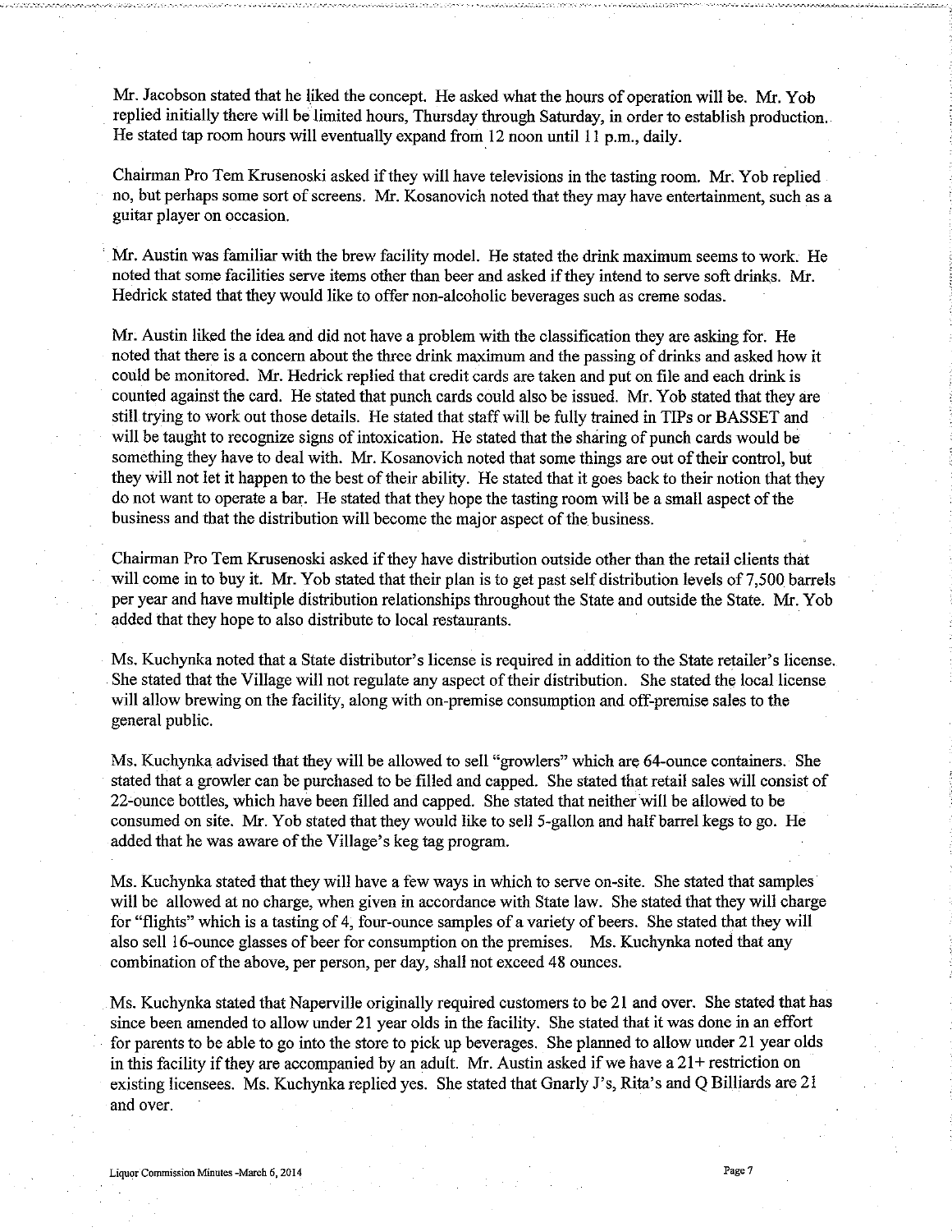Mr. Jacobson stated that he liked the concept. He asked what the hours of operation will be. Mr. Yob replied initially there will be limited hours, Thursday through Saturday, in order to establish production. He stated tap room hours will eventually expand from 12 noon until 11 p.m., daily.

Chairman Pro Tem Krusenoski asked if they will have televisions in the tasting room. Mr. Yob replied no, but perhaps some sort of screens. Mr. Kosanovich noted that they may have entertainment, such as a guitar player on occasion.

Mr. Austin was familiar with the brew facility model. He stated the drink maximum seems to work. He noted that some facilities serve items other than beer and asked if they intend to serve soft drinks. Mr. Hedrick stated that they would like to offer non-alcoholic beverages such as creme sodas.

Mr. Austin liked the idea and did not have a problem with the classification they are asking for. He noted that there is a concern about the three drink maximum and the passing of drinks and asked how it could be monitored. Mr. Hedrick replied that credit cards are taken and put on file and each drink is counted against the card. He stated that punch cards could also be issued. Mr. Yob stated that they are still trying to work out those details. He stated that staff will be fully trained in TIPs or BASSET and will be taught to recognize signs of intoxication. He stated that the sharing of punch cards would be something they have to deal with. Mr. Kosanovich noted that some things are out of their control, but they will not let it happen to the best of their ability. He stated that it goes back to their notion that they do not want to operate a bar. He stated that they hope the tasting room will be a small aspect of the business and that the distribution will become the major aspect of the business.

Chairman Pro Tem Krusenoski asked if they have distribution outside other than the retail clients that will come in to buy it. Mr. Yob stated that their plan is to get past self distribution levels of 7,500 barrels per year and have multiple distribution relationships throughout the State and outside the State. Mr. Yob added that they hope to also distribute to local restaurants.

Ms. Kuchynka noted that a State distributor's license is required in addition to the State retailer's license. She stated that the Village will not regulate any aspect of their distribution. She stated the local license will allow brewing on the facility, along with on-premise consumption and off-premise sales to the general public.

Ms. Kuchynka advised that they will be allowed to sell "growlers" which are 64-ounce containers. She stated that a growler can be purchased to be filled and capped. She stated that retail sales will consist of 22-ounce bottles, which have been filled and capped. She stated that neither will be allowed to be consumed on site. Mr. Yob stated that they would like to sell 5-gallon and half barrel kegs to go. He added that he was aware of the Village's keg tag program.

Ms. Kuchynka stated that they will have a few ways in which to serve on-site. She stated that samples will be allowed at no charge, when given in accordance with State law. She stated that they will charge for "flights" which is a tasting of 4, four-ounce samples of a variety of beers. She stated that they will also sell 16-ounce glasses of beer for consumption on the premises. Ms. Kuchynka noted that any combination of the above, per person, per day, shall not exceed 48 ounces.

Ms. Kuchynka stated that Naperville originally required customers to be 21 and over. She stated that has since been amended to allow under 21 year olds in the facility. She stated that it was done in an effort for parents to be able to go into the store to pick up beverages. She planned to allow under 21 year olds in this facility if they are accompanied by an adult. Mr. Austin asked if we have a 21+ restriction on existing licensees. Ms. Kuchynka replied yes. She stated that Gnarly J's, Rita's and Q Billiards are 21 and over.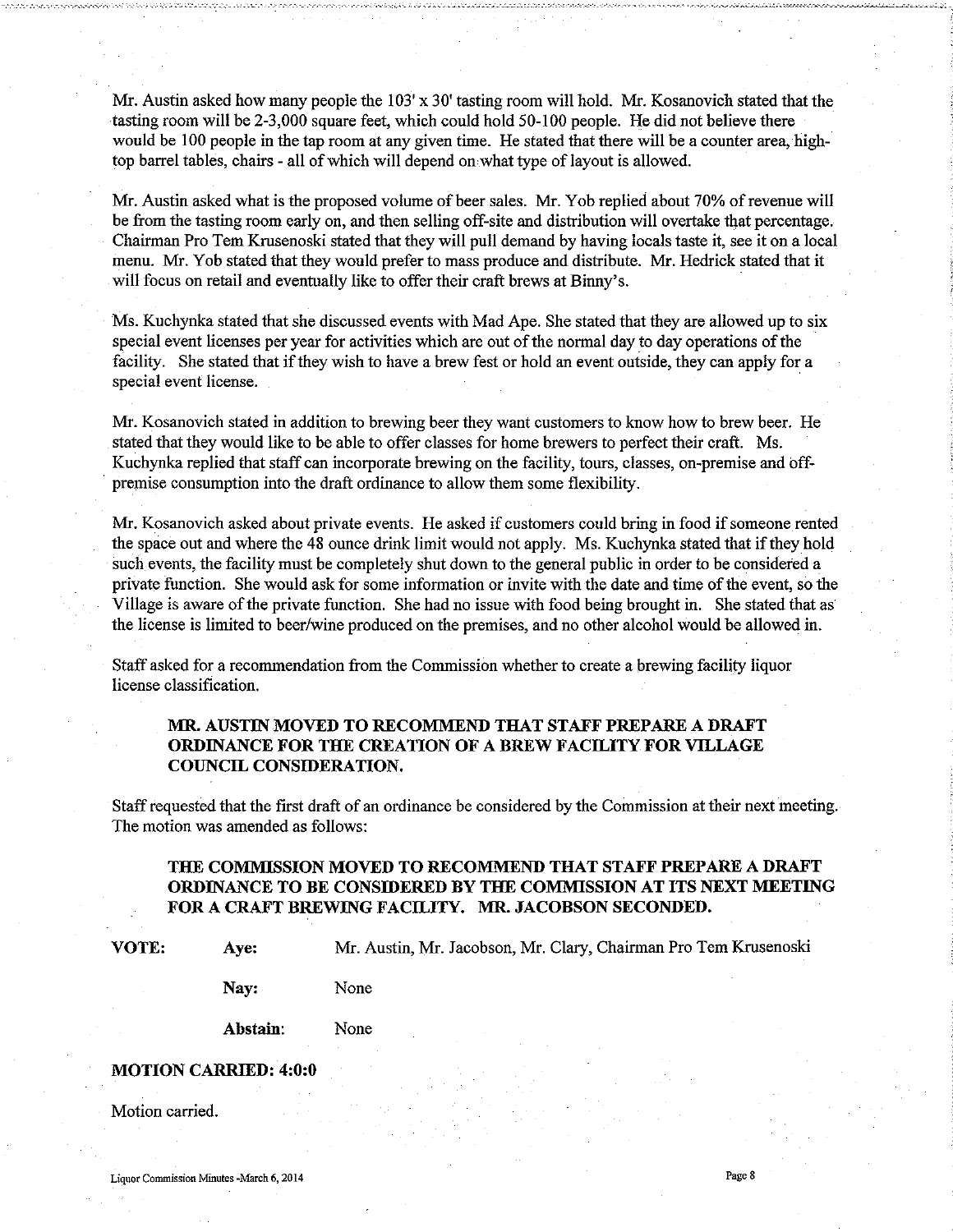Mr. Austin asked how many people the 103' x 30' tasting room will hold. Mr. Kosanovich stated that the tasting room will be 2-3,000 square feet, which could hold 50-100 people. He did not believe there would be 100 people in the tap room at any given time. He stated that there will be a counter area, high-top barrel tables, chairs - all of which will depend on what type of layout is allowed.

Mr. Austin asked what is the proposed volume of beer sales. Mr. Yob replied about 70% of revenue will be from the tasting room early on, and then selling off-site and distribution will overtake that percentage. Chairman Pro Tem Krusenoski stated that they will pull demand by having locals taste it, see it on a local menu. Mr. Yob stated that they would prefer to mass produce and distribute. Mr. Hedrick stated that it will focus on retail and eventually like to offer their craft brews at Binny's.

Ms. Kuchynka stated that she discussed events with Mad Ape. She stated that they are allowed up to six special event licenses per year for activities which are out of the normal day to day operations of the facility. She stated that if they wish to have a brew fest or hold an event outside, they can apply for a special event license.

Mr. Kosanovich stated in addition to brewing beer they want customers to know how to brew beer. He stated that they would like to be able to offer classes for home brewers to perfect their craft. Ms. Kuchynka replied that staff can incorporate brewing on the facility, tours, classes, on-premise and off-premise consumption into the draft ordinance to allow them some flexibility.

Mr. Kosanovich asked about private events. He asked if customers could bring in food if someone rented the space out and where the 48 ounce drink limit would not apply. Ms. Kuchynka stated that if they hold such events, the facility must be completely shut down to the general public in order to be considered a private function. She would ask for some information or invite with the date and time of the event, so the Village is aware of the private function. She had no issue with food being brought in. She stated that as the license is limited to beer/wine produced on the premises, and no other alcohol would be allowed in.

Staff asked for a recommendation from the Commission whether to create a brewing facility liquor license classification.

> **MR. AUSTIN MOVED TO RECOMMEND THAT STAFF PREPARE A DRAFT ORDINANCE FOR THE CREATION OF A BREW FACILITY FOR VILLAGE COUNCIL CONSIDERATION.**

Staff requested that the first draft of an ordinance be considered by the Commission at their next meeting. The motion was amended as follows:

> **THE COMMISSION MOVED TO RECOMMEND THAT STAFF PREPARE A DRAFT ORDINANCE TO BE CONSIDERED BY THE COMMISSION AT ITS NEXT MEETING FOR A CRAFT BREWING FACILITY. MR. JACOBSON SECONDED.**

| **VOTE:** | **Aye:** | Mr. Austin, Mr. Jacobson, Mr. Clary, Chairman Pro Tem Krusenoski |
|---|---|---|
| | **Nay:** | None |
| | **Abstain:** | None |

**MOTION CARRIED: 4:0:0**

Motion carried.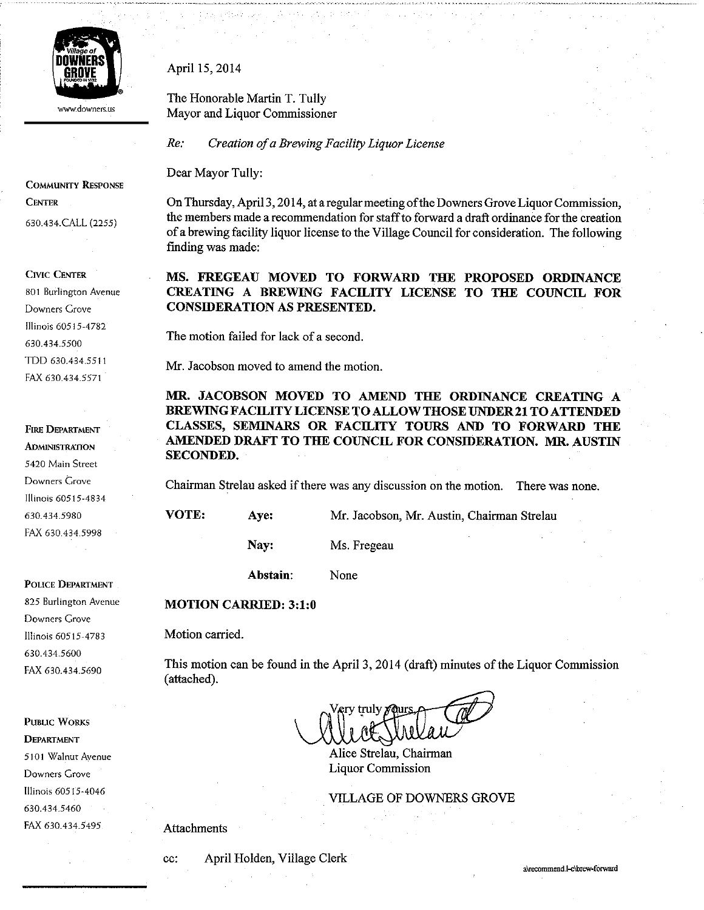Village of Downers Grove

www.downers.us

**COMMUNITY RESPONSE CENTER**
630.434.CALL (2255)

**CIVIC CENTER**
801 Burlington Avenue
Downers Grove
Illinois 60515-4782
630.434.5500
TDD 630.434.5511
FAX 630.434.5571

**FIRE DEPARTMENT ADMINISTRATION**
5420 Main Street
Downers Grove
Illinois 60515-4834
630.434.5980
FAX 630.434.5998

**POLICE DEPARTMENT**
825 Burlington Avenue
Downers Grove
Illinois 60515-4783
630.434.5600
FAX 630.434.5690

**PUBLIC WORKS DEPARTMENT**
5101 Walnut Avenue
Downers Grove
Illinois 60515-4046
630.434.5460
FAX 630.434.5495

April 15, 2014

The Honorable Martin T. Tully
Mayor and Liquor Commissioner

*Re: Creation of a Brewing Facility Liquor License*

Dear Mayor Tully:

On Thursday, April 3, 2014, at a regular meeting of the Downers Grove Liquor Commission, the members made a recommendation for staff to forward a draft ordinance for the creation of a brewing facility liquor license to the Village Council for consideration. The following finding was made:

**MS. FREGEAU MOVED TO FORWARD THE PROPOSED ORDINANCE CREATING A BREWING FACILITY LICENSE TO THE COUNCIL FOR CONSIDERATION AS PRESENTED.**

The motion failed for lack of a second.

Mr. Jacobson moved to amend the motion.

**MR. JACOBSON MOVED TO AMEND THE ORDINANCE CREATING A BREWING FACILITY LICENSE TO ALLOW THOSE UNDER 21 TO ATTENDED CLASSES, SEMINARS OR FACILITY TOURS AND TO FORWARD THE AMENDED DRAFT TO THE COUNCIL FOR CONSIDERATION. MR. AUSTIN SECONDED.**

Chairman Strelau asked if there was any discussion on the motion. There was none.

| **VOTE:** | **Aye:** | Mr. Jacobson, Mr. Austin, Chairman Strelau |
|---|---|---|
| | **Nay:** | Ms. Fregeau |
| | **Abstain:** | None |

**MOTION CARRIED: 3:1:0**

Motion carried.

This motion can be found in the April 3, 2014 (draft) minutes of the Liquor Commission (attached).

Very truly yours,

Alice Strelau, Chairman
Liquor Commission

VILLAGE OF DOWNERS GROVE

Attachments

cc: April Holden, Village Clerk

a\recommend.l-c\brew-forward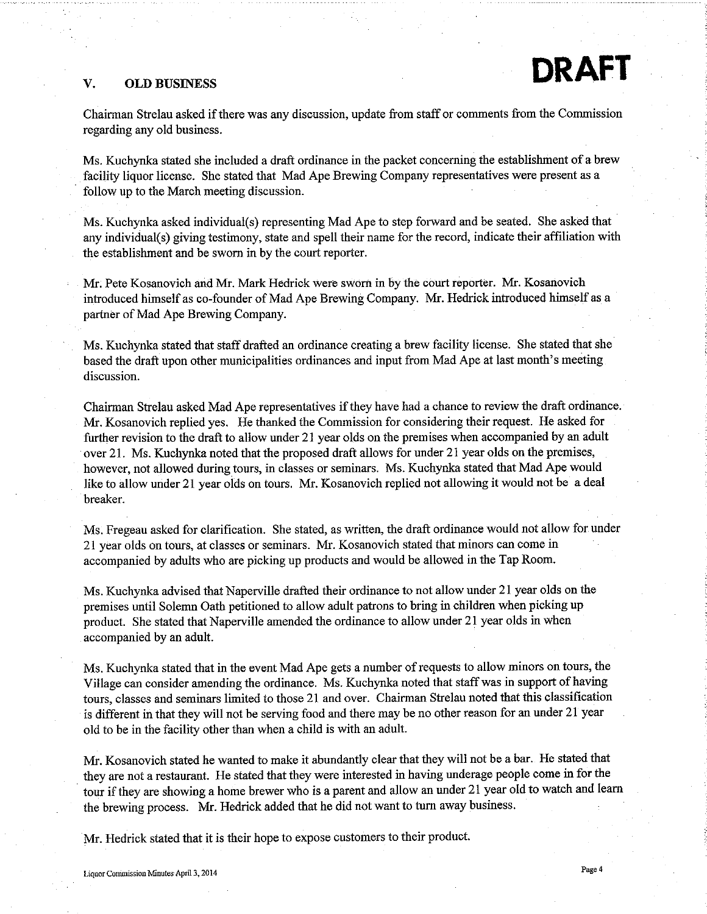**DRAFT**

## V. OLD BUSINESS

Chairman Strelau asked if there was any discussion, update from staff or comments from the Commission regarding any old business.

Ms. Kuchynka stated she included a draft ordinance in the packet concerning the establishment of a brew facility liquor license. She stated that Mad Ape Brewing Company representatives were present as a follow up to the March meeting discussion.

Ms. Kuchynka asked individual(s) representing Mad Ape to step forward and be seated. She asked that any individual(s) giving testimony, state and spell their name for the record, indicate their affiliation with the establishment and be sworn in by the court reporter.

Mr. Pete Kosanovich and Mr. Mark Hedrick were sworn in by the court reporter. Mr. Kosanovich introduced himself as co-founder of Mad Ape Brewing Company. Mr. Hedrick introduced himself as a partner of Mad Ape Brewing Company.

Ms. Kuchynka stated that staff drafted an ordinance creating a brew facility license. She stated that she based the draft upon other municipalities ordinances and input from Mad Ape at last month's meeting discussion.

Chairman Strelau asked Mad Ape representatives if they have had a chance to review the draft ordinance. Mr. Kosanovich replied yes. He thanked the Commission for considering their request. He asked for further revision to the draft to allow under 21 year olds on the premises when accompanied by an adult over 21. Ms. Kuchynka noted that the proposed draft allows for under 21 year olds on the premises, however, not allowed during tours, in classes or seminars. Ms. Kuchynka stated that Mad Ape would like to allow under 21 year olds on tours. Mr. Kosanovich replied not allowing it would not be a deal breaker.

Ms. Fregeau asked for clarification. She stated, as written, the draft ordinance would not allow for under 21 year olds on tours, at classes or seminars. Mr. Kosanovich stated that minors can come in accompanied by adults who are picking up products and would be allowed in the Tap Room.

Ms. Kuchynka advised that Naperville drafted their ordinance to not allow under 21 year olds on the premises until Solemn Oath petitioned to allow adult patrons to bring in children when picking up product. She stated that Naperville amended the ordinance to allow under 21 year olds in when accompanied by an adult.

Ms. Kuchynka stated that in the event Mad Ape gets a number of requests to allow minors on tours, the Village can consider amending the ordinance. Ms. Kuchynka noted that staff was in support of having tours, classes and seminars limited to those 21 and over. Chairman Strelau noted that this classification is different in that they will not be serving food and there may be no other reason for an under 21 year old to be in the facility other than when a child is with an adult.

Mr. Kosanovich stated he wanted to make it abundantly clear that they will not be a bar. He stated that they are not a restaurant. He stated that they were interested in having underage people come in for the tour if they are showing a home brewer who is a parent and allow an under 21 year old to watch and learn the brewing process. Mr. Hedrick added that he did not want to turn away business.

Mr. Hedrick stated that it is their hope to expose customers to their product.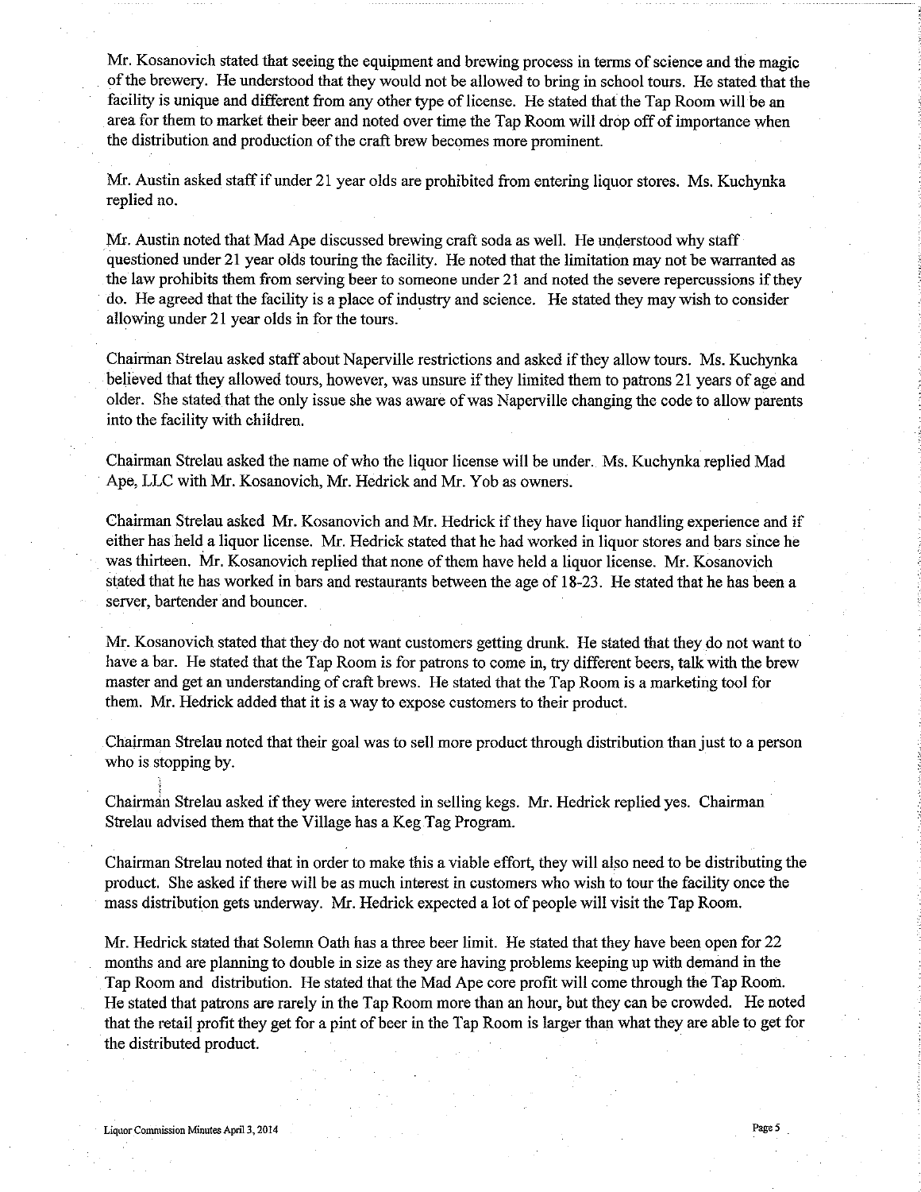Mr. Kosanovich stated that seeing the equipment and brewing process in terms of science and the magic of the brewery. He understood that they would not be allowed to bring in school tours. He stated that the facility is unique and different from any other type of license. He stated that the Tap Room will be an area for them to market their beer and noted over time the Tap Room will drop off of importance when the distribution and production of the craft brew becomes more prominent.

Mr. Austin asked staff if under 21 year olds are prohibited from entering liquor stores. Ms. Kuchynka replied no.

Mr. Austin noted that Mad Ape discussed brewing craft soda as well. He understood why staff questioned under 21 year olds touring the facility. He noted that the limitation may not be warranted as the law prohibits them from serving beer to someone under 21 and noted the severe repercussions if they do. He agreed that the facility is a place of industry and science. He stated they may wish to consider allowing under 21 year olds in for the tours.

Chairman Strelau asked staff about Naperville restrictions and asked if they allow tours. Ms. Kuchynka believed that they allowed tours, however, was unsure if they limited them to patrons 21 years of age and older. She stated that the only issue she was aware of was Naperville changing the code to allow parents into the facility with children.

Chairman Strelau asked the name of who the liquor license will be under. Ms. Kuchynka replied Mad Ape, LLC with Mr. Kosanovich, Mr. Hedrick and Mr. Yob as owners.

Chairman Strelau asked Mr. Kosanovich and Mr. Hedrick if they have liquor handling experience and if either has held a liquor license. Mr. Hedrick stated that he had worked in liquor stores and bars since he was thirteen. Mr. Kosanovich replied that none of them have held a liquor license. Mr. Kosanovich stated that he has worked in bars and restaurants between the age of 18-23. He stated that he has been a server, bartender and bouncer.

Mr. Kosanovich stated that they do not want customers getting drunk. He stated that they do not want to have a bar. He stated that the Tap Room is for patrons to come in, try different beers, talk with the brew master and get an understanding of craft brews. He stated that the Tap Room is a marketing tool for them. Mr. Hedrick added that it is a way to expose customers to their product.

Chairman Strelau noted that their goal was to sell more product through distribution than just to a person who is stopping by.

Chairman Strelau asked if they were interested in selling kegs. Mr. Hedrick replied yes. Chairman Strelau advised them that the Village has a Keg Tag Program.

Chairman Strelau noted that in order to make this a viable effort, they will also need to be distributing the product. She asked if there will be as much interest in customers who wish to tour the facility once the mass distribution gets underway. Mr. Hedrick expected a lot of people will visit the Tap Room.

Mr. Hedrick stated that Solemn Oath has a three beer limit. He stated that they have been open for 22 months and are planning to double in size as they are having problems keeping up with demand in the Tap Room and distribution. He stated that the Mad Ape core profit will come through the Tap Room. He stated that patrons are rarely in the Tap Room more than an hour, but they can be crowded. He noted that the retail profit they get for a pint of beer in the Tap Room is larger than what they are able to get for the distributed product.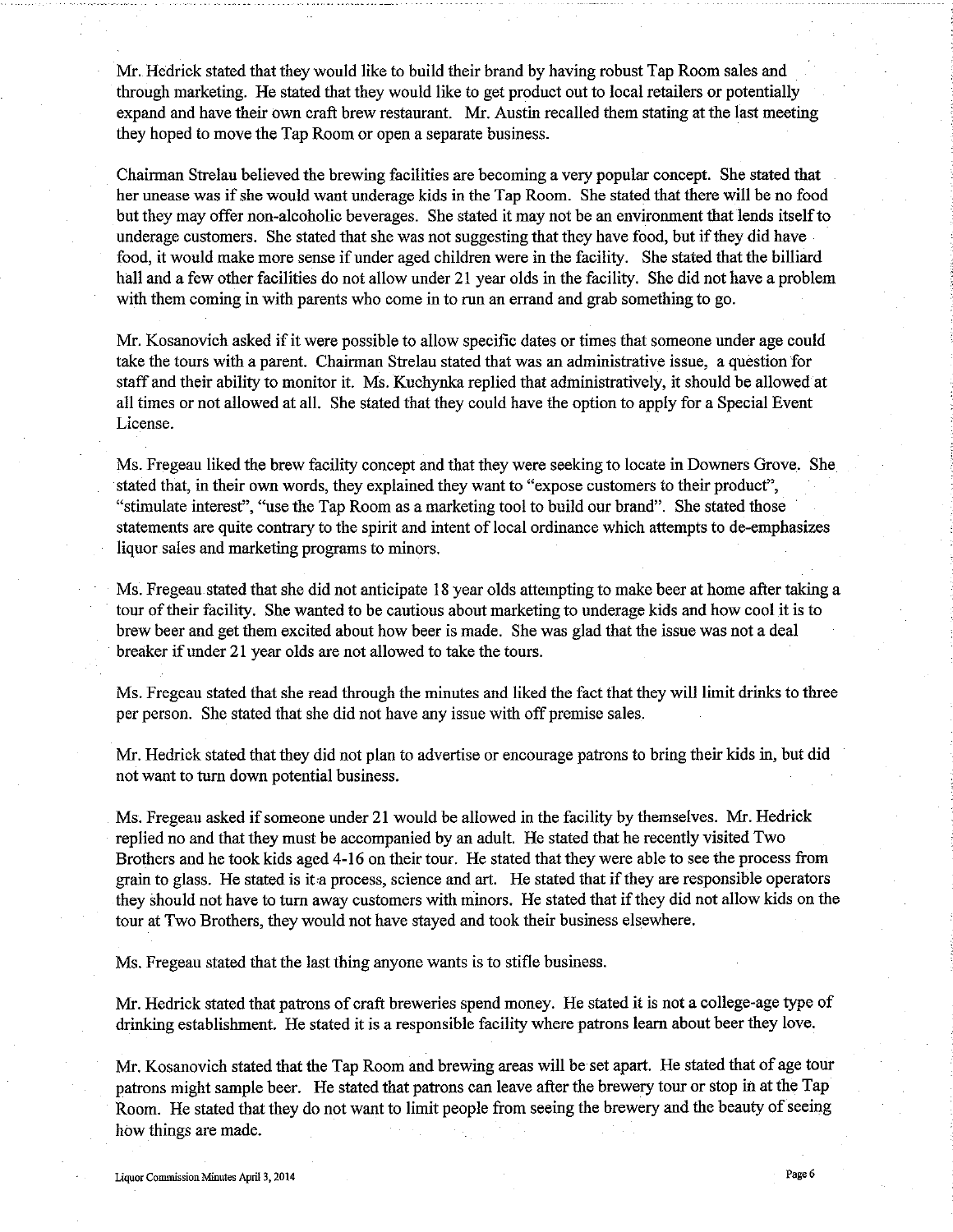Mr. Hedrick stated that they would like to build their brand by having robust Tap Room sales and through marketing. He stated that they would like to get product out to local retailers or potentially expand and have their own craft brew restaurant. Mr. Austin recalled them stating at the last meeting they hoped to move the Tap Room or open a separate business.

Chairman Strelau believed the brewing facilities are becoming a very popular concept. She stated that her unease was if she would want underage kids in the Tap Room. She stated that there will be no food but they may offer non-alcoholic beverages. She stated it may not be an environment that lends itself to underage customers. She stated that she was not suggesting that they have food, but if they did have food, it would make more sense if under aged children were in the facility. She stated that the billiard hall and a few other facilities do not allow under 21 year olds in the facility. She did not have a problem with them coming in with parents who come in to run an errand and grab something to go.

Mr. Kosanovich asked if it were possible to allow specific dates or times that someone under age could take the tours with a parent. Chairman Strelau stated that was an administrative issue, a question for staff and their ability to monitor it. Ms. Kuchynka replied that administratively, it should be allowed at all times or not allowed at all. She stated that they could have the option to apply for a Special Event License.

Ms. Fregeau liked the brew facility concept and that they were seeking to locate in Downers Grove. She stated that, in their own words, they explained they want to "expose customers to their product", "stimulate interest", "use the Tap Room as a marketing tool to build our brand". She stated those statements are quite contrary to the spirit and intent of local ordinance which attempts to de-emphasizes liquor sales and marketing programs to minors.

Ms. Fregeau stated that she did not anticipate 18 year olds attempting to make beer at home after taking a tour of their facility. She wanted to be cautious about marketing to underage kids and how cool it is to brew beer and get them excited about how beer is made. She was glad that the issue was not a deal breaker if under 21 year olds are not allowed to take the tours.

Ms. Fregeau stated that she read through the minutes and liked the fact that they will limit drinks to three per person. She stated that she did not have any issue with off premise sales.

Mr. Hedrick stated that they did not plan to advertise or encourage patrons to bring their kids in, but did not want to turn down potential business.

Ms. Fregeau asked if someone under 21 would be allowed in the facility by themselves. Mr. Hedrick replied no and that they must be accompanied by an adult. He stated that he recently visited Two Brothers and he took kids aged 4-16 on their tour. He stated that they were able to see the process from grain to glass. He stated is it a process, science and art. He stated that if they are responsible operators they should not have to turn away customers with minors. He stated that if they did not allow kids on the tour at Two Brothers, they would not have stayed and took their business elsewhere.

Ms. Fregeau stated that the last thing anyone wants is to stifle business.

Mr. Hedrick stated that patrons of craft breweries spend money. He stated it is not a college-age type of drinking establishment. He stated it is a responsible facility where patrons learn about beer they love.

Mr. Kosanovich stated that the Tap Room and brewing areas will be set apart. He stated that of age tour patrons might sample beer. He stated that patrons can leave after the brewery tour or stop in at the Tap Room. He stated that they do not want to limit people from seeing the brewery and the beauty of seeing how things are made.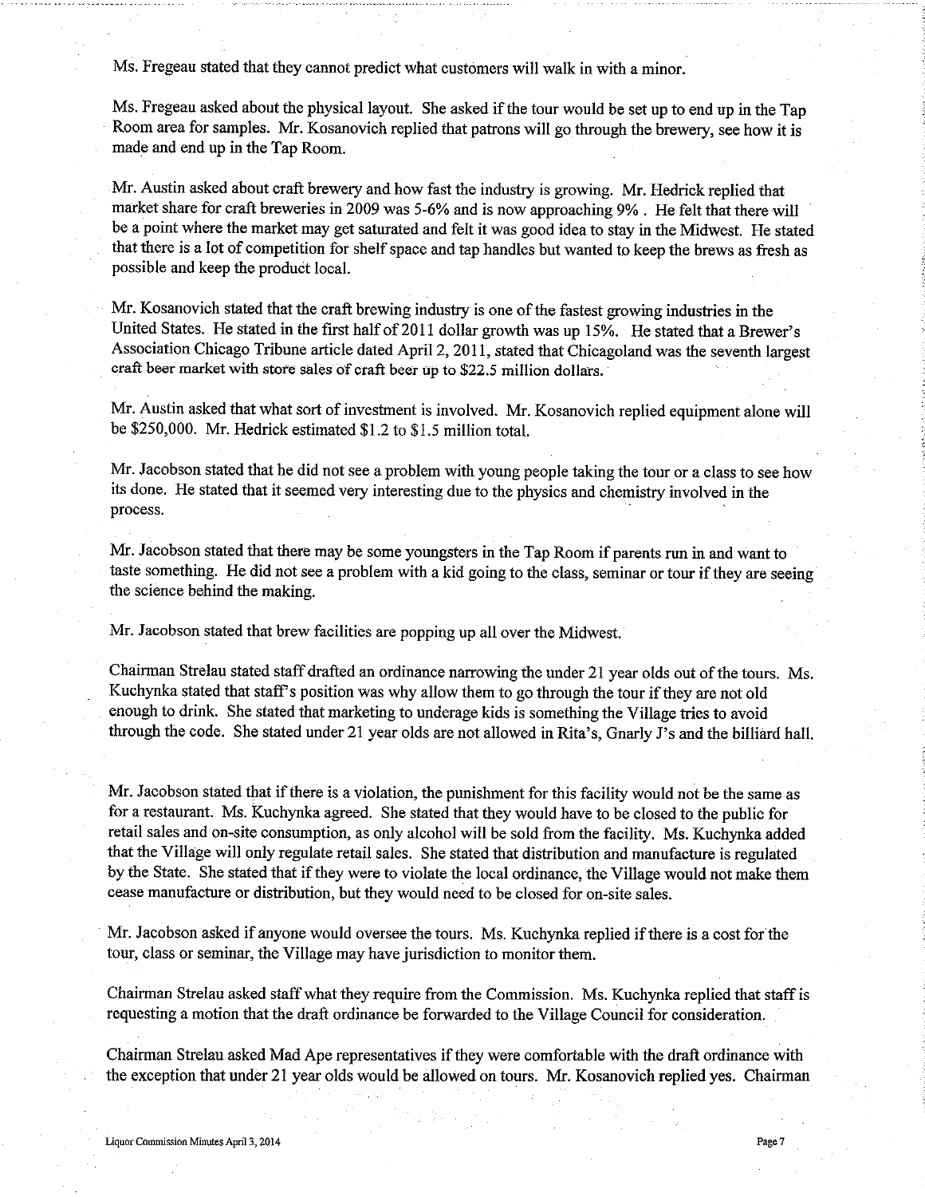Ms. Fregeau stated that they cannot predict what customers will walk in with a minor.

Ms. Fregeau asked about the physical layout. She asked if the tour would be set up to end up in the Tap Room area for samples. Mr. Kosanovich replied that patrons will go through the brewery, see how it is made and end up in the Tap Room.

Mr. Austin asked about craft brewery and how fast the industry is growing. Mr. Hedrick replied that market share for craft breweries in 2009 was 5-6% and is now approaching 9% . He felt that there will be a point where the market may get saturated and felt it was good idea to stay in the Midwest. He stated that there is a lot of competition for shelf space and tap handles but wanted to keep the brews as fresh as possible and keep the product local.

Mr. Kosanovich stated that the craft brewing industry is one of the fastest growing industries in the United States. He stated in the first half of 2011 dollar growth was up 15%. He stated that a Brewer's Association Chicago Tribune article dated April 2, 2011, stated that Chicagoland was the seventh largest craft beer market with store sales of craft beer up to $22.5 million dollars.

Mr. Austin asked that what sort of investment is involved. Mr. Kosanovich replied equipment alone will be $250,000. Mr. Hedrick estimated $1.2 to $1.5 million total.

Mr. Jacobson stated that he did not see a problem with young people taking the tour or a class to see how its done. He stated that it seemed very interesting due to the physics and chemistry involved in the process.

Mr. Jacobson stated that there may be some youngsters in the Tap Room if parents run in and want to taste something. He did not see a problem with a kid going to the class, seminar or tour if they are seeing the science behind the making.

Mr. Jacobson stated that brew facilities are popping up all over the Midwest.

Chairman Strelau stated staff drafted an ordinance narrowing the under 21 year olds out of the tours. Ms. Kuchynka stated that staff's position was why allow them to go through the tour if they are not old enough to drink. She stated that marketing to underage kids is something the Village tries to avoid through the code. She stated under 21 year olds are not allowed in Rita's, Gnarly J's and the billiard hall.

Mr. Jacobson stated that if there is a violation, the punishment for this facility would not be the same as for a restaurant. Ms. Kuchynka agreed. She stated that they would have to be closed to the public for retail sales and on-site consumption, as only alcohol will be sold from the facility. Ms. Kuchynka added that the Village will only regulate retail sales. She stated that distribution and manufacture is regulated by the State. She stated that if they were to violate the local ordinance, the Village would not make them cease manufacture or distribution, but they would need to be closed for on-site sales.

Mr. Jacobson asked if anyone would oversee the tours. Ms. Kuchynka replied if there is a cost for the tour, class or seminar, the Village may have jurisdiction to monitor them.

Chairman Strelau asked staff what they require from the Commission. Ms. Kuchynka replied that staff is requesting a motion that the draft ordinance be forwarded to the Village Council for consideration.

Chairman Strelau asked Mad Ape representatives if they were comfortable with the draft ordinance with the exception that under 21 year olds would be allowed on tours. Mr. Kosanovich replied yes. Chairman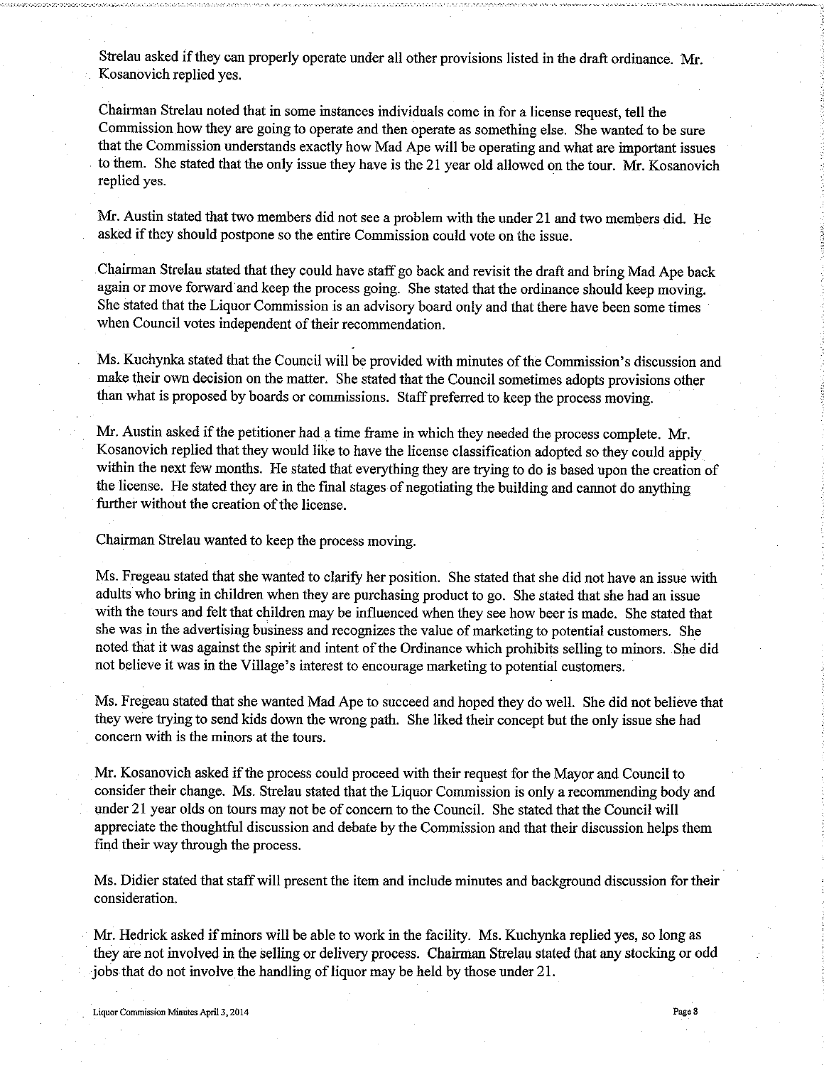Strelau asked if they can properly operate under all other provisions listed in the draft ordinance. Mr. Kosanovich replied yes.

Chairman Strelau noted that in some instances individuals come in for a license request, tell the Commission how they are going to operate and then operate as something else. She wanted to be sure that the Commission understands exactly how Mad Ape will be operating and what are important issues to them. She stated that the only issue they have is the 21 year old allowed on the tour. Mr. Kosanovich replied yes.

Mr. Austin stated that two members did not see a problem with the under 21 and two members did. He asked if they should postpone so the entire Commission could vote on the issue.

Chairman Strelau stated that they could have staff go back and revisit the draft and bring Mad Ape back again or move forward and keep the process going. She stated that the ordinance should keep moving. She stated that the Liquor Commission is an advisory board only and that there have been some times when Council votes independent of their recommendation.

Ms. Kuchynka stated that the Council will be provided with minutes of the Commission's discussion and make their own decision on the matter. She stated that the Council sometimes adopts provisions other than what is proposed by boards or commissions. Staff preferred to keep the process moving.

Mr. Austin asked if the petitioner had a time frame in which they needed the process complete. Mr. Kosanovich replied that they would like to have the license classification adopted so they could apply within the next few months. He stated that everything they are trying to do is based upon the creation of the license. He stated they are in the final stages of negotiating the building and cannot do anything further without the creation of the license.

Chairman Strelau wanted to keep the process moving.

Ms. Fregeau stated that she wanted to clarify her position. She stated that she did not have an issue with adults who bring in children when they are purchasing product to go. She stated that she had an issue with the tours and felt that children may be influenced when they see how beer is made. She stated that she was in the advertising business and recognizes the value of marketing to potential customers. She noted that it was against the spirit and intent of the Ordinance which prohibits selling to minors. She did not believe it was in the Village's interest to encourage marketing to potential customers.

Ms. Fregeau stated that she wanted Mad Ape to succeed and hoped they do well. She did not believe that they were trying to send kids down the wrong path. She liked their concept but the only issue she had concern with is the minors at the tours.

Mr. Kosanovich asked if the process could proceed with their request for the Mayor and Council to consider their change. Ms. Strelau stated that the Liquor Commission is only a recommending body and under 21 year olds on tours may not be of concern to the Council. She stated that the Council will appreciate the thoughtful discussion and debate by the Commission and that their discussion helps them find their way through the process.

Ms. Didier stated that staff will present the item and include minutes and background discussion for their consideration.

Mr. Hedrick asked if minors will be able to work in the facility. Ms. Kuchynka replied yes, so long as they are not involved in the selling or delivery process. Chairman Strelau stated that any stocking or odd jobs that do not involve the handling of liquor may be held by those under 21.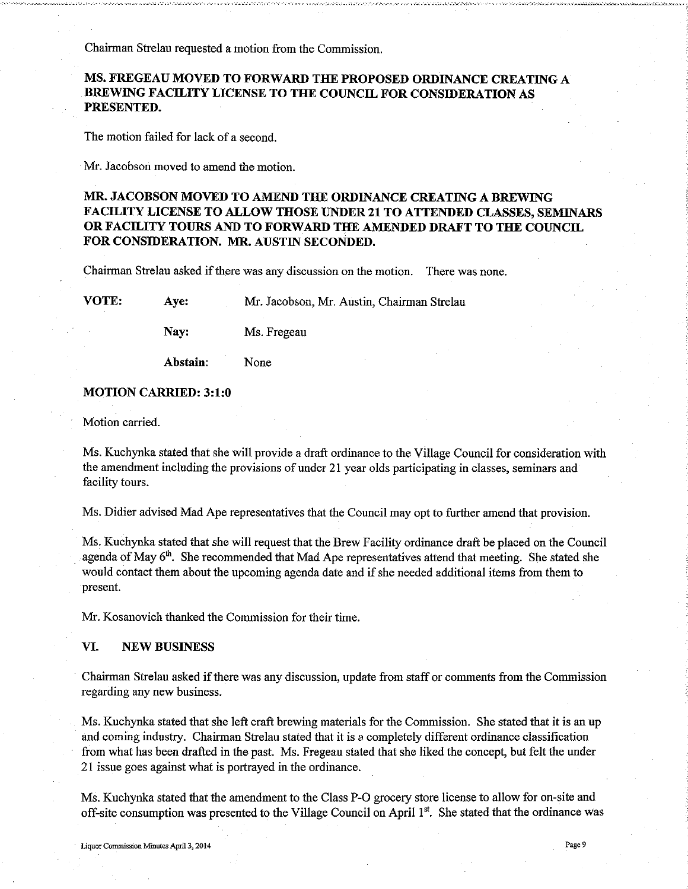Chairman Strelau requested a motion from the Commission.

**MS. FREGEAU MOVED TO FORWARD THE PROPOSED ORDINANCE CREATING A BREWING FACILITY LICENSE TO THE COUNCIL FOR CONSIDERATION AS PRESENTED.**

The motion failed for lack of a second.

Mr. Jacobson moved to amend the motion.

**MR. JACOBSON MOVED TO AMEND THE ORDINANCE CREATING A BREWING FACILITY LICENSE TO ALLOW THOSE UNDER 21 TO ATTENDED CLASSES, SEMINARS OR FACILITY TOURS AND TO FORWARD THE AMENDED DRAFT TO THE COUNCIL FOR CONSIDERATION. MR. AUSTIN SECONDED.**

Chairman Strelau asked if there was any discussion on the motion. There was none.

| | | |
|---|---|---|
| **VOTE:** | **Aye:** | Mr. Jacobson, Mr. Austin, Chairman Strelau |
| | **Nay:** | Ms. Fregeau |
| | **Abstain:** | None |

**MOTION CARRIED: 3:1:0**

Motion carried.

Ms. Kuchynka stated that she will provide a draft ordinance to the Village Council for consideration with the amendment including the provisions of under 21 year olds participating in classes, seminars and facility tours.

Ms. Didier advised Mad Ape representatives that the Council may opt to further amend that provision.

Ms. Kuchynka stated that she will request that the Brew Facility ordinance draft be placed on the Council agenda of May 6th. She recommended that Mad Ape representatives attend that meeting. She stated she would contact them about the upcoming agenda date and if she needed additional items from them to present.

Mr. Kosanovich thanked the Commission for their time.

## VI. NEW BUSINESS

Chairman Strelau asked if there was any discussion, update from staff or comments from the Commission regarding any new business.

Ms. Kuchynka stated that she left craft brewing materials for the Commission. She stated that it is an up and coming industry. Chairman Strelau stated that it is a completely different ordinance classification from what has been drafted in the past. Ms. Fregeau stated that she liked the concept, but felt the under 21 issue goes against what is portrayed in the ordinance.

Ms. Kuchynka stated that the amendment to the Class P-O grocery store license to allow for on-site and off-site consumption was presented to the Village Council on April 1st. She stated that the ordinance was